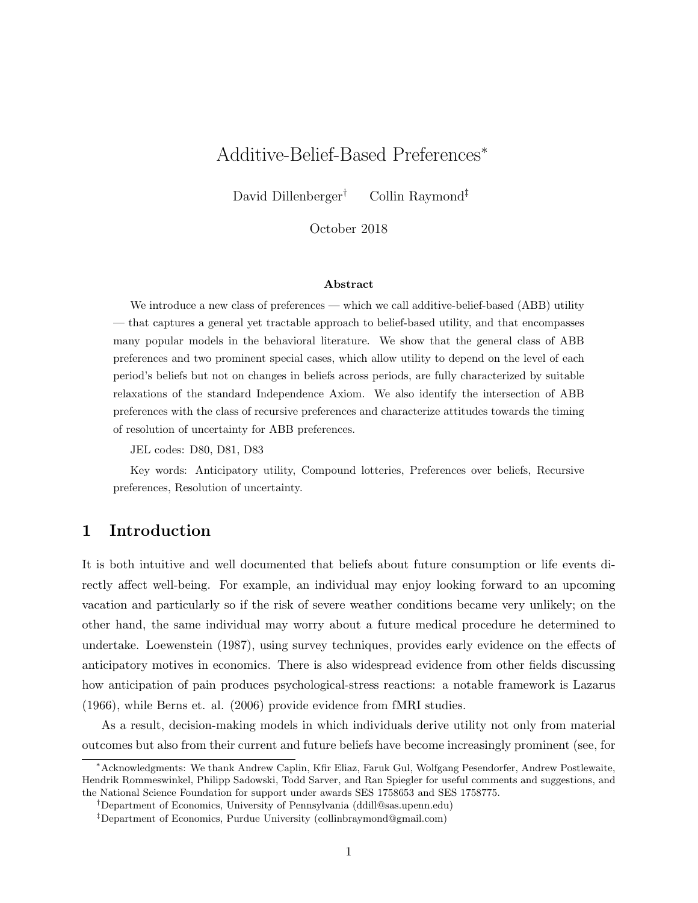# Additive-Belief-Based Preferences[*]

David Dillenberger[†] Collin Raymond[‡]

October 2018

### Abstract

We introduce a new class of preferences — which we call additive-belief-based (ABB) utility — that captures a general yet tractable approach to belief-based utility, and that encompasses many popular models in the behavioral literature. We show that the general class of ABB preferences and two prominent special cases, which allow utility to depend on the level of each period's beliefs but not on changes in beliefs across periods, are fully characterized by suitable relaxations of the standard Independence Axiom. We also identify the intersection of ABB preferences with the class of recursive preferences and characterize attitudes towards the timing of resolution of uncertainty for ABB preferences.

JEL codes: D80, D81, D83

Key words: Anticipatory utility, Compound lotteries, Preferences over beliefs, Recursive preferences, Resolution of uncertainty.

## 1 Introduction

It is both intuitive and well documented that beliefs about future consumption or life events directly affect well-being. For example, an individual may enjoy looking forward to an upcoming vacation and particularly so if the risk of severe weather conditions became very unlikely; on the other hand, the same individual may worry about a future medical procedure he determined to undertake. Loewenstein (1987), using survey techniques, provides early evidence on the effects of anticipatory motives in economics. There is also widespread evidence from other fields discussing how anticipation of pain produces psychological-stress reactions: a notable framework is Lazarus (1966), while Berns et. al. (2006) provide evidence from fMRI studies.

As a result, decision-making models in which individuals derive utility not only from material outcomes but also from their current and future beliefs have become increasingly prominent (see, for

---

[*] Acknowledgments: We thank Andrew Caplin, Kfir Eliaz, Faruk Gul, Wolfgang Pesendorfer, Andrew Postlewaite, Hendrik Rommeswinkel, Philipp Sadowski, Todd Sarver, and Ran Spiegler for useful comments and suggestions, and the National Science Foundation for support under awards SES 1758653 and SES 1758775.

[†] Department of Economics, University of Pennsylvania (ddill@sas.upenn.edu)

[‡] Department of Economics, Purdue University (collinbraymond@gmail.com)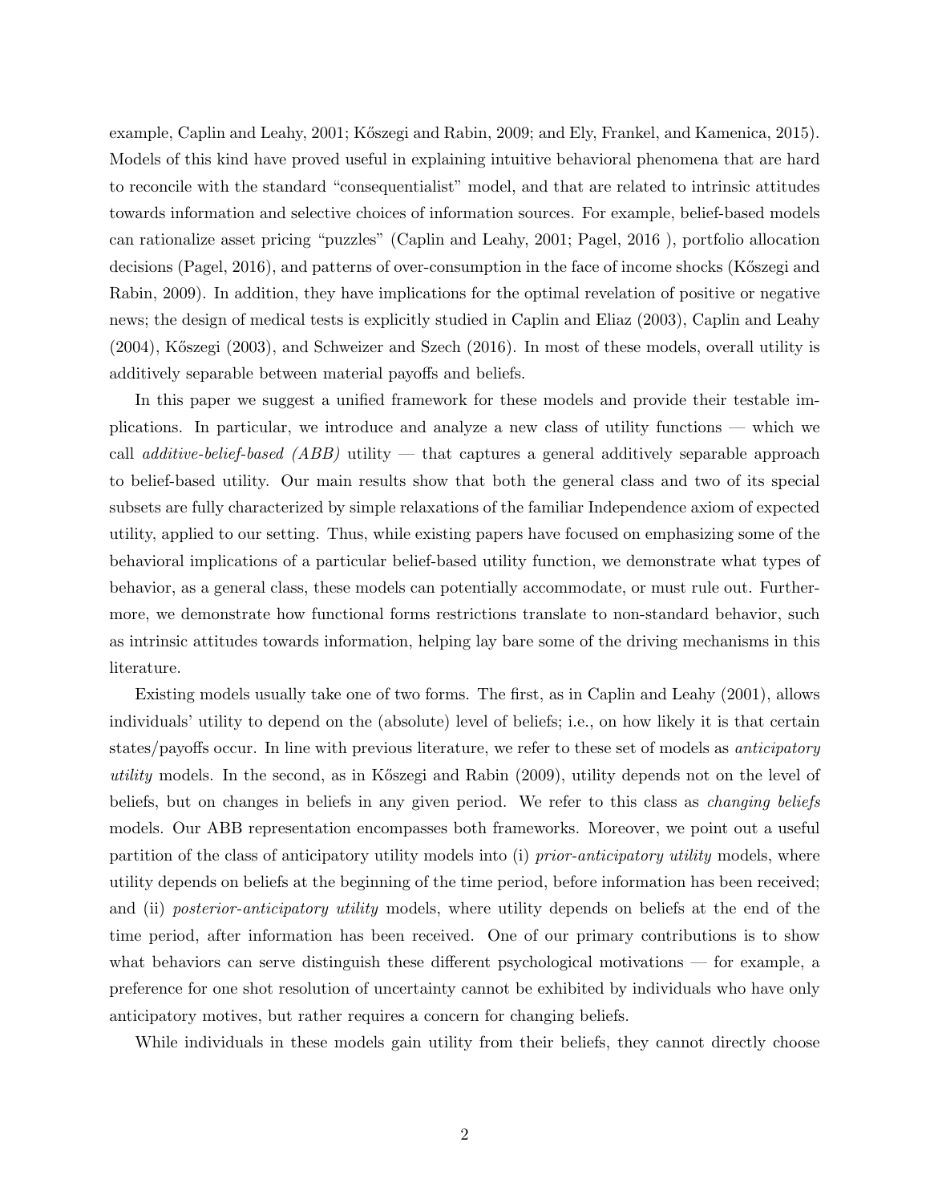example, Caplin and Leahy, 2001; Kőszegi and Rabin, 2009; and Ely, Frankel, and Kamenica, 2015). Models of this kind have proved useful in explaining intuitive behavioral phenomena that are hard to reconcile with the standard "consequentialist" model, and that are related to intrinsic attitudes towards information and selective choices of information sources. For example, belief-based models can rationalize asset pricing "puzzles" (Caplin and Leahy, 2001; Pagel, 2016 ), portfolio allocation decisions (Pagel, 2016), and patterns of over-consumption in the face of income shocks (Kőszegi and Rabin, 2009). In addition, they have implications for the optimal revelation of positive or negative news; the design of medical tests is explicitly studied in Caplin and Eliaz (2003), Caplin and Leahy (2004), Kőszegi (2003), and Schweizer and Szech (2016). In most of these models, overall utility is additively separable between material payoffs and beliefs.

In this paper we suggest a unified framework for these models and provide their testable implications. In particular, we introduce and analyze a new class of utility functions — which we call *additive-belief-based (ABB)* utility — that captures a general additively separable approach to belief-based utility. Our main results show that both the general class and two of its special subsets are fully characterized by simple relaxations of the familiar Independence axiom of expected utility, applied to our setting. Thus, while existing papers have focused on emphasizing some of the behavioral implications of a particular belief-based utility function, we demonstrate what types of behavior, as a general class, these models can potentially accommodate, or must rule out. Furthermore, we demonstrate how functional forms restrictions translate to non-standard behavior, such as intrinsic attitudes towards information, helping lay bare some of the driving mechanisms in this literature.

Existing models usually take one of two forms. The first, as in Caplin and Leahy (2001), allows individuals' utility to depend on the (absolute) level of beliefs; i.e., on how likely it is that certain states/payoffs occur. In line with previous literature, we refer to these set of models as *anticipatory utility* models. In the second, as in Kőszegi and Rabin (2009), utility depends not on the level of beliefs, but on changes in beliefs in any given period. We refer to this class as *changing beliefs* models. Our ABB representation encompasses both frameworks. Moreover, we point out a useful partition of the class of anticipatory utility models into (i) *prior-anticipatory utility* models, where utility depends on beliefs at the beginning of the time period, before information has been received; and (ii) *posterior-anticipatory utility* models, where utility depends on beliefs at the end of the time period, after information has been received. One of our primary contributions is to show what behaviors can serve distinguish these different psychological motivations — for example, a preference for one shot resolution of uncertainty cannot be exhibited by individuals who have only anticipatory motives, but rather requires a concern for changing beliefs.

While individuals in these models gain utility from their beliefs, they cannot directly choose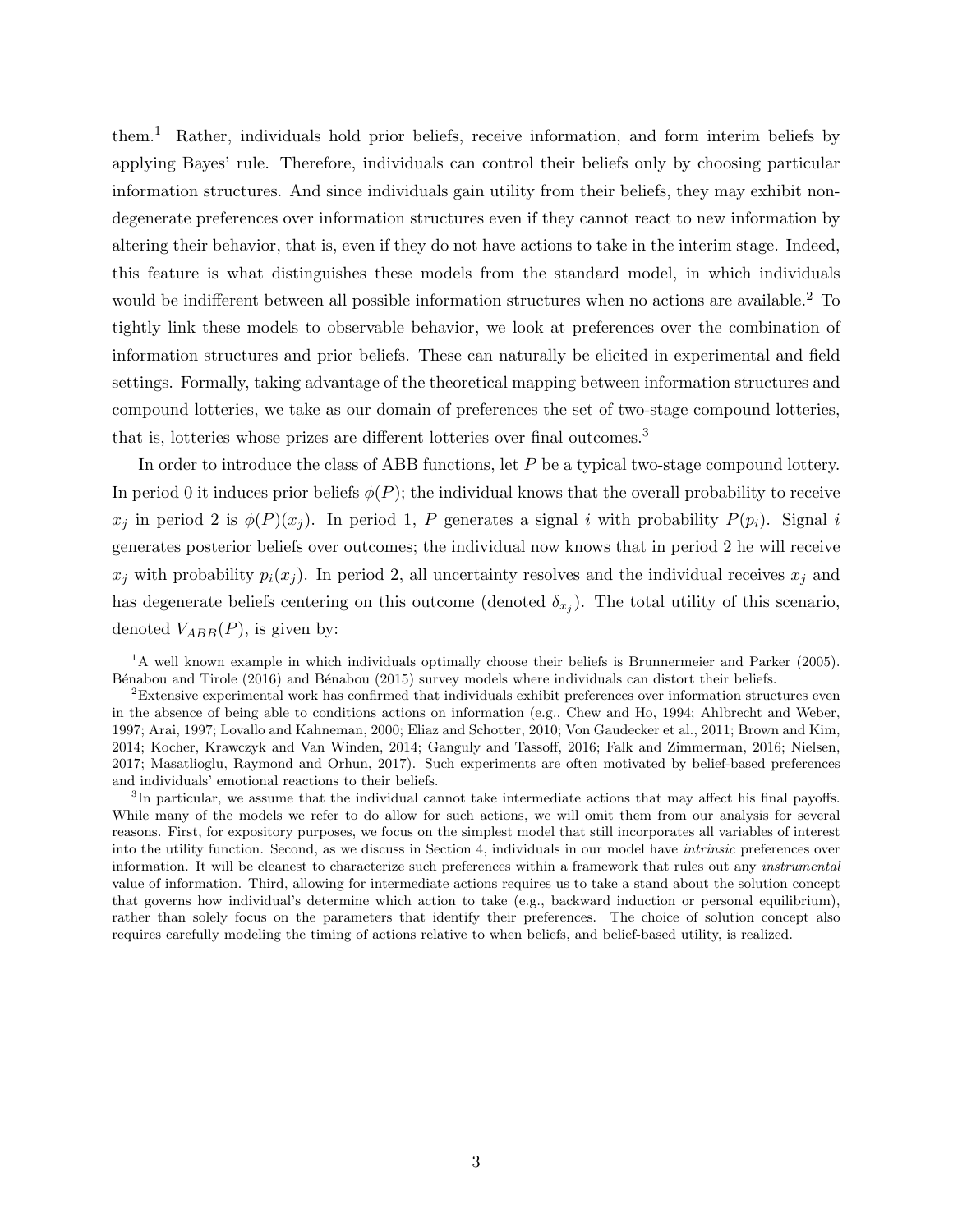them.[1] Rather, individuals hold prior beliefs, receive information, and form interim beliefs by applying Bayes' rule. Therefore, individuals can control their beliefs only by choosing particular information structures. And since individuals gain utility from their beliefs, they may exhibit non-degenerate preferences over information structures even if they cannot react to new information by altering their behavior, that is, even if they do not have actions to take in the interim stage. Indeed, this feature is what distinguishes these models from the standard model, in which individuals would be indifferent between all possible information structures when no actions are available.[2] To tightly link these models to observable behavior, we look at preferences over the combination of information structures and prior beliefs. These can naturally be elicited in experimental and field settings. Formally, taking advantage of the theoretical mapping between information structures and compound lotteries, we take as our domain of preferences the set of two-stage compound lotteries, that is, lotteries whose prizes are different lotteries over final outcomes.[3]

In order to introduce the class of ABB functions, let $P$ be a typical two-stage compound lottery. In period 0 it induces prior beliefs $\phi(P)$; the individual knows that the overall probability to receive $x_j$ in period 2 is $\phi(P)(x_j)$. In period 1, $P$ generates a signal $i$ with probability $P(p_i)$. Signal $i$ generates posterior beliefs over outcomes; the individual now knows that in period 2 he will receive $x_j$ with probability $p_i(x_j)$. In period 2, all uncertainty resolves and the individual receives $x_j$ and has degenerate beliefs centering on this outcome (denoted $\delta_{x_j}$). The total utility of this scenario, denoted $V_{ABB}(P)$, is given by:

---

[1] A well known example in which individuals optimally choose their beliefs is Brunnermeier and Parker (2005). Bénabou and Tirole (2016) and Bénabou (2015) survey models where individuals can distort their beliefs.

[2] Extensive experimental work has confirmed that individuals exhibit preferences over information structures even in the absence of being able to conditions actions on information (e.g., Chew and Ho, 1994; Ahlbrecht and Weber, 1997; Arai, 1997; Lovallo and Kahneman, 2000; Eliaz and Schotter, 2010; Von Gaudecker et al., 2011; Brown and Kim, 2014; Kocher, Krawczyk and Van Winden, 2014; Ganguly and Tassoff, 2016; Falk and Zimmerman, 2016; Nielsen, 2017; Masatlioglu, Raymond and Orhun, 2017). Such experiments are often motivated by belief-based preferences and individuals' emotional reactions to their beliefs.

[3] In particular, we assume that the individual cannot take intermediate actions that may affect his final payoffs. While many of the models we refer to do allow for such actions, we will omit them from our analysis for several reasons. First, for expository purposes, we focus on the simplest model that still incorporates all variables of interest into the utility function. Second, as we discuss in Section 4, individuals in our model have *intrinsic* preferences over information. It will be cleanest to characterize such preferences within a framework that rules out any *instrumental* value of information. Third, allowing for intermediate actions requires us to take a stand about the solution concept that governs how individual's determine which action to take (e.g., backward induction or personal equilibrium), rather than solely focus on the parameters that identify their preferences. The choice of solution concept also requires carefully modeling the timing of actions relative to when beliefs, and belief-based utility, is realized.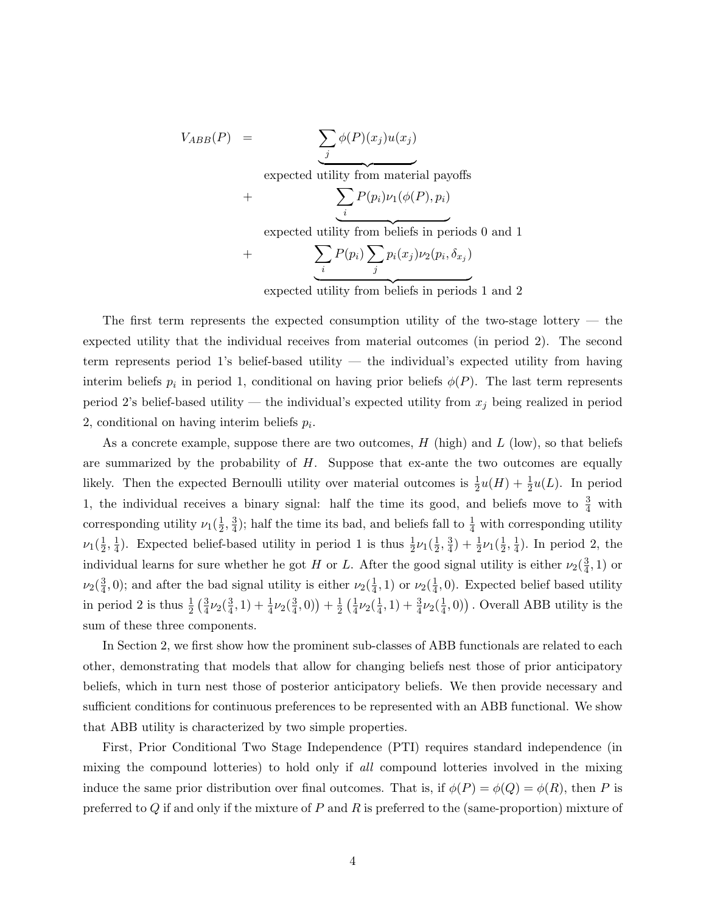$$
\begin{aligned}
V_{ABB}(P) \quad = \quad & \underbrace{\sum_j \phi(P)(x_j) u(x_j)}_{\text{expected utility from material payoffs}} \\
+ \quad & \underbrace{\sum_i P(p_i) \nu_1(\phi(P), p_i)}_{\text{expected utility from beliefs in periods 0 and 1}} \\
+ \quad & \underbrace{\sum_i P(p_i) \sum_j p_i(x_j) \nu_2(p_i, \delta_{x_j})}_{\text{expected utility from beliefs in periods 1 and 2}}
\end{aligned}
$$

The first term represents the expected consumption utility of the two-stage lottery — the expected utility that the individual receives from material outcomes (in period 2). The second term represents period 1's belief-based utility — the individual's expected utility from having interim beliefs $p_i$ in period 1, conditional on having prior beliefs $\phi(P)$. The last term represents period 2's belief-based utility — the individual's expected utility from $x_j$ being realized in period 2, conditional on having interim beliefs $p_i$.

As a concrete example, suppose there are two outcomes, $H$ (high) and $L$ (low), so that beliefs are summarized by the probability of $H$. Suppose that ex-ante the two outcomes are equally likely. Then the expected Bernoulli utility over material outcomes is $\frac{1}{2}u(H) + \frac{1}{2}u(L)$. In period 1, the individual receives a binary signal: half the time its good, and beliefs move to $\frac{3}{4}$ with corresponding utility $\nu_1(\frac{1}{2}, \frac{3}{4})$; half the time its bad, and beliefs fall to $\frac{1}{4}$ with corresponding utility $\nu_1(\frac{1}{2}, \frac{1}{4})$. Expected belief-based utility in period 1 is thus $\frac{1}{2}\nu_1(\frac{1}{2}, \frac{3}{4}) + \frac{1}{2}\nu_1(\frac{1}{2}, \frac{1}{4})$. In period 2, the individual learns for sure whether he got $H$ or $L$. After the good signal utility is either $\nu_2(\frac{3}{4}, 1)$ or $\nu_2(\frac{3}{4}, 0)$; and after the bad signal utility is either $\nu_2(\frac{1}{4}, 1)$ or $\nu_2(\frac{1}{4}, 0)$. Expected belief based utility in period 2 is thus $\frac{1}{2}\left(\frac{3}{4}\nu_2(\frac{3}{4}, 1) + \frac{1}{4}\nu_2(\frac{3}{4}, 0)\right) + \frac{1}{2}\left(\frac{1}{4}\nu_2(\frac{1}{4}, 1) + \frac{3}{4}\nu_2(\frac{1}{4}, 0)\right)$. Overall ABB utility is the sum of these three components.

In Section 2, we first show how the prominent sub-classes of ABB functionals are related to each other, demonstrating that models that allow for changing beliefs nest those of prior anticipatory beliefs, which in turn nest those of posterior anticipatory beliefs. We then provide necessary and sufficient conditions for continuous preferences to be represented with an ABB functional. We show that ABB utility is characterized by two simple properties.

First, Prior Conditional Two Stage Independence (PTI) requires standard independence (in mixing the compound lotteries) to hold only if *all* compound lotteries involved in the mixing induce the same prior distribution over final outcomes. That is, if $\phi(P) = \phi(Q) = \phi(R)$, then $P$ is preferred to $Q$ if and only if the mixture of $P$ and $R$ is preferred to the (same-proportion) mixture of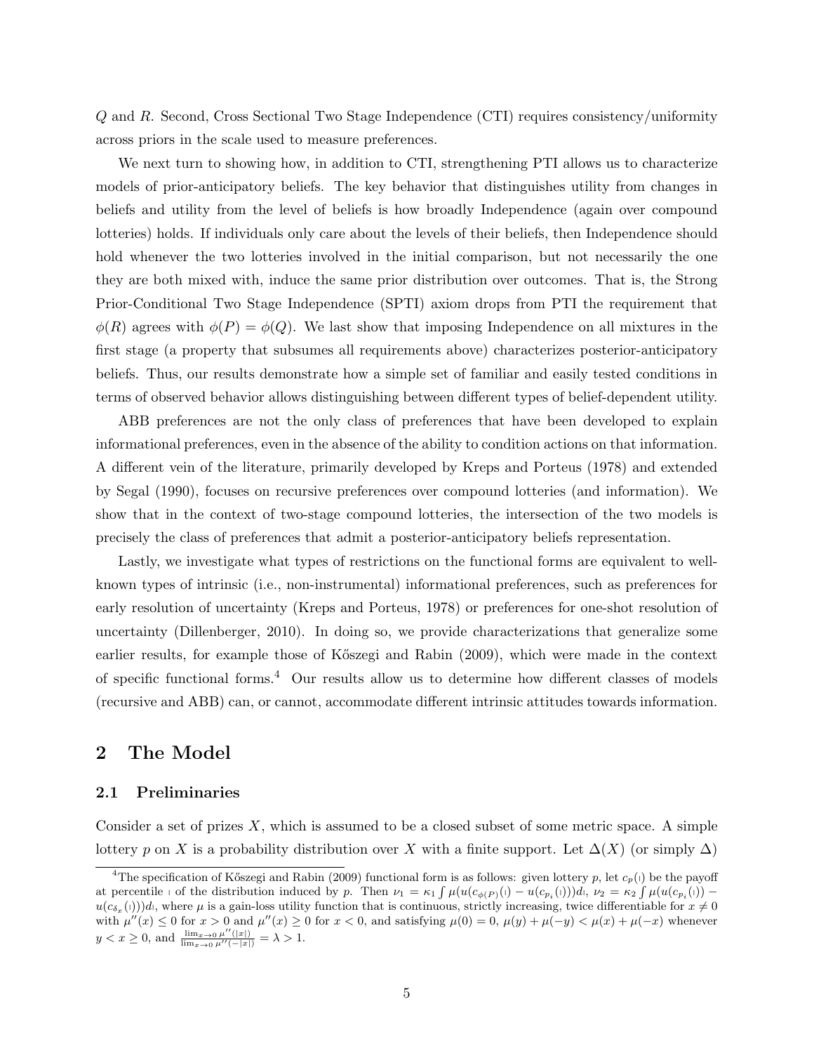$Q$ and $R$. Second, Cross Sectional Two Stage Independence (CTI) requires consistency/uniformity across priors in the scale used to measure preferences.

We next turn to showing how, in addition to CTI, strengthening PTI allows us to characterize models of prior-anticipatory beliefs. The key behavior that distinguishes utility from changes in beliefs and utility from the level of beliefs is how broadly Independence (again over compound lotteries) holds. If individuals only care about the levels of their beliefs, then Independence should hold whenever the two lotteries involved in the initial comparison, but not necessarily the one they are both mixed with, induce the same prior distribution over outcomes. That is, the Strong Prior-Conditional Two Stage Independence (SPTI) axiom drops from PTI the requirement that $\phi(R)$ agrees with $\phi(P) = \phi(Q)$. We last show that imposing Independence on all mixtures in the first stage (a property that subsumes all requirements above) characterizes posterior-anticipatory beliefs. Thus, our results demonstrate how a simple set of familiar and easily tested conditions in terms of observed behavior allows distinguishing between different types of belief-dependent utility.

ABB preferences are not the only class of preferences that have been developed to explain informational preferences, even in the absence of the ability to condition actions on that information. A different vein of the literature, primarily developed by Kreps and Porteus (1978) and extended by Segal (1990), focuses on recursive preferences over compound lotteries (and information). We show that in the context of two-stage compound lotteries, the intersection of the two models is precisely the class of preferences that admit a posterior-anticipatory beliefs representation.

Lastly, we investigate what types of restrictions on the functional forms are equivalent to well-known types of intrinsic (i.e., non-instrumental) informational preferences, such as preferences for early resolution of uncertainty (Kreps and Porteus, 1978) or preferences for one-shot resolution of uncertainty (Dillenberger, 2010). In doing so, we provide characterizations that generalize some earlier results, for example those of Kőszegi and Rabin (2009), which were made in the context of specific functional forms.[4] Our results allow us to determine how different classes of models (recursive and ABB) can, or cannot, accommodate different intrinsic attitudes towards information.

## 2 The Model

### 2.1 Preliminaries

Consider a set of prizes $X$, which is assumed to be a closed subset of some metric space. A simple lottery $p$ on $X$ is a probability distribution over $X$ with a finite support. Let $\Delta(X)$ (or simply $\Delta$)

[4] The specification of Kőszegi and Rabin (2009) functional form is as follows: given lottery $p$, let $c_p(\imath)$ be the payoff at percentile $\imath$ of the distribution induced by $p$. Then $\nu_1 = \kappa_1 \int \mu(u(c_{\phi(P)}(\imath) - u(c_{p_i}(\imath)))d\imath$, $\nu_2 = \kappa_2 \int \mu(u(c_{p_i}(\imath)) - u(c_{\delta_x}(\imath)))d\imath$, where $\mu$ is a gain-loss utility function that is continuous, strictly increasing, twice differentiable for $x \neq 0$ with $\mu''(x) \leq 0$ for $x > 0$ and $\mu''(x) \geq 0$ for $x < 0$, and satisfying $\mu(0) = 0$, $\mu(y) + \mu(-y) < \mu(x) + \mu(-x)$ whenever $y < x \geq 0$, and $\frac{\lim_{x \to 0} \mu''(|x|)}{\lim_{x \to 0} \mu''(-|x|)} = \lambda > 1$.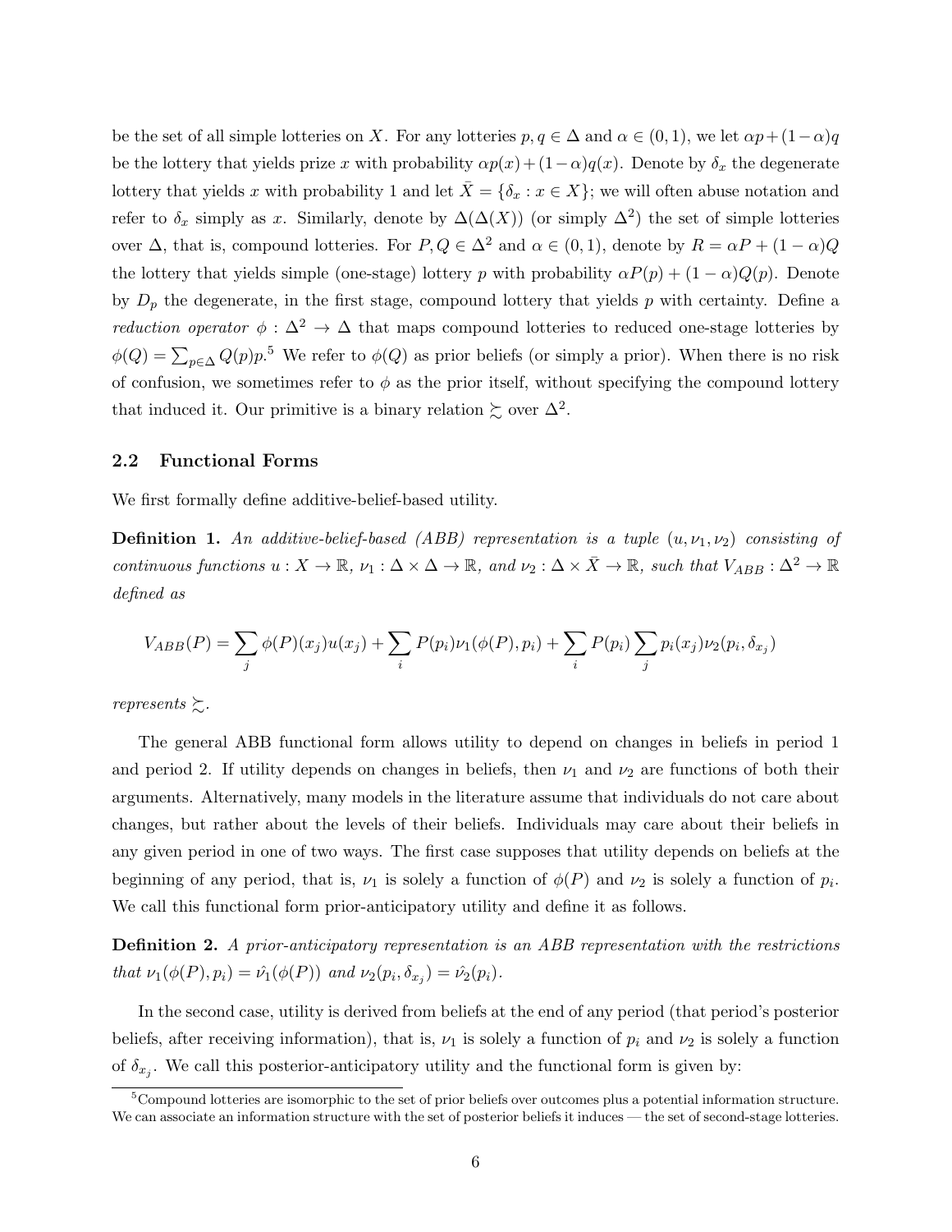be the set of all simple lotteries on $X$. For any lotteries $p, q \in \Delta$ and $\alpha \in (0,1)$, we let $\alpha p + (1-\alpha)q$ be the lottery that yields prize $x$ with probability $\alpha p(x) + (1-\alpha)q(x)$. Denote by $\delta_x$ the degenerate lottery that yields $x$ with probability 1 and let $\bar{X} = \{\delta_x : x \in X\}$; we will often abuse notation and refer to $\delta_x$ simply as $x$. Similarly, denote by $\Delta(\Delta(X))$ (or simply $\Delta^2$) the set of simple lotteries over $\Delta$, that is, compound lotteries. For $P, Q \in \Delta^2$ and $\alpha \in (0,1)$, denote by $R = \alpha P + (1-\alpha)Q$ the lottery that yields simple (one-stage) lottery $p$ with probability $\alpha P(p) + (1-\alpha)Q(p)$. Denote by $D_p$ the degenerate, in the first stage, compound lottery that yields $p$ with certainty. Define a *reduction operator* $\phi : \Delta^2 \to \Delta$ that maps compound lotteries to reduced one-stage lotteries by $\phi(Q) = \sum_{p \in \Delta} Q(p)p$.[5] We refer to $\phi(Q)$ as prior beliefs (or simply a prior). When there is no risk of confusion, we sometimes refer to $\phi$ as the prior itself, without specifying the compound lottery that induced it. Our primitive is a binary relation $\succsim$ over $\Delta^2$.

## 2.2 Functional Forms

We first formally define additive-belief-based utility.

**Definition 1.** *An additive-belief-based (ABB) representation is a tuple $(u, \nu_1, \nu_2)$ consisting of continuous functions $u : X \to \mathbb{R}$, $\nu_1 : \Delta \times \Delta \to \mathbb{R}$, and $\nu_2 : \Delta \times \bar{X} \to \mathbb{R}$, such that $V_{ABB} : \Delta^2 \to \mathbb{R}$ defined as*

$$V_{ABB}(P) = \sum_j \phi(P)(x_j)u(x_j) + \sum_i P(p_i)\nu_1(\phi(P), p_i) + \sum_i P(p_i) \sum_j p_i(x_j)\nu_2(p_i, \delta_{x_j})$$

*represents $\succsim$.*

The general ABB functional form allows utility to depend on changes in beliefs in period 1 and period 2. If utility depends on changes in beliefs, then $\nu_1$ and $\nu_2$ are functions of both their arguments. Alternatively, many models in the literature assume that individuals do not care about changes, but rather about the levels of their beliefs. Individuals may care about their beliefs in any given period in one of two ways. The first case supposes that utility depends on beliefs at the beginning of any period, that is, $\nu_1$ is solely a function of $\phi(P)$ and $\nu_2$ is solely a function of $p_i$. We call this functional form prior-anticipatory utility and define it as follows.

**Definition 2.** *A prior-anticipatory representation is an ABB representation with the restrictions that $\nu_1(\phi(P), p_i) = \hat{\nu_1}(\phi(P))$ and $\nu_2(p_i, \delta_{x_j}) = \hat{\nu_2}(p_i)$.*

In the second case, utility is derived from beliefs at the end of any period (that period's posterior beliefs, after receiving information), that is, $\nu_1$ is solely a function of $p_i$ and $\nu_2$ is solely a function of $\delta_{x_j}$. We call this posterior-anticipatory utility and the functional form is given by:

[5] Compound lotteries are isomorphic to the set of prior beliefs over outcomes plus a potential information structure. We can associate an information structure with the set of posterior beliefs it induces — the set of second-stage lotteries.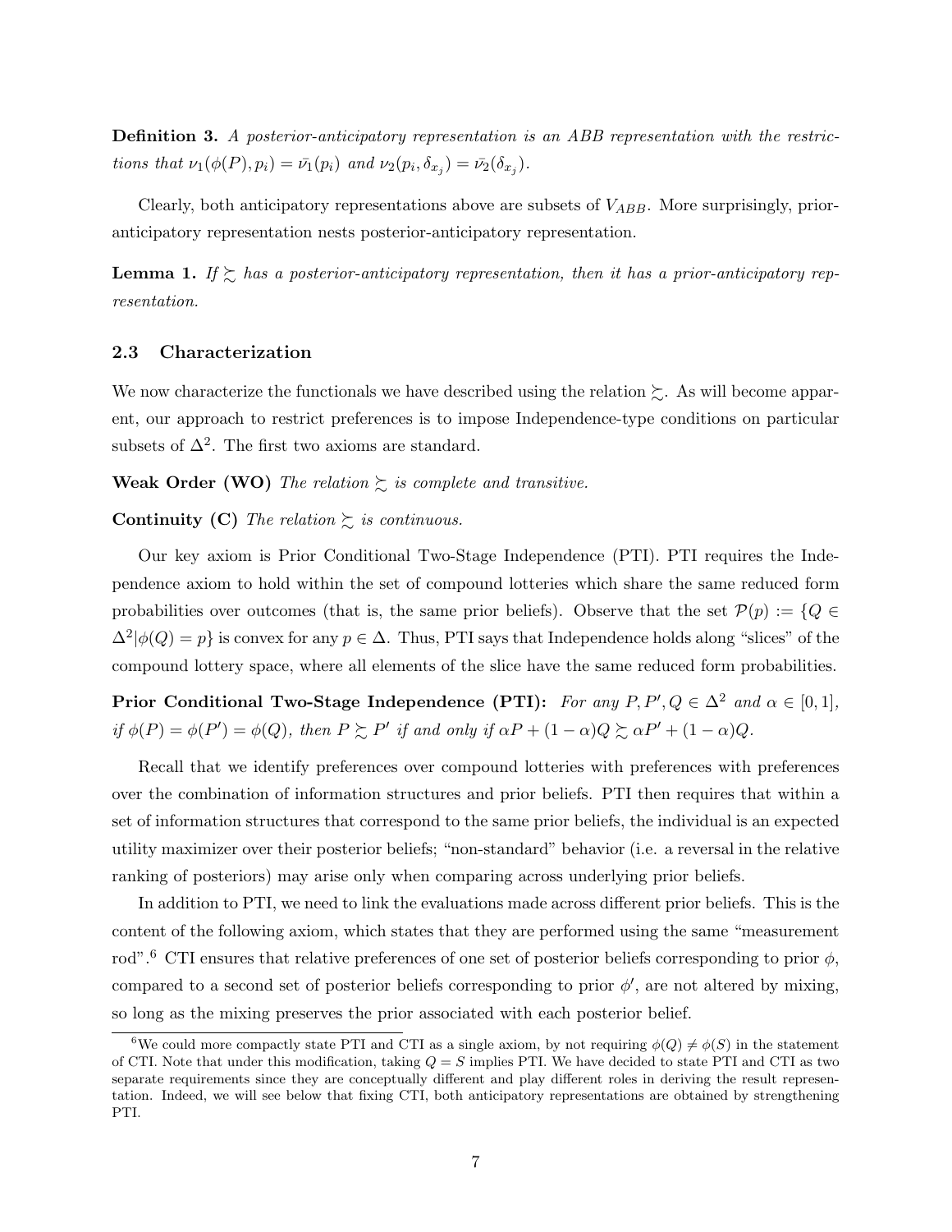**Definition 3.** *A posterior-anticipatory representation is an ABB representation with the restrictions that $\nu_1(\phi(P), p_i) = \bar{\nu_1}(p_i)$ and $\nu_2(p_i, \delta_{x_j}) = \bar{\nu_2}(\delta_{x_j})$.*

Clearly, both anticipatory representations above are subsets of $V_{ABB}$. More surprisingly, prior-anticipatory representation nests posterior-anticipatory representation.

**Lemma 1.** *If $\succsim$ has a posterior-anticipatory representation, then it has a prior-anticipatory representation.*

### 2.3 Characterization

We now characterize the functionals we have described using the relation $\succsim$. As will become apparent, our approach to restrict preferences is to impose Independence-type conditions on particular subsets of $\Delta^2$. The first two axioms are standard.

**Weak Order (WO)** *The relation $\succsim$ is complete and transitive.*

**Continuity (C)** *The relation $\succsim$ is continuous.*

Our key axiom is Prior Conditional Two-Stage Independence (PTI). PTI requires the Independence axiom to hold within the set of compound lotteries which share the same reduced form probabilities over outcomes (that is, the same prior beliefs). Observe that the set $\mathcal{P}(p) := \{Q \in \Delta^2 | \phi(Q) = p\}$ is convex for any $p \in \Delta$. Thus, PTI says that Independence holds along "slices" of the compound lottery space, where all elements of the slice have the same reduced form probabilities.

**Prior Conditional Two-Stage Independence (PTI):** *For any $P, P', Q \in \Delta^2$ and $\alpha \in [0, 1]$, if $\phi(P) = \phi(P') = \phi(Q)$, then $P \succsim P'$ if and only if $\alpha P + (1 - \alpha)Q \succsim \alpha P' + (1 - \alpha)Q$.*

Recall that we identify preferences over compound lotteries with preferences with preferences over the combination of information structures and prior beliefs. PTI then requires that within a set of information structures that correspond to the same prior beliefs, the individual is an expected utility maximizer over their posterior beliefs; "non-standard" behavior (i.e. a reversal in the relative ranking of posteriors) may arise only when comparing across underlying prior beliefs.

In addition to PTI, we need to link the evaluations made across different prior beliefs. This is the content of the following axiom, which states that they are performed using the same "measurement rod".[6] CTI ensures that relative preferences of one set of posterior beliefs corresponding to prior $\phi$, compared to a second set of posterior beliefs corresponding to prior $\phi'$, are not altered by mixing, so long as the mixing preserves the prior associated with each posterior belief.

[6] We could more compactly state PTI and CTI as a single axiom, by not requiring $\phi(Q) \neq \phi(S)$ in the statement of CTI. Note that under this modification, taking $Q = S$ implies PTI. We have decided to state PTI and CTI as two separate requirements since they are conceptually different and play different roles in deriving the result representation. Indeed, we will see below that fixing CTI, both anticipatory representations are obtained by strengthening PTI.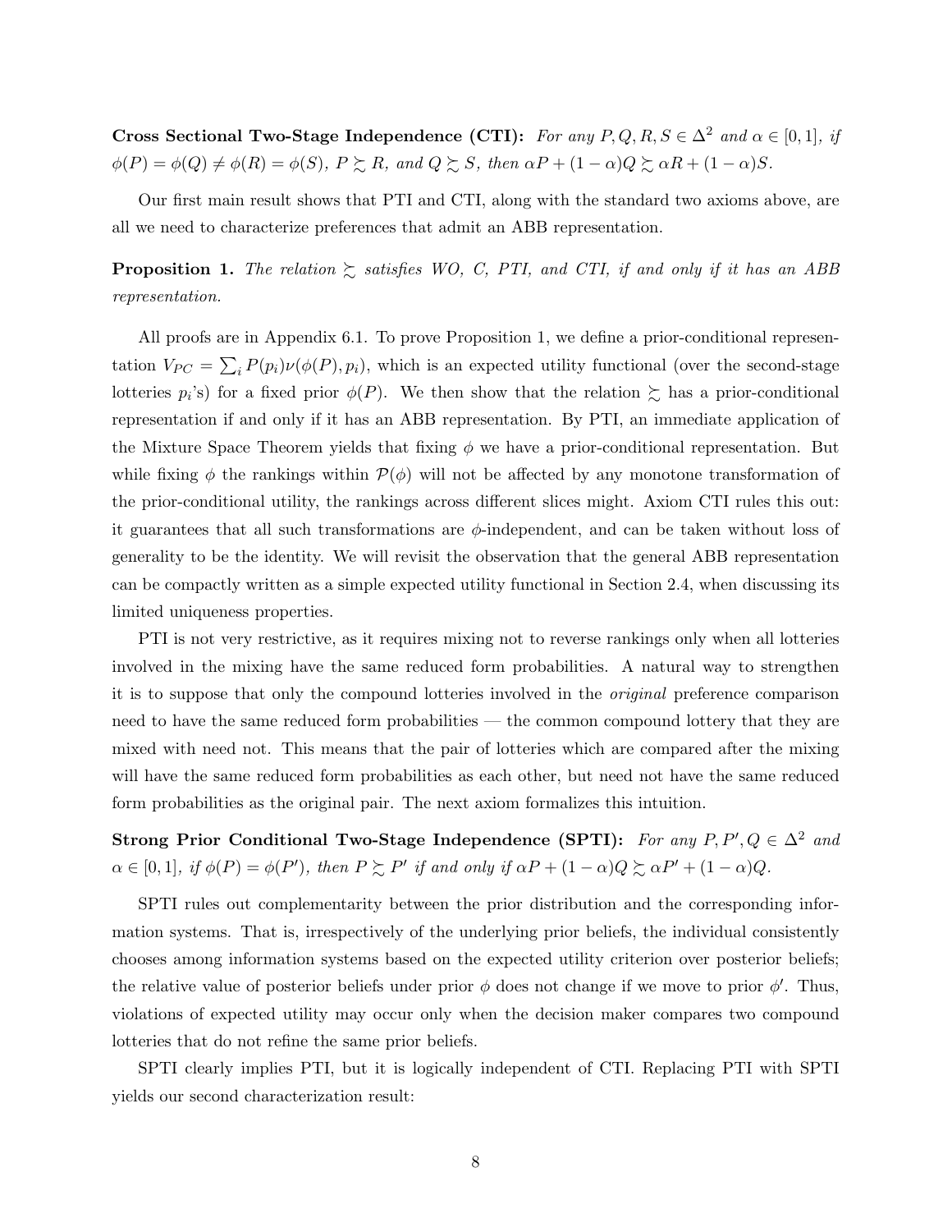**Cross Sectional Two-Stage Independence (CTI):** *For any $P, Q, R, S \in \Delta^2$ and $\alpha \in [0,1]$, if $\phi(P) = \phi(Q) \neq \phi(R) = \phi(S)$, $P \succsim R$, and $Q \succsim S$, then $\alpha P + (1-\alpha)Q \succsim \alpha R + (1-\alpha)S$.*

Our first main result shows that PTI and CTI, along with the standard two axioms above, are all we need to characterize preferences that admit an ABB representation.

**Proposition 1.** *The relation $\succsim$ satisfies WO, C, PTI, and CTI, if and only if it has an ABB representation.*

All proofs are in Appendix 6.1. To prove Proposition 1, we define a prior-conditional representation $V_{PC} = \sum_i P(p_i)\nu(\phi(P), p_i)$, which is an expected utility functional (over the second-stage lotteries $p_i$'s) for a fixed prior $\phi(P)$. We then show that the relation $\succsim$ has a prior-conditional representation if and only if it has an ABB representation. By PTI, an immediate application of the Mixture Space Theorem yields that fixing $\phi$ we have a prior-conditional representation. But while fixing $\phi$ the rankings within $\mathcal{P}(\phi)$ will not be affected by any monotone transformation of the prior-conditional utility, the rankings across different slices might. Axiom CTI rules this out: it guarantees that all such transformations are $\phi$-independent, and can be taken without loss of generality to be the identity. We will revisit the observation that the general ABB representation can be compactly written as a simple expected utility functional in Section 2.4, when discussing its limited uniqueness properties.

PTI is not very restrictive, as it requires mixing not to reverse rankings only when all lotteries involved in the mixing have the same reduced form probabilities. A natural way to strengthen it is to suppose that only the compound lotteries involved in the *original* preference comparison need to have the same reduced form probabilities — the common compound lottery that they are mixed with need not. This means that the pair of lotteries which are compared after the mixing will have the same reduced form probabilities as each other, but need not have the same reduced form probabilities as the original pair. The next axiom formalizes this intuition.

**Strong Prior Conditional Two-Stage Independence (SPTI):** *For any $P, P', Q \in \Delta^2$ and $\alpha \in [0,1]$, if $\phi(P) = \phi(P')$, then $P \succsim P'$ if and only if $\alpha P + (1-\alpha)Q \succsim \alpha P' + (1-\alpha)Q$.*

SPTI rules out complementarity between the prior distribution and the corresponding information systems. That is, irrespectively of the underlying prior beliefs, the individual consistently chooses among information systems based on the expected utility criterion over posterior beliefs; the relative value of posterior beliefs under prior $\phi$ does not change if we move to prior $\phi'$. Thus, violations of expected utility may occur only when the decision maker compares two compound lotteries that do not refine the same prior beliefs.

SPTI clearly implies PTI, but it is logically independent of CTI. Replacing PTI with SPTI yields our second characterization result: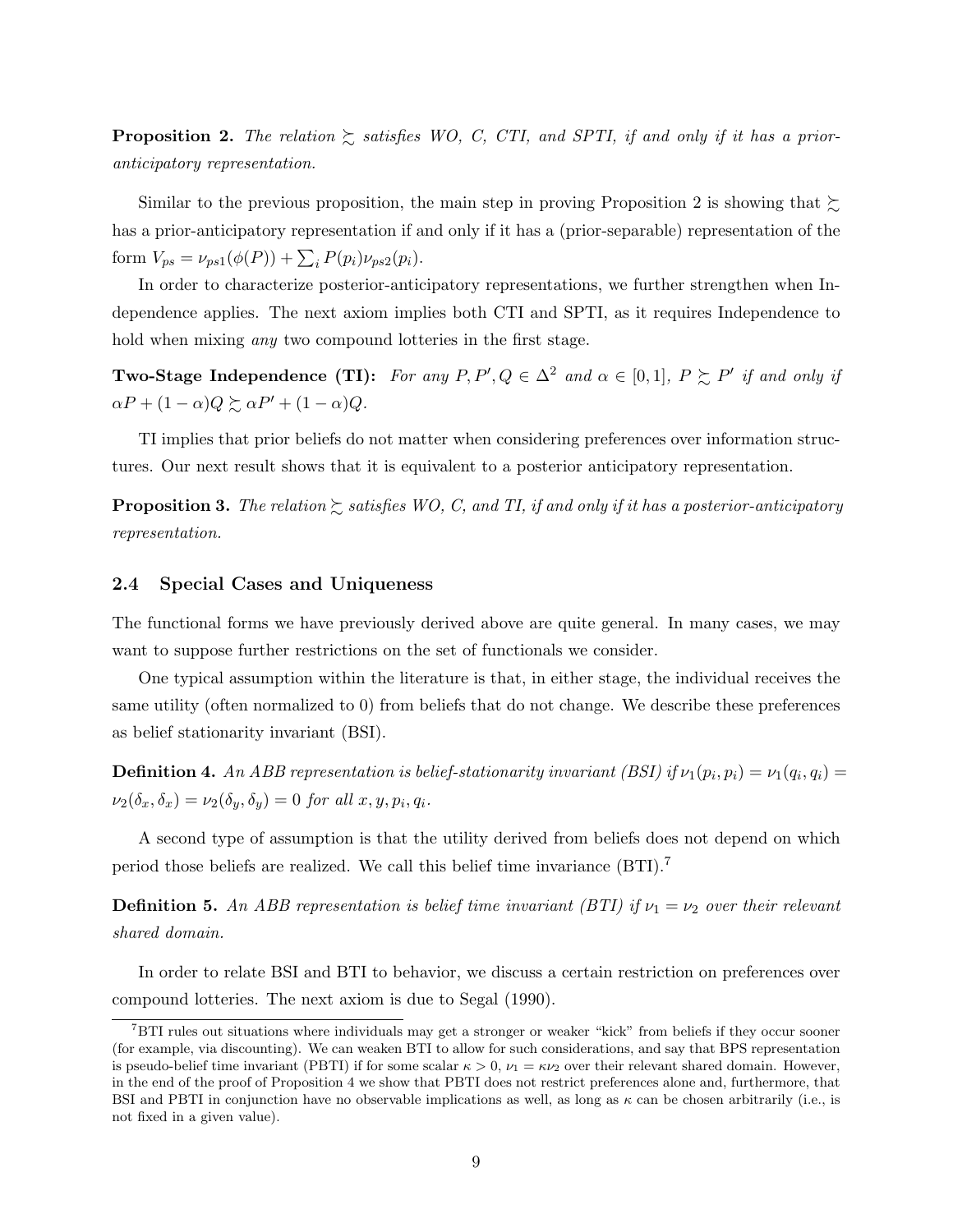**Proposition 2.** *The relation $\succsim$ satisfies WO, C, CTI, and SPTI, if and only if it has a prior-anticipatory representation.*

Similar to the previous proposition, the main step in proving Proposition 2 is showing that $\succsim$ has a prior-anticipatory representation if and only if it has a (prior-separable) representation of the form $V_{ps} = \nu_{ps1}(\phi(P)) + \sum_i P(p_i)\nu_{ps2}(p_i)$.

In order to characterize posterior-anticipatory representations, we further strengthen when Independence applies. The next axiom implies both CTI and SPTI, as it requires Independence to hold when mixing *any* two compound lotteries in the first stage.

**Two-Stage Independence (TI):** *For any $P, P', Q \in \Delta^2$ and $\alpha \in [0, 1]$, $P \succsim P'$ if and only if $\alpha P + (1 - \alpha)Q \succsim \alpha P' + (1 - \alpha)Q$.*

TI implies that prior beliefs do not matter when considering preferences over information structures. Our next result shows that it is equivalent to a posterior anticipatory representation.

**Proposition 3.** *The relation $\succsim$ satisfies WO, C, and TI, if and only if it has a posterior-anticipatory representation.*

### 2.4 Special Cases and Uniqueness

The functional forms we have previously derived above are quite general. In many cases, we may want to suppose further restrictions on the set of functionals we consider.

One typical assumption within the literature is that, in either stage, the individual receives the same utility (often normalized to 0) from beliefs that do not change. We describe these preferences as belief stationarity invariant (BSI).

**Definition 4.** *An ABB representation is belief-stationarity invariant (BSI) if $\nu_1(p_i, p_i) = \nu_1(q_i, q_i) = \nu_2(\delta_x, \delta_x) = \nu_2(\delta_y, \delta_y) = 0$ for all $x, y, p_i, q_i$.*

A second type of assumption is that the utility derived from beliefs does not depend on which period those beliefs are realized. We call this belief time invariance (BTI).[7]

**Definition 5.** *An ABB representation is belief time invariant (BTI) if $\nu_1 = \nu_2$ over their relevant shared domain.*

In order to relate BSI and BTI to behavior, we discuss a certain restriction on preferences over compound lotteries. The next axiom is due to Segal (1990).

[7] BTI rules out situations where individuals may get a stronger or weaker "kick" from beliefs if they occur sooner (for example, via discounting). We can weaken BTI to allow for such considerations, and say that BPS representation is pseudo-belief time invariant (PBTI) if for some scalar $\kappa > 0$, $\nu_1 = \kappa\nu_2$ over their relevant shared domain. However, in the end of the proof of Proposition 4 we show that PBTI does not restrict preferences alone and, furthermore, that BSI and PBTI in conjunction have no observable implications as well, as long as $\kappa$ can be chosen arbitrarily (i.e., is not fixed in a given value).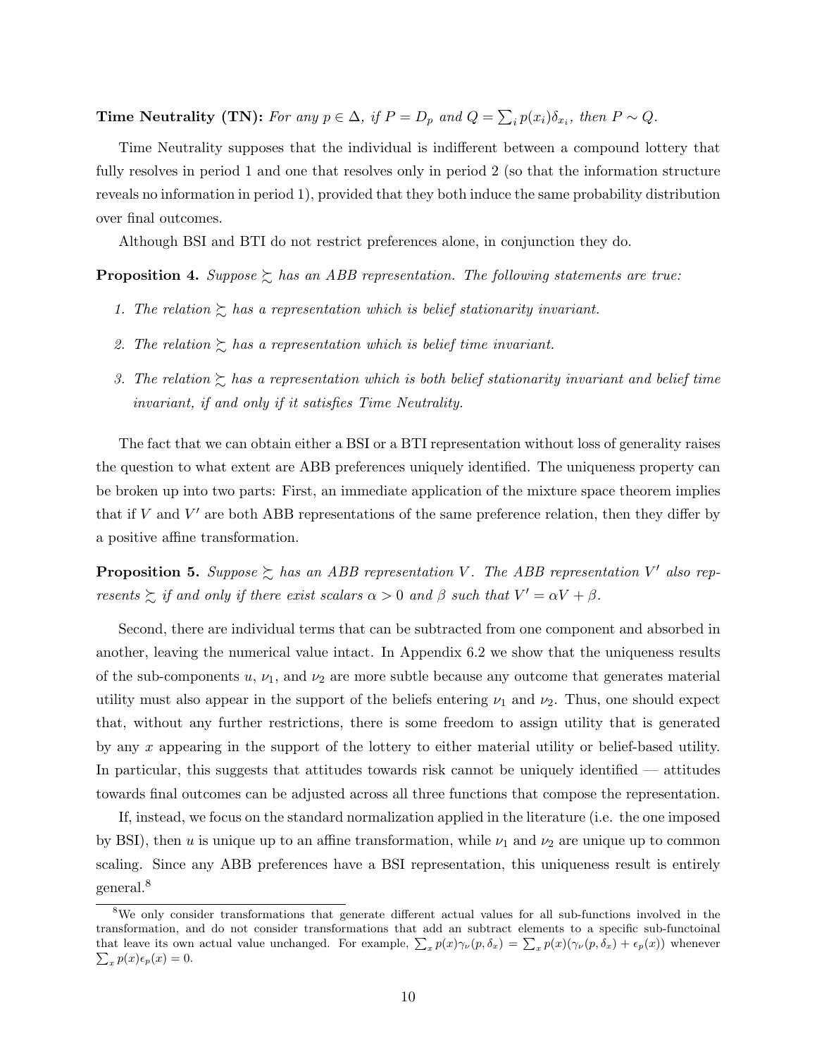**Time Neutrality (TN):** *For any $p \in \Delta$, if $P = D_p$ and $Q = \sum_i p(x_i)\delta_{x_i}$, then $P \sim Q$.*

Time Neutrality supposes that the individual is indifferent between a compound lottery that fully resolves in period 1 and one that resolves only in period 2 (so that the information structure reveals no information in period 1), provided that they both induce the same probability distribution over final outcomes.

Although BSI and BTI do not restrict preferences alone, in conjunction they do.

**Proposition 4.** *Suppose $\succsim$ has an ABB representation. The following statements are true:*

1. *The relation $\succsim$ has a representation which is belief stationarity invariant.*
2. *The relation $\succsim$ has a representation which is belief time invariant.*
3. *The relation $\succsim$ has a representation which is both belief stationarity invariant and belief time invariant, if and only if it satisfies Time Neutrality.*

The fact that we can obtain either a BSI or a BTI representation without loss of generality raises the question to what extent are ABB preferences uniquely identified. The uniqueness property can be broken up into two parts: First, an immediate application of the mixture space theorem implies that if $V$ and $V'$ are both ABB representations of the same preference relation, then they differ by a positive affine transformation.

**Proposition 5.** *Suppose $\succsim$ has an ABB representation $V$. The ABB representation $V'$ also represents $\succsim$ if and only if there exist scalars $\alpha > 0$ and $\beta$ such that $V' = \alpha V + \beta$.*

Second, there are individual terms that can be subtracted from one component and absorbed in another, leaving the numerical value intact. In Appendix 6.2 we show that the uniqueness results of the sub-components $u$, $\nu_1$, and $\nu_2$ are more subtle because any outcome that generates material utility must also appear in the support of the beliefs entering $\nu_1$ and $\nu_2$. Thus, one should expect that, without any further restrictions, there is some freedom to assign utility that is generated by any $x$ appearing in the support of the lottery to either material utility or belief-based utility. In particular, this suggests that attitudes towards risk cannot be uniquely identified — attitudes towards final outcomes can be adjusted across all three functions that compose the representation.

If, instead, we focus on the standard normalization applied in the literature (i.e. the one imposed by BSI), then $u$ is unique up to an affine transformation, while $\nu_1$ and $\nu_2$ are unique up to common scaling. Since any ABB preferences have a BSI representation, this uniqueness result is entirely general.[8]

[8] We only consider transformations that generate different actual values for all sub-functions involved in the transformation, and do not consider transformations that add an subtract elements to a specific sub-functoinal that leave its own actual value unchanged. For example, $\sum_x p(x)\gamma_\nu(p, \delta_x) = \sum_x p(x)(\gamma_\nu(p, \delta_x) + \epsilon_p(x))$ whenever $\sum_x p(x)\epsilon_p(x) = 0$.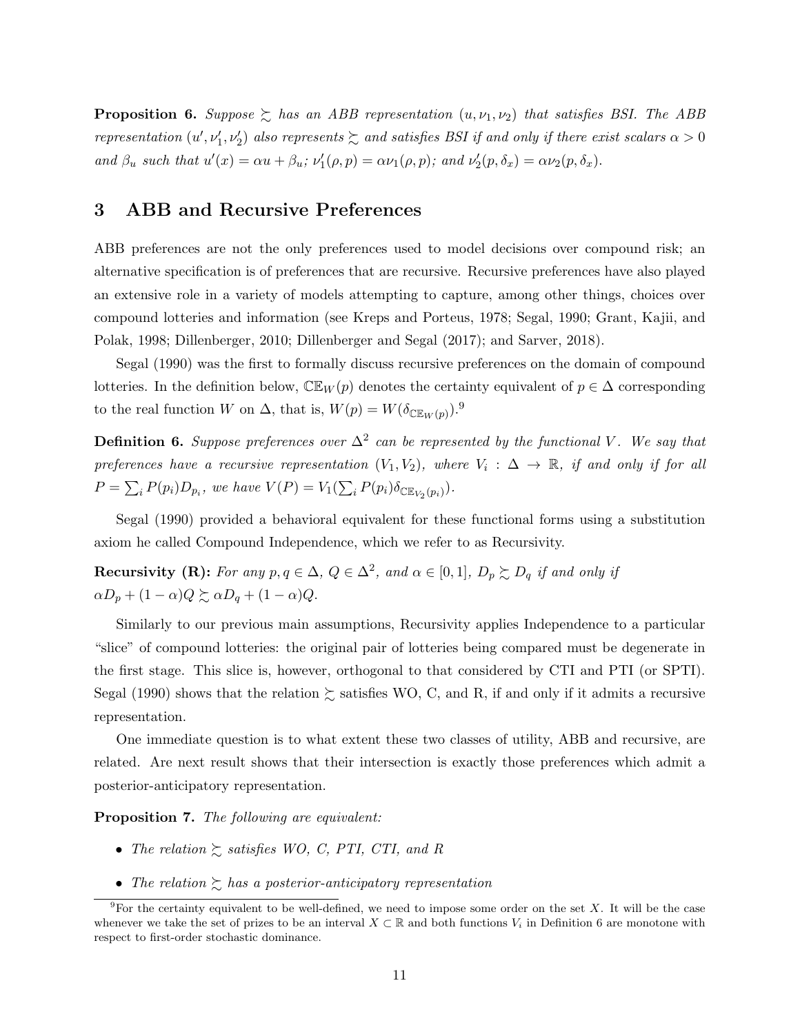**Proposition 6.** *Suppose $\succsim$ has an ABB representation $(u, \nu_1, \nu_2)$ that satisfies BSI. The ABB representation $(u', \nu_1', \nu_2')$ also represents $\succsim$ and satisfies BSI if and only if there exist scalars $\alpha > 0$ and $\beta_u$ such that $u'(x) = \alpha u + \beta_u$; $\nu_1'(\rho, p) = \alpha \nu_1(\rho, p)$; and $\nu_2'(p, \delta_x) = \alpha \nu_2(p, \delta_x)$.*

# 3 ABB and Recursive Preferences

ABB preferences are not the only preferences used to model decisions over compound risk; an alternative specification is of preferences that are recursive. Recursive preferences have also played an extensive role in a variety of models attempting to capture, among other things, choices over compound lotteries and information (see Kreps and Porteus, 1978; Segal, 1990; Grant, Kajii, and Polak, 1998; Dillenberger, 2010; Dillenberger and Segal (2017); and Sarver, 2018).

Segal (1990) was the first to formally discuss recursive preferences on the domain of compound lotteries. In the definition below, $\mathbb{CE}_W(p)$ denotes the certainty equivalent of $p \in \Delta$ corresponding to the real function $W$ on $\Delta$, that is, $W(p) = W(\delta_{\mathbb{CE}_W(p)})$.[9]

**Definition 6.** *Suppose preferences over $\Delta^2$ can be represented by the functional $V$. We say that preferences have a recursive representation $(V_1, V_2)$, where $V_i : \Delta \to \mathbb{R}$, if and only if for all $P = \sum_i P(p_i) D_{p_i}$, we have $V(P) = V_1(\sum_i P(p_i)\delta_{\mathbb{CE}_{V_2}(p_i)})$.*

Segal (1990) provided a behavioral equivalent for these functional forms using a substitution axiom he called Compound Independence, which we refer to as Recursivity.

**Recursivity (R):** *For any $p, q \in \Delta$, $Q \in \Delta^2$, and $\alpha \in [0, 1]$, $D_p \succsim D_q$ if and only if $\alpha D_p + (1-\alpha) Q \succsim \alpha D_q + (1-\alpha) Q$.*

Similarly to our previous main assumptions, Recursivity applies Independence to a particular "slice" of compound lotteries: the original pair of lotteries being compared must be degenerate in the first stage. This slice is, however, orthogonal to that considered by CTI and PTI (or SPTI). Segal (1990) shows that the relation $\succsim$ satisfies WO, C, and R, if and only if it admits a recursive representation.

One immediate question is to what extent these two classes of utility, ABB and recursive, are related. Are next result shows that their intersection is exactly those preferences which admit a posterior-anticipatory representation.

**Proposition 7.** *The following are equivalent:*

- *The relation $\succsim$ satisfies WO, C, PTI, CTI, and R*
- *The relation $\succsim$ has a posterior-anticipatory representation*

[9] For the certainty equivalent to be well-defined, we need to impose some order on the set $X$. It will be the case whenever we take the set of prizes to be an interval $X \subset \mathbb{R}$ and both functions $V_i$ in Definition 6 are monotone with respect to first-order stochastic dominance.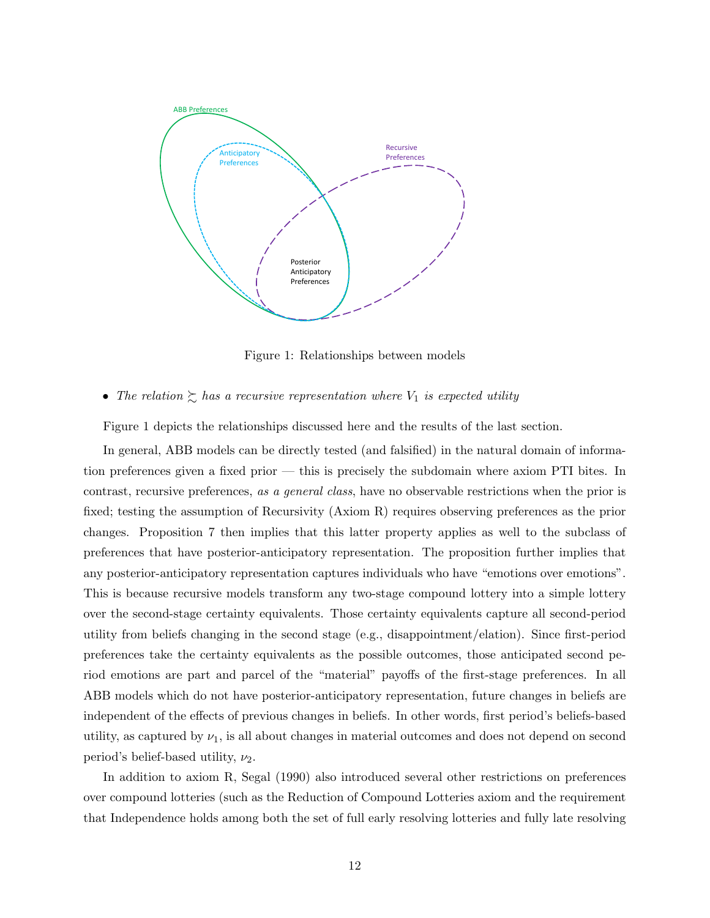Figure 1: Relationships between models

- *The relation $\succsim$ has a recursive representation where $V_1$ is expected utility*

Figure 1 depicts the relationships discussed here and the results of the last section.

In general, ABB models can be directly tested (and falsified) in the natural domain of information preferences given a fixed prior — this is precisely the subdomain where axiom PTI bites. In contrast, recursive preferences, *as a general class*, have no observable restrictions when the prior is fixed; testing the assumption of Recursivity (Axiom R) requires observing preferences as the prior changes. Proposition 7 then implies that this latter property applies as well to the subclass of preferences that have posterior-anticipatory representation. The proposition further implies that any posterior-anticipatory representation captures individuals who have "emotions over emotions". This is because recursive models transform any two-stage compound lottery into a simple lottery over the second-stage certainty equivalents. Those certainty equivalents capture all second-period utility from beliefs changing in the second stage (e.g., disappointment/elation). Since first-period preferences take the certainty equivalents as the possible outcomes, those anticipated second period emotions are part and parcel of the "material" payoffs of the first-stage preferences. In all ABB models which do not have posterior-anticipatory representation, future changes in beliefs are independent of the effects of previous changes in beliefs. In other words, first period's beliefs-based utility, as captured by $\nu_1$, is all about changes in material outcomes and does not depend on second period's belief-based utility, $\nu_2$.

In addition to axiom R, Segal (1990) also introduced several other restrictions on preferences over compound lotteries (such as the Reduction of Compound Lotteries axiom and the requirement that Independence holds among both the set of full early resolving lotteries and fully late resolving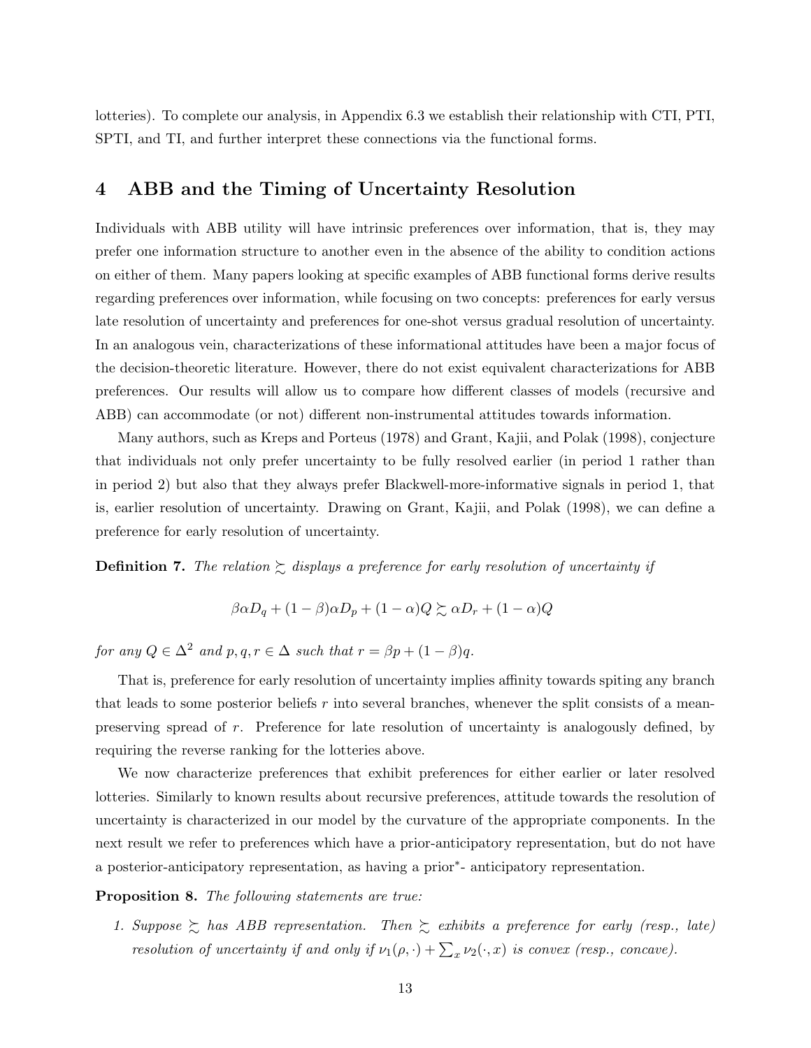lotteries). To complete our analysis, in Appendix 6.3 we establish their relationship with CTI, PTI, SPTI, and TI, and further interpret these connections via the functional forms.

# 4 ABB and the Timing of Uncertainty Resolution

Individuals with ABB utility will have intrinsic preferences over information, that is, they may prefer one information structure to another even in the absence of the ability to condition actions on either of them. Many papers looking at specific examples of ABB functional forms derive results regarding preferences over information, while focusing on two concepts: preferences for early versus late resolution of uncertainty and preferences for one-shot versus gradual resolution of uncertainty. In an analogous vein, characterizations of these informational attitudes have been a major focus of the decision-theoretic literature. However, there do not exist equivalent characterizations for ABB preferences. Our results will allow us to compare how different classes of models (recursive and ABB) can accommodate (or not) different non-instrumental attitudes towards information.

Many authors, such as Kreps and Porteus (1978) and Grant, Kajii, and Polak (1998), conjecture that individuals not only prefer uncertainty to be fully resolved earlier (in period 1 rather than in period 2) but also that they always prefer Blackwell-more-informative signals in period 1, that is, earlier resolution of uncertainty. Drawing on Grant, Kajii, and Polak (1998), we can define a preference for early resolution of uncertainty.

**Definition 7.** *The relation $\succsim$ displays a preference for early resolution of uncertainty if*

$$\beta\alpha D_q + (1-\beta)\alpha D_p + (1-\alpha)Q \succsim \alpha D_r + (1-\alpha)Q$$

*for any $Q \in \Delta^2$ and $p, q, r \in \Delta$ such that $r = \beta p + (1-\beta)q$.*

That is, preference for early resolution of uncertainty implies affinity towards spiting any branch that leads to some posterior beliefs $r$ into several branches, whenever the split consists of a mean-preserving spread of $r$. Preference for late resolution of uncertainty is analogously defined, by requiring the reverse ranking for the lotteries above.

We now characterize preferences that exhibit preferences for either earlier or later resolved lotteries. Similarly to known results about recursive preferences, attitude towards the resolution of uncertainty is characterized in our model by the curvature of the appropriate components. In the next result we refer to preferences which have a prior-anticipatory representation, but do not have a posterior-anticipatory representation, as having a prior$^*$- anticipatory representation.

**Proposition 8.** *The following statements are true:*

1. *Suppose $\succsim$ has ABB representation. Then $\succsim$ exhibits a preference for early (resp., late) resolution of uncertainty if and only if $\nu_1(\rho, \cdot) + \sum_x \nu_2(\cdot, x)$ is convex (resp., concave).*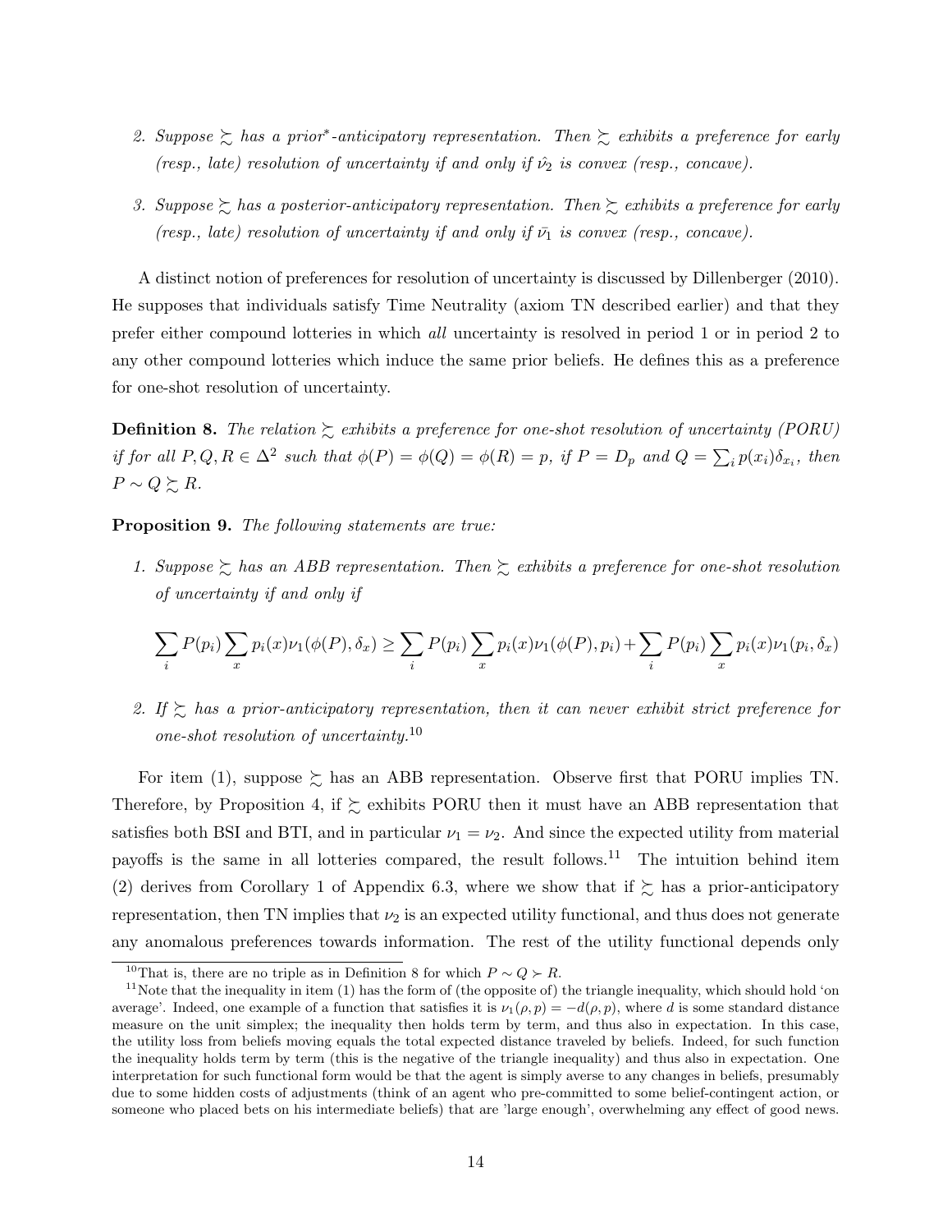2. *Suppose $\succsim$ has a prior\*-anticipatory representation. Then $\succsim$ exhibits a preference for early (resp., late) resolution of uncertainty if and only if $\hat{\nu_2}$ is convex (resp., concave).*

3. *Suppose $\succsim$ has a posterior-anticipatory representation. Then $\succsim$ exhibits a preference for early (resp., late) resolution of uncertainty if and only if $\bar{\nu_1}$ is convex (resp., concave).*

A distinct notion of preferences for resolution of uncertainty is discussed by Dillenberger (2010). He supposes that individuals satisfy Time Neutrality (axiom TN described earlier) and that they prefer either compound lotteries in which *all* uncertainty is resolved in period 1 or in period 2 to any other compound lotteries which induce the same prior beliefs. He defines this as a preference for one-shot resolution of uncertainty.

**Definition 8.** *The relation $\succsim$ exhibits a preference for one-shot resolution of uncertainty (PORU) if for all $P, Q, R \in \Delta^2$ such that $\phi(P) = \phi(Q) = \phi(R) = p$, if $P = D_p$ and $Q = \sum_i p(x_i)\delta_{x_i}$, then $P \sim Q \succsim R$.*

**Proposition 9.** *The following statements are true:*

1. *Suppose $\succsim$ has an ABB representation. Then $\succsim$ exhibits a preference for one-shot resolution of uncertainty if and only if*

$$\sum_i P(p_i) \sum_x p_i(x)\nu_1(\phi(P), \delta_x) \geq \sum_i P(p_i) \sum_x p_i(x)\nu_1(\phi(P), p_i) + \sum_i P(p_i) \sum_x p_i(x)\nu_1(p_i, \delta_x)$$

2. *If $\succsim$ has a prior-anticipatory representation, then it can never exhibit strict preference for one-shot resolution of uncertainty.*[10]

For item (1), suppose $\succsim$ has an ABB representation. Observe first that PORU implies TN. Therefore, by Proposition 4, if $\succsim$ exhibits PORU then it must have an ABB representation that satisfies both BSI and BTI, and in particular $\nu_1 = \nu_2$. And since the expected utility from material payoffs is the same in all lotteries compared, the result follows.[11] The intuition behind item (2) derives from Corollary 1 of Appendix 6.3, where we show that if $\succsim$ has a prior-anticipatory representation, then TN implies that $\nu_2$ is an expected utility functional, and thus does not generate any anomalous preferences towards information. The rest of the utility functional depends only

[10]That is, there are no triple as in Definition 8 for which $P \sim Q \succ R$.

[11]Note that the inequality in item (1) has the form of (the opposite of) the triangle inequality, which should hold 'on average'. Indeed, one example of a function that satisfies it is $\nu_1(\rho, p) = -d(\rho, p)$, where $d$ is some standard distance measure on the unit simplex; the inequality then holds term by term, and thus also in expectation. In this case, the utility loss from beliefs moving equals the total expected distance traveled by beliefs. Indeed, for such function the inequality holds term by term (this is the negative of the triangle inequality) and thus also in expectation. One interpretation for such functional form would be that the agent is simply averse to any changes in beliefs, presumably due to some hidden costs of adjustments (think of an agent who pre-committed to some belief-contingent action, or someone who placed bets on his intermediate beliefs) that are 'large enough', overwhelming any effect of good news.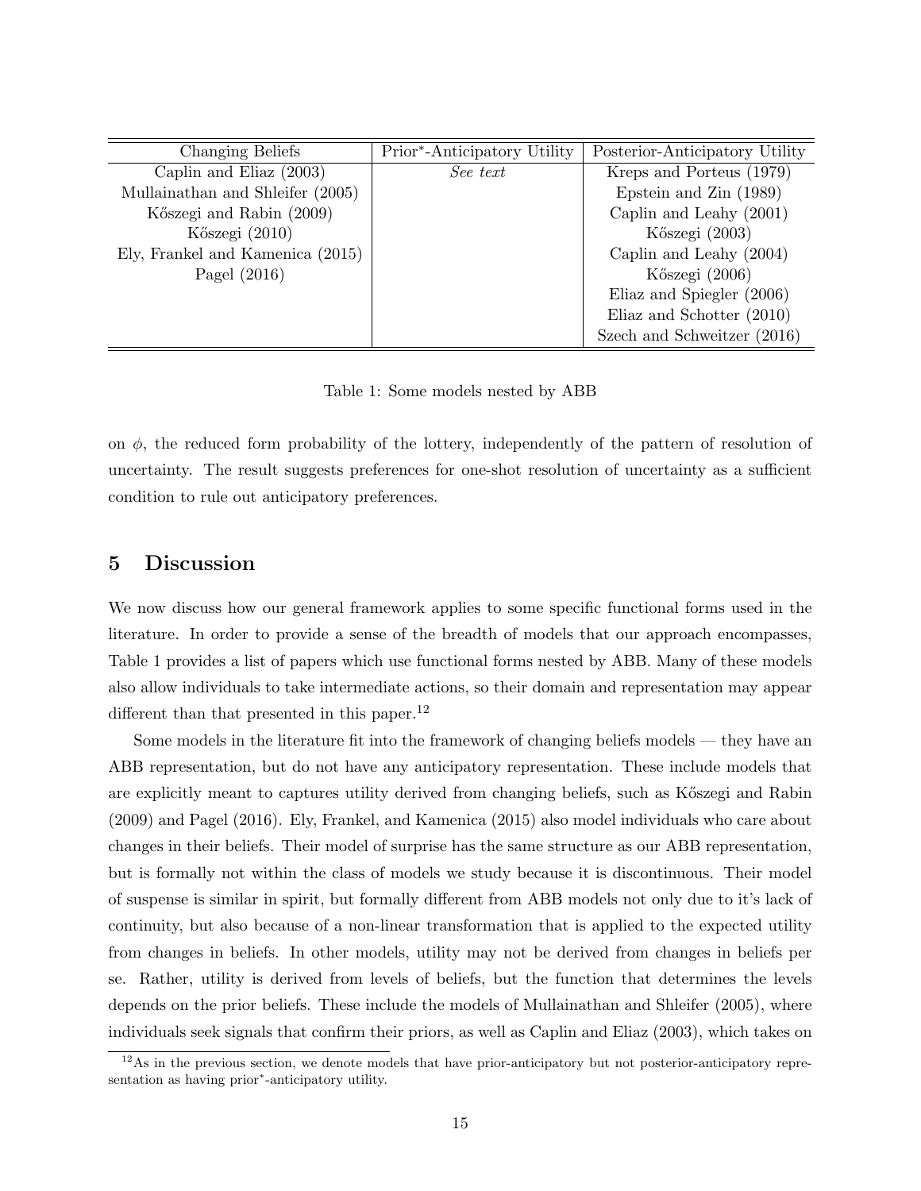| Changing Beliefs | Prior*-Anticipatory Utility | Posterior-Anticipatory Utility |
|---|---|---|
| Caplin and Eliaz (2003) | *See text* | Kreps and Porteus (1979) |
| Mullainathan and Shleifer (2005) | | Epstein and Zin (1989) |
| Kőszegi and Rabin (2009) | | Caplin and Leahy (2001) |
| Kőszegi (2010) | | Kőszegi (2003) |
| Ely, Frankel and Kamenica (2015) | | Caplin and Leahy (2004) |
| Pagel (2016) | | Kőszegi (2006) |
| | | Eliaz and Spiegler (2006) |
| | | Eliaz and Schotter (2010) |
| | | Szech and Schweitzer (2016) |

Table 1: Some models nested by ABB

on $\phi$, the reduced form probability of the lottery, independently of the pattern of resolution of uncertainty. The result suggests preferences for one-shot resolution of uncertainty as a sufficient condition to rule out anticipatory preferences.

## 5 Discussion

We now discuss how our general framework applies to some specific functional forms used in the literature. In order to provide a sense of the breadth of models that our approach encompasses, Table 1 provides a list of papers which use functional forms nested by ABB. Many of these models also allow individuals to take intermediate actions, so their domain and representation may appear different than that presented in this paper.[12]

Some models in the literature fit into the framework of changing beliefs models — they have an ABB representation, but do not have any anticipatory representation. These include models that are explicitly meant to captures utility derived from changing beliefs, such as Kőszegi and Rabin (2009) and Pagel (2016). Ely, Frankel, and Kamenica (2015) also model individuals who care about changes in their beliefs. Their model of surprise has the same structure as our ABB representation, but is formally not within the class of models we study because it is discontinuous. Their model of suspense is similar in spirit, but formally different from ABB models not only due to it's lack of continuity, but also because of a non-linear transformation that is applied to the expected utility from changes in beliefs. In other models, utility may not be derived from changes in beliefs per se. Rather, utility is derived from levels of beliefs, but the function that determines the levels depends on the prior beliefs. These include the models of Mullainathan and Shleifer (2005), where individuals seek signals that confirm their priors, as well as Caplin and Eliaz (2003), which takes on

[12] As in the previous section, we denote models that have prior-anticipatory but not posterior-anticipatory representation as having prior*-anticipatory utility.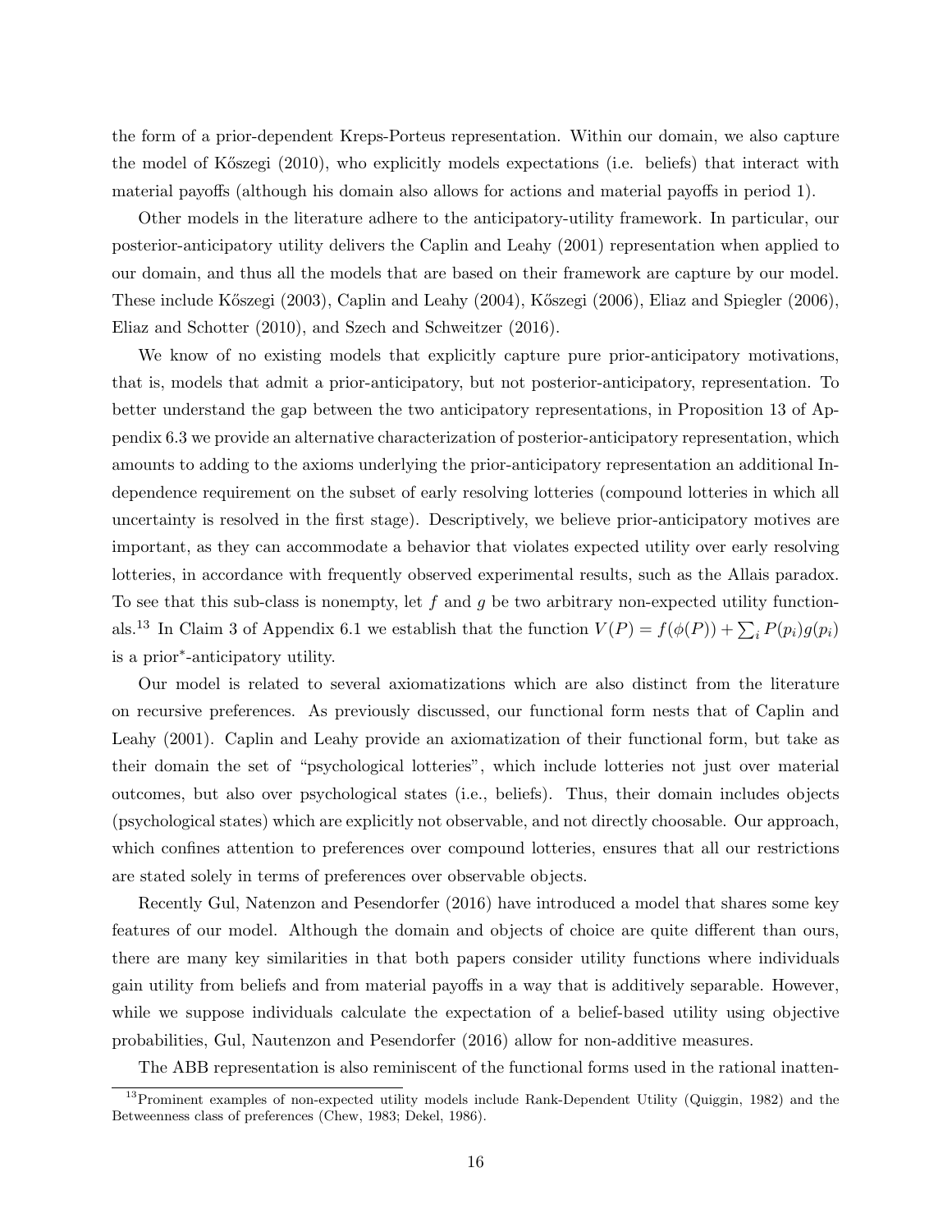the form of a prior-dependent Kreps-Porteus representation. Within our domain, we also capture the model of Kőszegi (2010), who explicitly models expectations (i.e. beliefs) that interact with material payoffs (although his domain also allows for actions and material payoffs in period 1).

Other models in the literature adhere to the anticipatory-utility framework. In particular, our posterior-anticipatory utility delivers the Caplin and Leahy (2001) representation when applied to our domain, and thus all the models that are based on their framework are capture by our model. These include Kőszegi (2003), Caplin and Leahy (2004), Kőszegi (2006), Eliaz and Spiegler (2006), Eliaz and Schotter (2010), and Szech and Schweitzer (2016).

We know of no existing models that explicitly capture pure prior-anticipatory motivations, that is, models that admit a prior-anticipatory, but not posterior-anticipatory, representation. To better understand the gap between the two anticipatory representations, in Proposition 13 of Appendix 6.3 we provide an alternative characterization of posterior-anticipatory representation, which amounts to adding to the axioms underlying the prior-anticipatory representation an additional Independence requirement on the subset of early resolving lotteries (compound lotteries in which all uncertainty is resolved in the first stage). Descriptively, we believe prior-anticipatory motives are important, as they can accommodate a behavior that violates expected utility over early resolving lotteries, in accordance with frequently observed experimental results, such as the Allais paradox. To see that this sub-class is nonempty, let $f$ and $g$ be two arbitrary non-expected utility functionals.[13] In Claim 3 of Appendix 6.1 we establish that the function $V(P) = f(\phi(P)) + \sum_i P(p_i)g(p_i)$ is a prior$^*$-anticipatory utility.

Our model is related to several axiomatizations which are also distinct from the literature on recursive preferences. As previously discussed, our functional form nests that of Caplin and Leahy (2001). Caplin and Leahy provide an axiomatization of their functional form, but take as their domain the set of "psychological lotteries", which include lotteries not just over material outcomes, but also over psychological states (i.e., beliefs). Thus, their domain includes objects (psychological states) which are explicitly not observable, and not directly choosable. Our approach, which confines attention to preferences over compound lotteries, ensures that all our restrictions are stated solely in terms of preferences over observable objects.

Recently Gul, Natenzon and Pesendorfer (2016) have introduced a model that shares some key features of our model. Although the domain and objects of choice are quite different than ours, there are many key similarities in that both papers consider utility functions where individuals gain utility from beliefs and from material payoffs in a way that is additively separable. However, while we suppose individuals calculate the expectation of a belief-based utility using objective probabilities, Gul, Nautenzon and Pesendorfer (2016) allow for non-additive measures.

The ABB representation is also reminiscent of the functional forms used in the rational inatten-

[13] Prominent examples of non-expected utility models include Rank-Dependent Utility (Quiggin, 1982) and the Betweenness class of preferences (Chew, 1983; Dekel, 1986).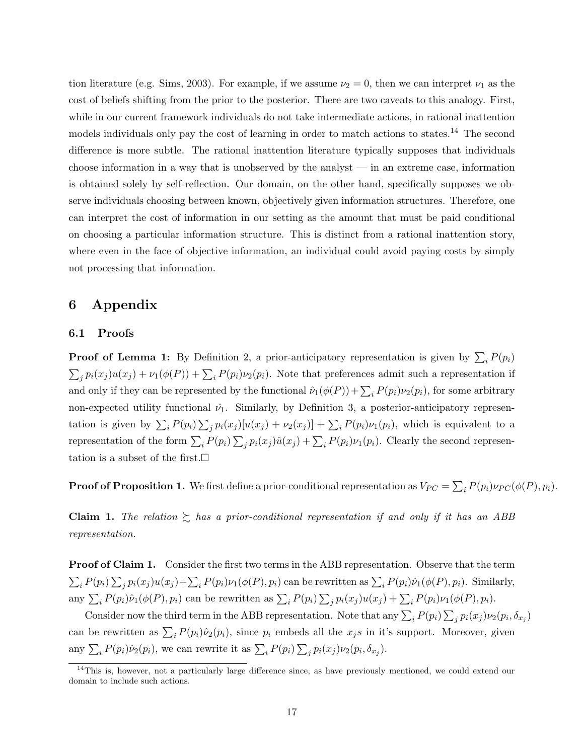tion literature (e.g. Sims, 2003). For example, if we assume $\nu_2 = 0$, then we can interpret $\nu_1$ as the cost of beliefs shifting from the prior to the posterior. There are two caveats to this analogy. First, while in our current framework individuals do not take intermediate actions, in rational inattention models individuals only pay the cost of learning in order to match actions to states.[14] The second difference is more subtle. The rational inattention literature typically supposes that individuals choose information in a way that is unobserved by the analyst — in an extreme case, information is obtained solely by self-reflection. Our domain, on the other hand, specifically supposes we observe individuals choosing between known, objectively given information structures. Therefore, one can interpret the cost of information in our setting as the amount that must be paid conditional on choosing a particular information structure. This is distinct from a rational inattention story, where even in the face of objective information, an individual could avoid paying costs by simply not processing that information.

# 6 Appendix

## 6.1 Proofs

**Proof of Lemma 1:** By Definition 2, a prior-anticipatory representation is given by $\sum_i P(p_i) \sum_j p_i(x_j)u(x_j) + \nu_1(\phi(P)) + \sum_i P(p_i)\nu_2(p_i)$. Note that preferences admit such a representation if and only if they can be represented by the functional $\hat{\nu}_1(\phi(P)) + \sum_i P(p_i)\nu_2(p_i)$, for some arbitrary non-expected utility functional $\hat{\nu}_1$. Similarly, by Definition 3, a posterior-anticipatory representation is given by $\sum_i P(p_i) \sum_j p_i(x_j)[u(x_j) + \nu_2(x_j)] + \sum_i P(p_i)\nu_1(p_i)$, which is equivalent to a representation of the form $\sum_i P(p_i) \sum_j p_i(x_j)\hat{u}(x_j) + \sum_i P(p_i)\nu_1(p_i)$. Clearly the second representation is a subset of the first.□

**Proof of Proposition 1.** We first define a prior-conditional representation as $V_{PC} = \sum_i P(p_i)\nu_{PC}(\phi(P), p_i)$.

**Claim 1.** *The relation $\succsim$ has a prior-conditional representation if and only if it has an ABB representation.*

**Proof of Claim 1.** Consider the first two terms in the ABB representation. Observe that the term $\sum_i P(p_i) \sum_j p_i(x_j)u(x_j) + \sum_i P(p_i)\nu_1(\phi(P), p_i)$ can be rewritten as $\sum_i P(p_i)\hat{\nu}_1(\phi(P), p_i)$. Similarly, any $\sum_i P(p_i)\hat{\nu}_1(\phi(P), p_i)$ can be rewritten as $\sum_i P(p_i) \sum_j p_i(x_j)u(x_j) + \sum_i P(p_i)\nu_1(\phi(P), p_i)$.

Consider now the third term in the ABB representation. Note that any $\sum_i P(p_i) \sum_j p_i(x_j)\nu_2(p_i, \delta_{x_j})$ can be rewritten as $\sum_i P(p_i)\hat{\nu}_2(p_i)$, since $p_i$ embeds all the $x_j$s in it's support. Moreover, given any $\sum_i P(p_i)\hat{\nu}_2(p_i)$, we can rewrite it as $\sum_i P(p_i) \sum_j p_i(x_j)\nu_2(p_i, \delta_{x_j})$.

[14] This is, however, not a particularly large difference since, as have previously mentioned, we could extend our domain to include such actions.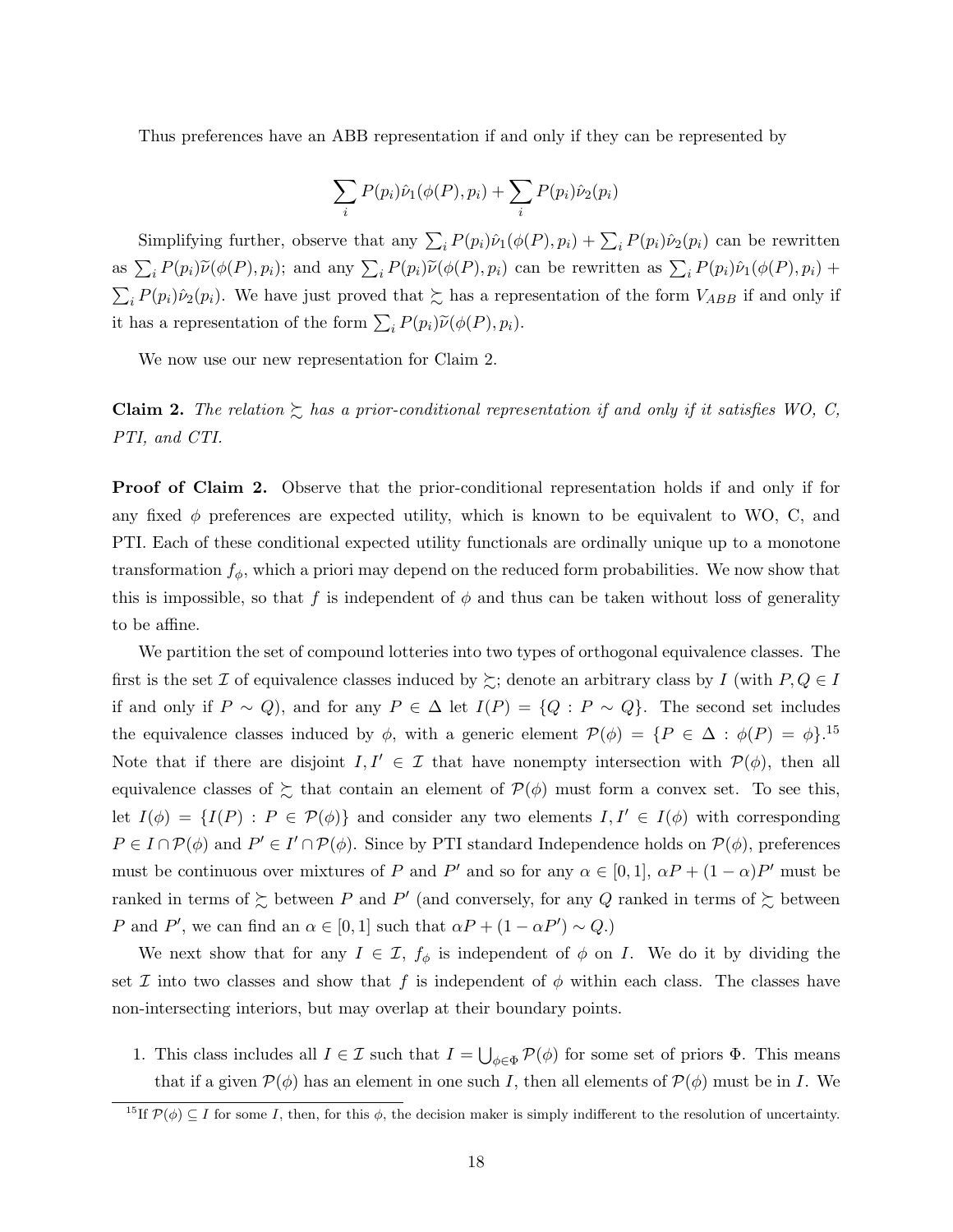Thus preferences have an ABB representation if and only if they can be represented by

$$\sum_i P(p_i)\hat{\nu}_1(\phi(P), p_i) + \sum_i P(p_i)\hat{\nu}_2(p_i)$$

Simplifying further, observe that any $\sum_i P(p_i)\hat{\nu}_1(\phi(P), p_i) + \sum_i P(p_i)\hat{\nu}_2(p_i)$ can be rewritten as $\sum_i P(p_i)\widetilde{\nu}(\phi(P), p_i)$; and any $\sum_i P(p_i)\widetilde{\nu}(\phi(P), p_i)$ can be rewritten as $\sum_i P(p_i)\hat{\nu}_1(\phi(P), p_i) + \sum_i P(p_i)\hat{\nu}_2(p_i)$. We have just proved that $\succsim$ has a representation of the form $V_{ABB}$ if and only if it has a representation of the form $\sum_i P(p_i)\widetilde{\nu}(\phi(P), p_i)$.

We now use our new representation for Claim 2.

**Claim 2.** *The relation $\succsim$ has a prior-conditional representation if and only if it satisfies WO, C, PTI, and CTI.*

**Proof of Claim 2.** Observe that the prior-conditional representation holds if and only if for any fixed $\phi$ preferences are expected utility, which is known to be equivalent to WO, C, and PTI. Each of these conditional expected utility functionals are ordinally unique up to a monotone transformation $f_\phi$, which a priori may depend on the reduced form probabilities. We now show that this is impossible, so that $f$ is independent of $\phi$ and thus can be taken without loss of generality to be affine.

We partition the set of compound lotteries into two types of orthogonal equivalence classes. The first is the set $\mathcal{I}$ of equivalence classes induced by $\succsim$; denote an arbitrary class by $I$ (with $P, Q \in I$ if and only if $P \sim Q$), and for any $P \in \Delta$ let $I(P) = \{Q : P \sim Q\}$. The second set includes the equivalence classes induced by $\phi$, with a generic element $\mathcal{P}(\phi) = \{P \in \Delta : \phi(P) = \phi\}$.[15] Note that if there are disjoint $I, I' \in \mathcal{I}$ that have nonempty intersection with $\mathcal{P}(\phi)$, then all equivalence classes of $\succsim$ that contain an element of $\mathcal{P}(\phi)$ must form a convex set. To see this, let $I(\phi) = \{I(P) : P \in \mathcal{P}(\phi)\}$ and consider any two elements $I, I' \in I(\phi)$ with corresponding $P \in I \cap \mathcal{P}(\phi)$ and $P' \in I' \cap \mathcal{P}(\phi)$. Since by PTI standard Independence holds on $\mathcal{P}(\phi)$, preferences must be continuous over mixtures of $P$ and $P'$ and so for any $\alpha \in [0,1]$, $\alpha P + (1-\alpha)P'$ must be ranked in terms of $\succsim$ between $P$ and $P'$ (and conversely, for any $Q$ ranked in terms of $\succsim$ between $P$ and $P'$, we can find an $\alpha \in [0,1]$ such that $\alpha P + (1 - \alpha P') \sim Q$.)

We next show that for any $I \in \mathcal{I}$, $f_\phi$ is independent of $\phi$ on $I$. We do it by dividing the set $\mathcal{I}$ into two classes and show that $f$ is independent of $\phi$ within each class. The classes have non-intersecting interiors, but may overlap at their boundary points.

1. This class includes all $I \in \mathcal{I}$ such that $I = \bigcup_{\phi \in \Phi} \mathcal{P}(\phi)$ for some set of priors $\Phi$. This means that if a given $\mathcal{P}(\phi)$ has an element in one such $I$, then all elements of $\mathcal{P}(\phi)$ must be in $I$. We

[15] If $\mathcal{P}(\phi) \subseteq I$ for some $I$, then, for this $\phi$, the decision maker is simply indifferent to the resolution of uncertainty.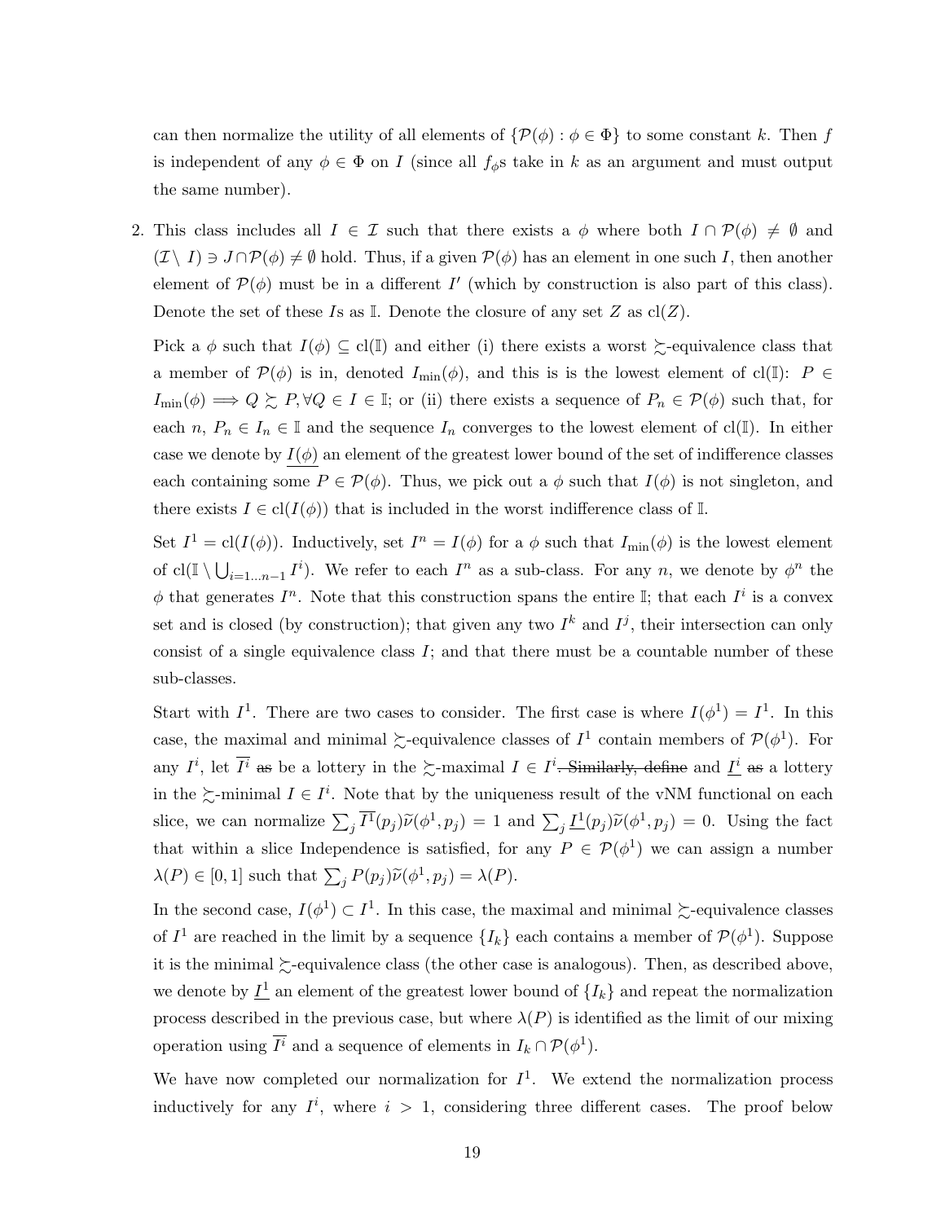can then normalize the utility of all elements of $\{\mathcal{P}(\phi) : \phi \in \Phi\}$ to some constant $k$. Then $f$ is independent of any $\phi \in \Phi$ on $I$ (since all $f_\phi$s take in $k$ as an argument and must output the same number).

2. This class includes all $I \in \mathcal{I}$ such that there exists a $\phi$ where both $I \cap \mathcal{P}(\phi) \neq \emptyset$ and $(\mathcal{I} \setminus I) \ni J \cap \mathcal{P}(\phi) \neq \emptyset$ hold. Thus, if a given $\mathcal{P}(\phi)$ has an element in one such $I$, then another element of $\mathcal{P}(\phi)$ must be in a different $I'$ (which by construction is also part of this class). Denote the set of these $I$s as $\mathbb{I}$. Denote the closure of any set $Z$ as $\text{cl}(Z)$.

   Pick a $\phi$ such that $I(\phi) \subseteq \text{cl}(\mathbb{I})$ and either (i) there exists a worst $\succsim$-equivalence class that a member of $\mathcal{P}(\phi)$ is in, denoted $I_{\min}(\phi)$, and this is is the lowest element of $\text{cl}(\mathbb{I})$: $P \in I_{\min}(\phi) \implies Q \succsim P, \forall Q \in I \in \mathbb{I}$; or (ii) there exists a sequence of $P_n \in \mathcal{P}(\phi)$ such that, for each $n$, $P_n \in I_n \in \mathbb{I}$ and the sequence $I_n$ converges to the lowest element of $\text{cl}(\mathbb{I})$. In either case we denote by $\underline{I(\phi)}$ an element of the greatest lower bound of the set of indifference classes each containing some $P \in \mathcal{P}(\phi)$. Thus, we pick out a $\phi$ such that $I(\phi)$ is not singleton, and there exists $I \in \text{cl}(I(\phi))$ that is included in the worst indifference class of $\mathbb{I}$.

   Set $I^1 = \text{cl}(I(\phi))$. Inductively, set $I^n = I(\phi)$ for a $\phi$ such that $I_{\min}(\phi)$ is the lowest element of $\text{cl}(\mathbb{I} \setminus \bigcup_{i=1\dots n-1} I^i)$. We refer to each $I^n$ as a sub-class. For any $n$, we denote by $\phi^n$ the $\phi$ that generates $I^n$. Note that this construction spans the entire $\mathbb{I}$; that each $I^i$ is a convex set and is closed (by construction); that given any two $I^k$ and $I^j$, their intersection can only consist of a single equivalence class $I$; and that there must be a countable number of these sub-classes.

   Start with $I^1$. There are two cases to consider. The first case is where $I(\phi^1) = I^1$. In this case, the maximal and minimal $\succsim$-equivalence classes of $I^1$ contain members of $\mathcal{P}(\phi^1)$. For any $I^i$, let $\overline{I^i}$ ~~as~~ be a lottery in the $\succsim$-maximal $I \in I^i$~~. Similarly, define~~ and $\underline{I^i}$ ~~as~~ a lottery in the $\succsim$-minimal $I \in I^i$. Note that by the uniqueness result of the vNM functional on each slice, we can normalize $\sum_j \overline{I^1}(p_j)\widetilde{\nu}(\phi^1, p_j) = 1$ and $\sum_j \underline{I^1}(p_j)\widetilde{\nu}(\phi^1, p_j) = 0$. Using the fact that within a slice Independence is satisfied, for any $P \in \mathcal{P}(\phi^1)$ we can assign a number $\lambda(P) \in [0, 1]$ such that $\sum_j P(p_j)\widetilde{\nu}(\phi^1, p_j) = \lambda(P)$.

   In the second case, $I(\phi^1) \subset I^1$. In this case, the maximal and minimal $\succsim$-equivalence classes of $I^1$ are reached in the limit by a sequence $\{I_k\}$ each contains a member of $\mathcal{P}(\phi^1)$. Suppose it is the minimal $\succsim$-equivalence class (the other case is analogous). Then, as described above, we denote by $\underline{I^1}$ an element of the greatest lower bound of $\{I_k\}$ and repeat the normalization process described in the previous case, but where $\lambda(P)$ is identified as the limit of our mixing operation using $\overline{I^i}$ and a sequence of elements in $I_k \cap \mathcal{P}(\phi^1)$.

   We have now completed our normalization for $I^1$. We extend the normalization process inductively for any $I^i$, where $i > 1$, considering three different cases. The proof below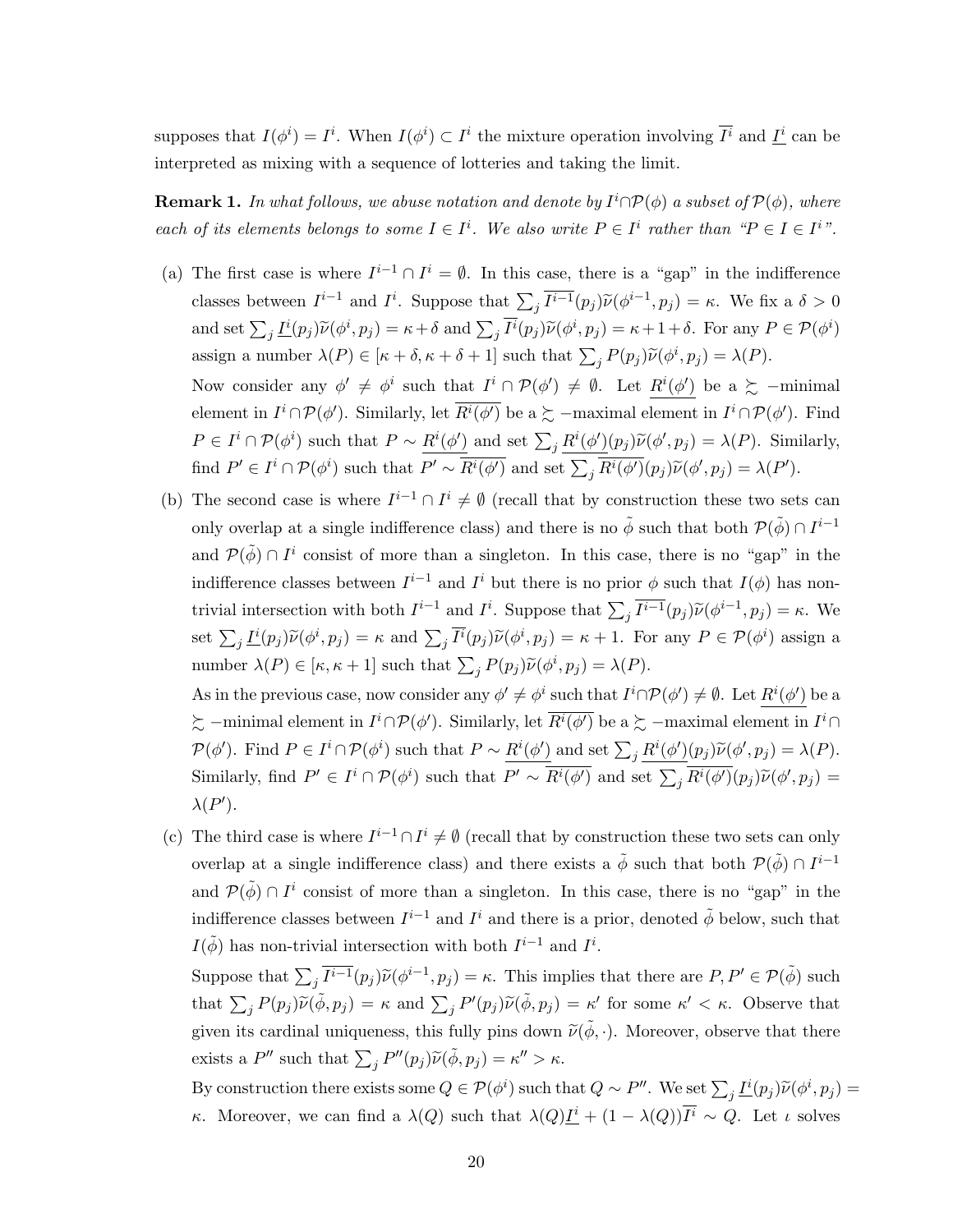supposes that $I(\phi^i) = I^i$. When $I(\phi^i) \subset I^i$ the mixture operation involving $\overline{I^i}$ and $\underline{I^i}$ can be interpreted as mixing with a sequence of lotteries and taking the limit.

**Remark 1.** *In what follows, we abuse notation and denote by $I^i \cap \mathcal{P}(\phi)$ a subset of $\mathcal{P}(\phi)$, where each of its elements belongs to some $I \in I^i$. We also write $P \in I^i$ rather than "$P \in I \in I^i$".*

(a) The first case is where $I^{i-1} \cap I^i = \emptyset$. In this case, there is a "gap" in the indifference classes between $I^{i-1}$ and $I^i$. Suppose that $\sum_j \overline{I^{i-1}}(p_j)\widetilde{\nu}(\phi^{i-1}, p_j) = \kappa$. We fix a $\delta > 0$ and set $\sum_j \underline{I^i}(p_j)\widetilde{\nu}(\phi^i, p_j) = \kappa + \delta$ and $\sum_j \overline{I^i}(p_j)\widetilde{\nu}(\phi^i, p_j) = \kappa + 1 + \delta$. For any $P \in \mathcal{P}(\phi^i)$ assign a number $\lambda(P) \in [\kappa + \delta, \kappa + \delta + 1]$ such that $\sum_j P(p_j)\widetilde{\nu}(\phi^i, p_j) = \lambda(P)$.

   Now consider any $\phi' \neq \phi^i$ such that $I^i \cap \mathcal{P}(\phi') \neq \emptyset$. Let $\underline{R^i(\phi')}$ be a $\succsim$ $-$minimal element in $I^i \cap \mathcal{P}(\phi')$. Similarly, let $\overline{R^i(\phi')}$ be a $\succsim$ $-$maximal element in $I^i \cap \mathcal{P}(\phi')$. Find $P \in I^i \cap \mathcal{P}(\phi^i)$ such that $P \sim \underline{R^i(\phi')}$ and set $\sum_j \underline{R^i(\phi')}(p_j)\widetilde{\nu}(\phi', p_j) = \lambda(P)$. Similarly, find $P' \in I^i \cap \mathcal{P}(\phi^i)$ such that $P' \sim \overline{R^i(\phi')}$ and set $\sum_j \overline{R^i(\phi')}(p_j)\widetilde{\nu}(\phi', p_j) = \lambda(P')$.

(b) The second case is where $I^{i-1} \cap I^i \neq \emptyset$ (recall that by construction these two sets can only overlap at a single indifference class) and there is no $\tilde{\phi}$ such that both $\mathcal{P}(\tilde{\phi}) \cap I^{i-1}$ and $\mathcal{P}(\tilde{\phi}) \cap I^i$ consist of more than a singleton. In this case, there is no "gap" in the indifference classes between $I^{i-1}$ and $I^i$ but there is no prior $\phi$ such that $I(\phi)$ has non-trivial intersection with both $I^{i-1}$ and $I^i$. Suppose that $\sum_j \overline{I^{i-1}}(p_j)\widetilde{\nu}(\phi^{i-1}, p_j) = \kappa$. We set $\sum_j \underline{I^i}(p_j)\widetilde{\nu}(\phi^i, p_j) = \kappa$ and $\sum_j \overline{I^i}(p_j)\widetilde{\nu}(\phi^i, p_j) = \kappa + 1$. For any $P \in \mathcal{P}(\phi^i)$ assign a number $\lambda(P) \in [\kappa, \kappa + 1]$ such that $\sum_j P(p_j)\widetilde{\nu}(\phi^i, p_j) = \lambda(P)$.

   As in the previous case, now consider any $\phi' \neq \phi^i$ such that $I^i \cap \mathcal{P}(\phi') \neq \emptyset$. Let $\underline{R^i(\phi')}$ be a $\succsim$ $-$minimal element in $I^i \cap \mathcal{P}(\phi')$. Similarly, let $\overline{R^i(\phi')}$ be a $\succsim$ $-$maximal element in $I^i \cap \mathcal{P}(\phi')$. Find $P \in I^i \cap \mathcal{P}(\phi^i)$ such that $P \sim \underline{R^i(\phi')}$ and set $\sum_j \underline{R^i(\phi')}(p_j)\widetilde{\nu}(\phi', p_j) = \lambda(P)$. Similarly, find $P' \in I^i \cap \mathcal{P}(\phi^i)$ such that $P' \sim \overline{R^i(\phi')}$ and set $\sum_j \overline{R^i(\phi')}(p_j)\widetilde{\nu}(\phi', p_j) = \lambda(P')$.

(c) The third case is where $I^{i-1} \cap I^i \neq \emptyset$ (recall that by construction these two sets can only overlap at a single indifference class) and there exists a $\tilde{\phi}$ such that both $\mathcal{P}(\tilde{\phi}) \cap I^{i-1}$ and $\mathcal{P}(\tilde{\phi}) \cap I^i$ consist of more than a singleton. In this case, there is no "gap" in the indifference classes between $I^{i-1}$ and $I^i$ and there is a prior, denoted $\tilde{\phi}$ below, such that $I(\tilde{\phi})$ has non-trivial intersection with both $I^{i-1}$ and $I^i$.

   Suppose that $\sum_j \overline{I^{i-1}}(p_j)\widetilde{\nu}(\phi^{i-1}, p_j) = \kappa$. This implies that there are $P, P' \in \mathcal{P}(\tilde{\phi})$ such that $\sum_j P(p_j)\widetilde{\nu}(\tilde{\phi}, p_j) = \kappa$ and $\sum_j P'(p_j)\widetilde{\nu}(\tilde{\phi}, p_j) = \kappa'$ for some $\kappa' < \kappa$. Observe that given its cardinal uniqueness, this fully pins down $\widetilde{\nu}(\tilde{\phi}, \cdot)$. Moreover, observe that there exists a $P''$ such that $\sum_j P''(p_j)\widetilde{\nu}(\tilde{\phi}, p_j) = \kappa'' > \kappa$.

   By construction there exists some $Q \in \mathcal{P}(\phi^i)$ such that $Q \sim P''$. We set $\sum_j \underline{I^i}(p_j)\widetilde{\nu}(\phi^i, p_j) = \kappa$. Moreover, we can find a $\lambda(Q)$ such that $\lambda(Q)\underline{I^i} + (1 - \lambda(Q))\overline{I^i} \sim Q$. Let $\iota$ solves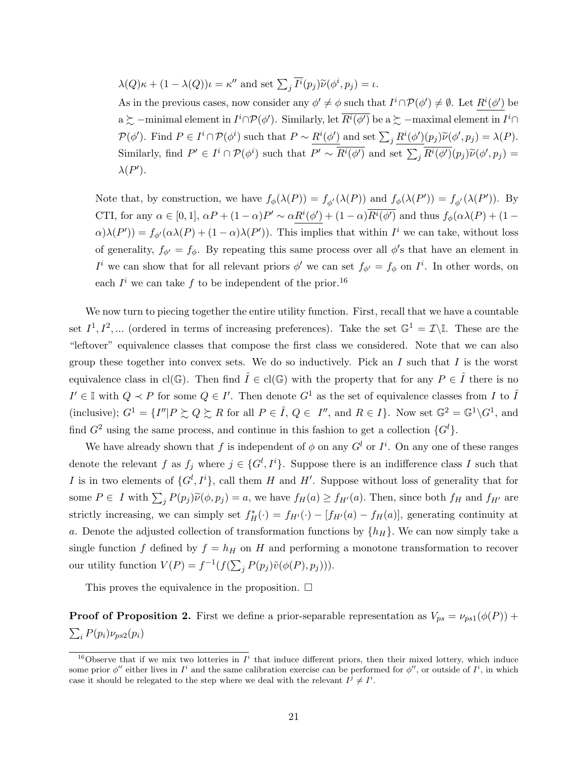$\lambda(Q)\kappa + (1-\lambda(Q))\iota = \kappa''$ and set $\sum_j \overline{I^i}(p_j)\widetilde{\nu}(\phi^i, p_j) = \iota$.

As in the previous cases, now consider any $\phi' \neq \phi$ such that $I^i \cap \mathcal{P}(\phi') \neq \emptyset$. Let $\underline{R^i(\phi')}$ be a $\succsim$ −minimal element in $I^i \cap \mathcal{P}(\phi')$. Similarly, let $\overline{R^i(\phi')}$ be a $\succsim$ −maximal element in $I^i \cap \mathcal{P}(\phi')$. Find $P \in I^i \cap \mathcal{P}(\phi^i)$ such that $P \sim \underline{R^i(\phi')}$ and set $\sum_j \underline{R^i(\phi')}(p_j)\widetilde{\nu}(\phi', p_j) = \lambda(P)$. Similarly, find $P' \in I^i \cap \mathcal{P}(\phi^i)$ such that $P' \sim \overline{R^i(\phi')}$ and set $\sum_j \overline{R^i(\phi')}(p_j)\widetilde{\nu}(\phi', p_j) = \lambda(P')$.

Note that, by construction, we have $f_\phi(\lambda(P)) = f_{\phi'}(\lambda(P))$ and $f_\phi(\lambda(P')) = f_{\phi'}(\lambda(P'))$. By CTI, for any $\alpha \in [0,1]$, $\alpha P + (1-\alpha)P' \sim \alpha \underline{R^i(\phi')} + (1-\alpha)\overline{R^i(\phi')}$ and thus $f_\phi(\alpha\lambda(P) + (1-\alpha)\lambda(P')) = f_{\phi'}(\alpha\lambda(P) + (1-\alpha)\lambda(P'))$. This implies that within $I^i$ we can take, without loss of generality, $f_{\phi'} = f_\phi$. By repeating this same process over all $\phi'$s that have an element in $I^i$ we can show that for all relevant priors $\phi'$ we can set $f_{\phi'} = f_\phi$ on $I^i$. In other words, on each $I^i$ we can take $f$ to be independent of the prior.[16]

We now turn to piecing together the entire utility function. First, recall that we have a countable set $I^1, I^2, \ldots$ (ordered in terms of increasing preferences). Take the set $\mathbb{G}^1 = \mathcal{I}\backslash\mathbb{I}$. These are the "leftover" equivalence classes that compose the first class we considered. Note that we can also group these together into convex sets. We do so inductively. Pick an $I$ such that $I$ is the worst equivalence class in cl($\mathbb{G}$). Then find $\hat{I} \in$ cl($\mathbb{G}$) with the property that for any $P \in \hat{I}$ there is no $I' \in \mathbb{I}$ with $Q \prec P$ for some $Q \in I'$. Then denote $G^1$ as the set of equivalence classes from $I$ to $\hat{I}$ (inclusive); $G^1 = \{I'' | P \succsim Q \succsim R \text{ for all } P \in \hat{I},\ Q \in I'', \text{ and } R \in I\}$. Now set $\mathbb{G}^2 = \mathbb{G}^1 \backslash G^1$, and find $G^2$ using the same process, and continue in this fashion to get a collection $\{G^l\}$.

We have already shown that $f$ is independent of $\phi$ on any $G^l$ or $I^i$. On any one of these ranges denote the relevant $f$ as $f_j$ where $j \in \{G^l, I^i\}$. Suppose there is an indifference class $I$ such that $I$ is in two elements of $\{G^l, I^i\}$, call them $H$ and $H'$. Suppose without loss of generality that for some $P \in I$ with $\sum_j P(p_j)\widetilde{\nu}(\phi, p_j) = a$, we have $f_H(a) \geq f_{H'}(a)$. Then, since both $f_H$ and $f_{H'}$ are strictly increasing, we can simply set $f_H^*(\cdot) = f_{H'}(\cdot) - [f_{H'}(a) - f_H(a)]$, generating continuity at $a$. Denote the adjusted collection of transformation functions by $\{h_H\}$. We can now simply take a single function $f$ defined by $f = h_H$ on $H$ and performing a monotone transformation to recover our utility function $V(P) = f^{-1}(f(\sum_j P(p_j)\tilde{v}(\phi(P), p_j)))$.

This proves the equivalence in the proposition. □

**Proof of Proposition 2.** First we define a prior-separable representation as $V_{ps} = \nu_{ps1}(\phi(P)) + \sum_i P(p_i)\nu_{ps2}(p_i)$

[16] Observe that if we mix two lotteries in $I^i$ that induce different priors, then their mixed lottery, which induce some prior $\phi''$ either lives in $I^i$ and the same calibration exercise can be performed for $\phi''$, or outside of $I^i$, in which case it should be relegated to the step where we deal with the relevant $I^j \neq I^i$.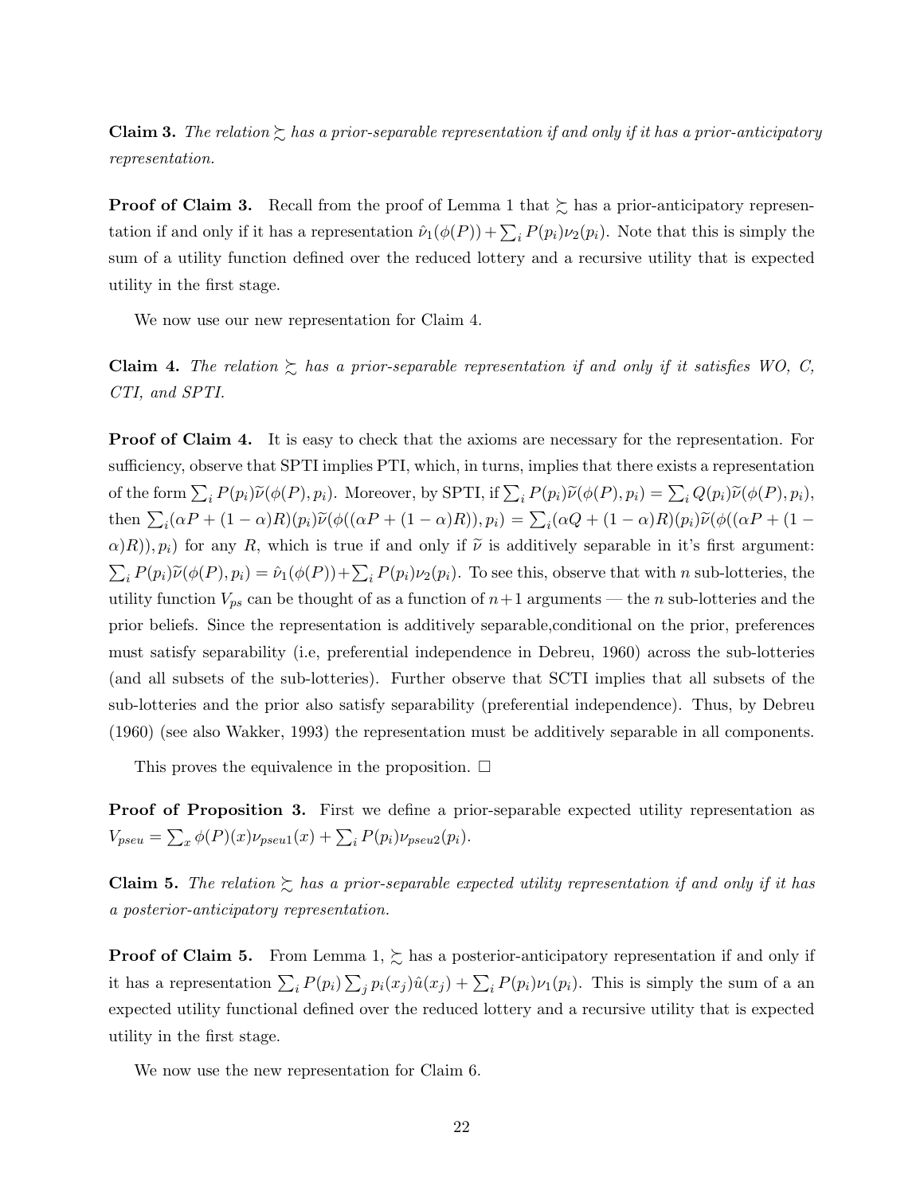**Claim 3.** *The relation $\succsim$ has a prior-separable representation if and only if it has a prior-anticipatory representation.*

**Proof of Claim 3.** Recall from the proof of Lemma 1 that $\succsim$ has a prior-anticipatory representation if and only if it has a representation $\hat{\nu}_1(\phi(P)) + \sum_i P(p_i)\nu_2(p_i)$. Note that this is simply the sum of a utility function defined over the reduced lottery and a recursive utility that is expected utility in the first stage.

We now use our new representation for Claim 4.

**Claim 4.** *The relation $\succsim$ has a prior-separable representation if and only if it satisfies WO, C, CTI, and SPTI.*

**Proof of Claim 4.** It is easy to check that the axioms are necessary for the representation. For sufficiency, observe that SPTI implies PTI, which, in turns, implies that there exists a representation of the form $\sum_i P(p_i)\widetilde{\nu}(\phi(P), p_i)$. Moreover, by SPTI, if $\sum_i P(p_i)\widetilde{\nu}(\phi(P), p_i) = \sum_i Q(p_i)\widetilde{\nu}(\phi(P), p_i)$, then $\sum_i(\alpha P + (1-\alpha)R)(p_i)\widetilde{\nu}(\phi((\alpha P + (1-\alpha)R)), p_i) = \sum_i(\alpha Q + (1-\alpha)R)(p_i)\widetilde{\nu}(\phi((\alpha P + (1-\alpha)R)), p_i)$ for any $R$, which is true if and only if $\widetilde{\nu}$ is additively separable in it's first argument: $\sum_i P(p_i)\widetilde{\nu}(\phi(P), p_i) = \hat{\nu}_1(\phi(P)) + \sum_i P(p_i)\nu_2(p_i)$. To see this, observe that with $n$ sub-lotteries, the utility function $V_{ps}$ can be thought of as a function of $n+1$ arguments — the $n$ sub-lotteries and the prior beliefs. Since the representation is additively separable,conditional on the prior, preferences must satisfy separability (i.e, preferential independence in Debreu, 1960) across the sub-lotteries (and all subsets of the sub-lotteries). Further observe that SCTI implies that all subsets of the sub-lotteries and the prior also satisfy separability (preferential independence). Thus, by Debreu (1960) (see also Wakker, 1993) the representation must be additively separable in all components.

This proves the equivalence in the proposition. □

**Proof of Proposition 3.** First we define a prior-separable expected utility representation as $V_{pseu} = \sum_x \phi(P)(x)\nu_{pseu1}(x) + \sum_i P(p_i)\nu_{pseu2}(p_i)$.

**Claim 5.** *The relation $\succsim$ has a prior-separable expected utility representation if and only if it has a posterior-anticipatory representation.*

**Proof of Claim 5.** From Lemma 1, $\succsim$ has a posterior-anticipatory representation if and only if it has a representation $\sum_i P(p_i)\sum_j p_i(x_j)\hat{u}(x_j) + \sum_i P(p_i)\nu_1(p_i)$. This is simply the sum of a an expected utility functional defined over the reduced lottery and a recursive utility that is expected utility in the first stage.

We now use the new representation for Claim 6.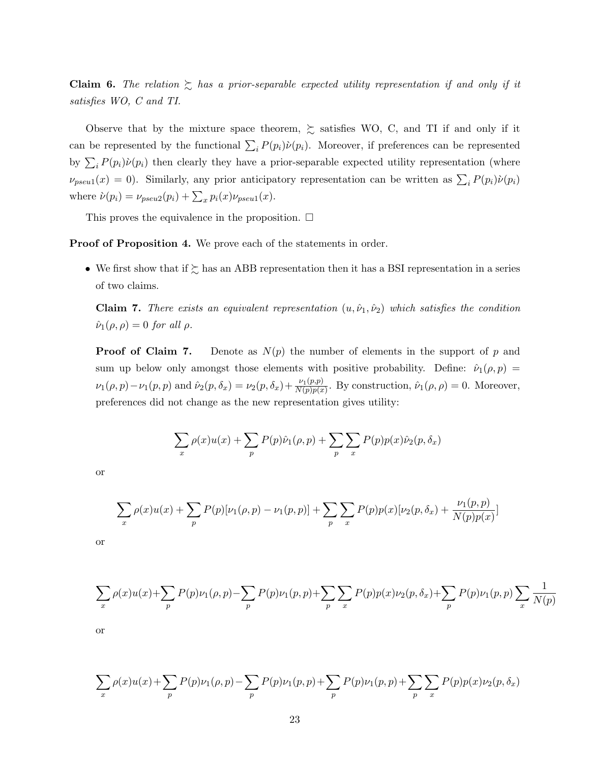**Claim 6.** *The relation $\succsim$ has a prior-separable expected utility representation if and only if it satisfies WO, C and TI.*

Observe that by the mixture space theorem, $\succsim$ satisfies WO, C, and TI if and only if it can be represented by the functional $\sum_i P(p_i)\grave{\nu}(p_i)$. Moreover, if preferences can be represented by $\sum_i P(p_i)\grave{\nu}(p_i)$ then clearly they have a prior-separable expected utility representation (where $\nu_{pseu1}(x) = 0$). Similarly, any prior anticipatory representation can be written as $\sum_i P(p_i)\grave{\nu}(p_i)$ where $\grave{\nu}(p_i) = \nu_{pseu2}(p_i) + \sum_x p_i(x)\nu_{pseu1}(x)$.

This proves the equivalence in the proposition. $\square$

**Proof of Proposition 4.** We prove each of the statements in order.

- We first show that if $\succsim$ has an ABB representation then it has a BSI representation in a series of two claims.

  **Claim 7.** *There exists an equivalent representation $(u, \hat{\nu}_1, \hat{\nu}_2)$ which satisfies the condition $\hat{\nu}_1(\rho, \rho) = 0$ for all $\rho$.*

  **Proof of Claim 7.** Denote as $N(p)$ the number of elements in the support of $p$ and sum up below only amongst those elements with positive probability. Define: $\hat{\nu}_1(\rho, p) = \nu_1(\rho, p) - \nu_1(p, p)$ and $\hat{\nu}_2(p, \delta_x) = \nu_2(p, \delta_x) + \frac{\nu_1(p,p)}{N(p)p(x)}$. By construction, $\hat{\nu}_1(\rho, \rho) = 0$. Moreover, preferences did not change as the new representation gives utility:

  $$\sum_x \rho(x)u(x) + \sum_p P(p)\hat{\nu}_1(\rho, p) + \sum_p \sum_x P(p)p(x)\hat{\nu}_2(p, \delta_x)$$

  or

  $$\sum_x \rho(x)u(x) + \sum_p P(p)[\nu_1(\rho, p) - \nu_1(p, p)] + \sum_p \sum_x P(p)p(x)[\nu_2(p, \delta_x) + \frac{\nu_1(p, p)}{N(p)p(x)}]$$

  or

  $$\sum_x \rho(x)u(x) + \sum_p P(p)\nu_1(\rho, p) - \sum_p P(p)\nu_1(p, p) + \sum_p \sum_x P(p)p(x)\nu_2(p, \delta_x) + \sum_p P(p)\nu_1(p, p)\sum_x \frac{1}{N(p)}$$

  or

  $$\sum_x \rho(x)u(x) + \sum_p P(p)\nu_1(\rho, p) - \sum_p P(p)\nu_1(p, p) + \sum_p P(p)\nu_1(p, p) + \sum_p \sum_x P(p)p(x)\nu_2(p, \delta_x)$$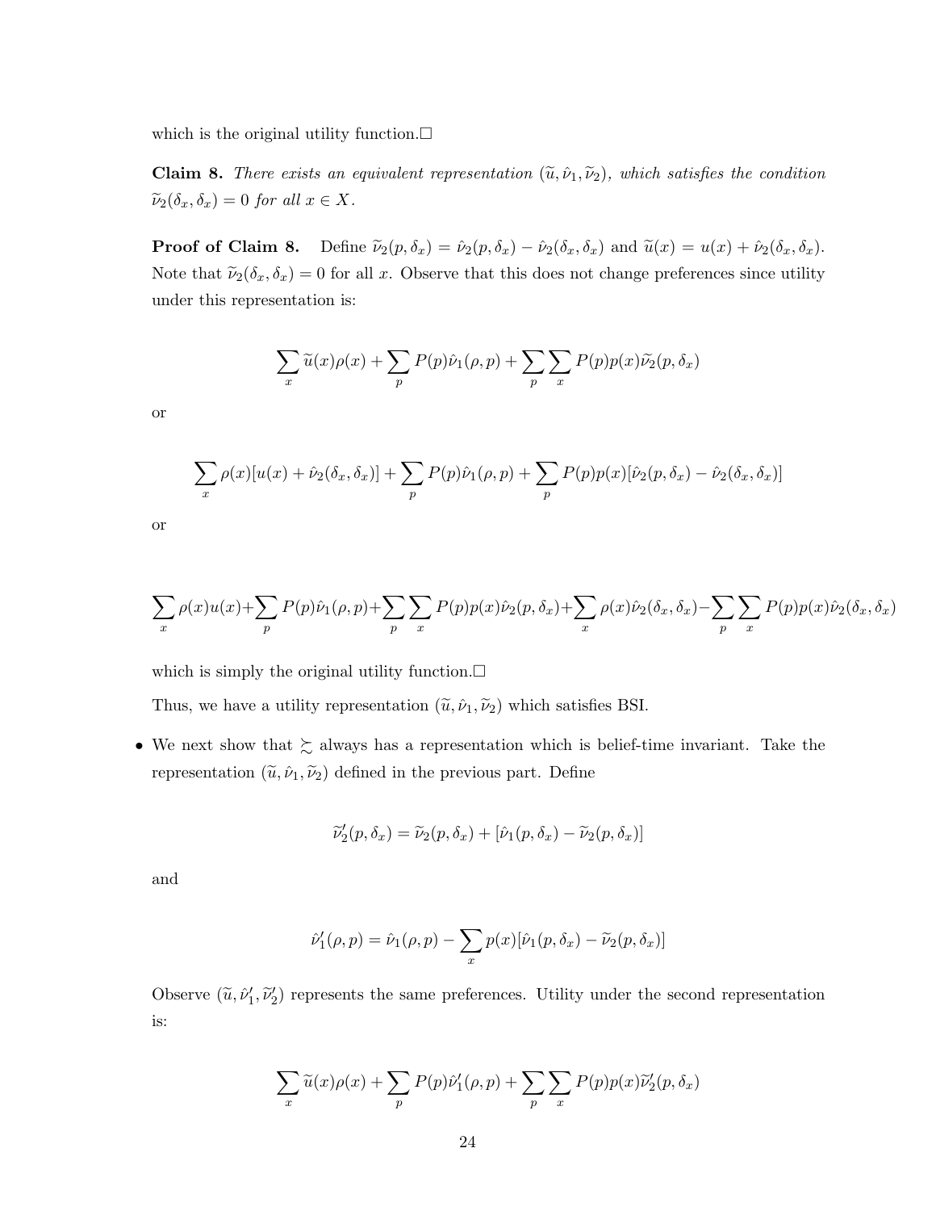which is the original utility function.□

**Claim 8.** *There exists an equivalent representation $(\widetilde{u}, \hat{\nu}_1, \widetilde{\nu}_2)$, which satisfies the condition $\widetilde{\nu}_2(\delta_x, \delta_x) = 0$ for all $x \in X$.*

**Proof of Claim 8.** Define $\widetilde{\nu}_2(p, \delta_x) = \hat{\nu}_2(p, \delta_x) - \hat{\nu}_2(\delta_x, \delta_x)$ and $\widetilde{u}(x) = u(x) + \hat{\nu}_2(\delta_x, \delta_x)$. Note that $\widetilde{\nu}_2(\delta_x, \delta_x) = 0$ for all $x$. Observe that this does not change preferences since utility under this representation is:

$$\sum_x \widetilde{u}(x)\rho(x) + \sum_p P(p)\hat{\nu}_1(\rho, p) + \sum_p \sum_x P(p)p(x)\widetilde{\nu}_2(p, \delta_x)$$

or

$$\sum_x \rho(x)[u(x) + \hat{\nu}_2(\delta_x, \delta_x)] + \sum_p P(p)\hat{\nu}_1(\rho, p) + \sum_p P(p)p(x)[\hat{\nu}_2(p, \delta_x) - \hat{\nu}_2(\delta_x, \delta_x)]$$

or

$$\sum_x \rho(x)u(x) + \sum_p P(p)\hat{\nu}_1(\rho, p) + \sum_p \sum_x P(p)p(x)\hat{\nu}_2(p, \delta_x) + \sum_x \rho(x)\hat{\nu}_2(\delta_x, \delta_x) - \sum_p \sum_x P(p)p(x)\hat{\nu}_2(\delta_x, \delta_x)$$

which is simply the original utility function.□

Thus, we have a utility representation $(\widetilde{u}, \hat{\nu}_1, \widetilde{\nu}_2)$ which satisfies BSI.

- We next show that $\succsim$ always has a representation which is belief-time invariant. Take the representation $(\widetilde{u}, \hat{\nu}_1, \widetilde{\nu}_2)$ defined in the previous part. Define

$$\widetilde{\nu}_2'(p, \delta_x) = \widetilde{\nu}_2(p, \delta_x) + [\hat{\nu}_1(p, \delta_x) - \widetilde{\nu}_2(p, \delta_x)]$$

and

$$\hat{\nu}_1'(\rho, p) = \hat{\nu}_1(\rho, p) - \sum_x p(x)[\hat{\nu}_1(p, \delta_x) - \widetilde{\nu}_2(p, \delta_x)]$$

Observe $(\widetilde{u}, \hat{\nu}_1', \widetilde{\nu}_2')$ represents the same preferences. Utility under the second representation is:

$$\sum_x \widetilde{u}(x)\rho(x) + \sum_p P(p)\hat{\nu}_1'(\rho, p) + \sum_p \sum_x P(p)p(x)\widetilde{\nu}_2'(p, \delta_x)$$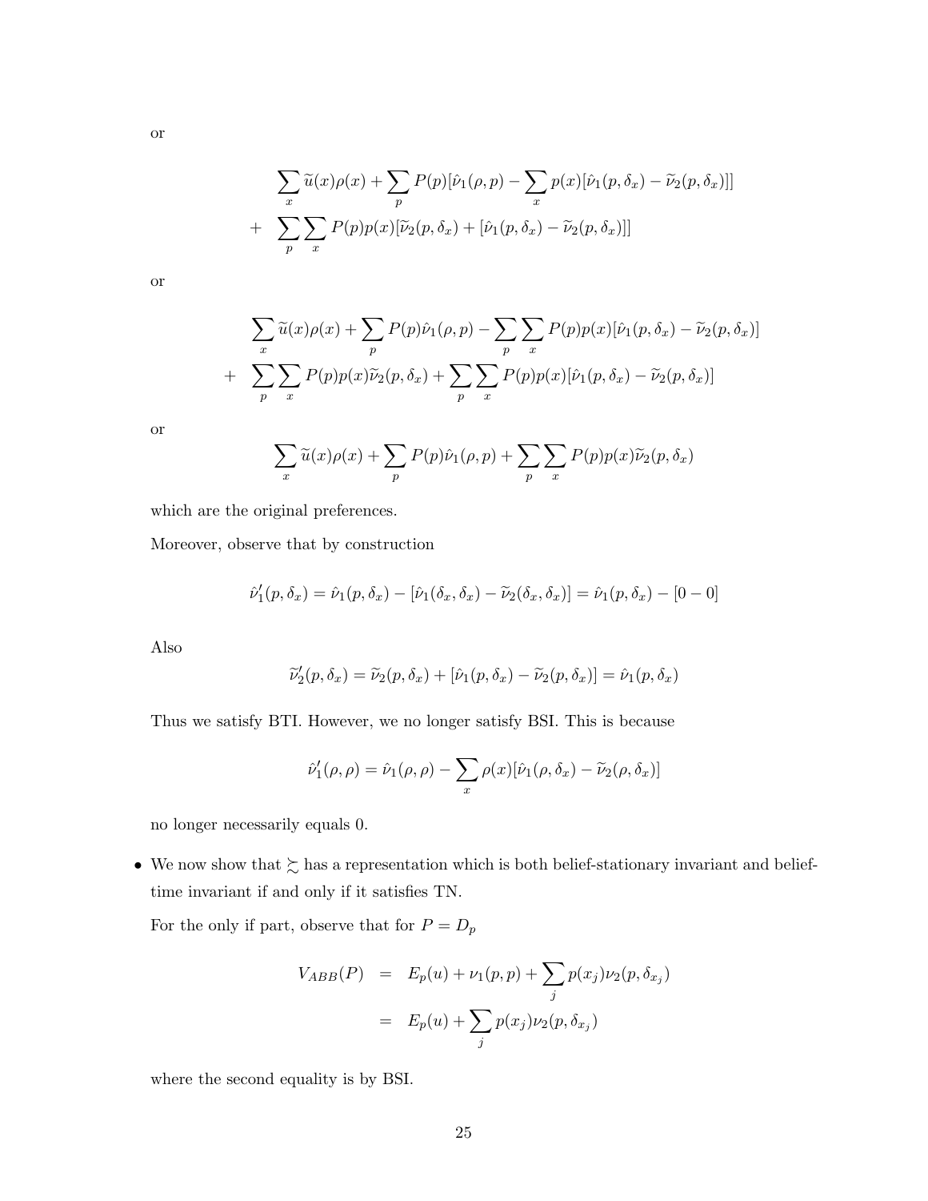or

$$
\begin{aligned}
& \sum_x \widetilde{u}(x)\rho(x) + \sum_p P(p)[\hat{\nu}_1(\rho, p) - \sum_x p(x)[\hat{\nu}_1(p, \delta_x) - \widetilde{\nu}_2(p, \delta_x)]] \\
+ \quad & \sum_p \sum_x P(p)p(x)[\widetilde{\nu}_2(p, \delta_x) + [\hat{\nu}_1(p, \delta_x) - \widetilde{\nu}_2(p, \delta_x)]]
\end{aligned}
$$

or

$$
\begin{aligned}
& \sum_x \widetilde{u}(x)\rho(x) + \sum_p P(p)\hat{\nu}_1(\rho, p) - \sum_p \sum_x P(p)p(x)[\hat{\nu}_1(p, \delta_x) - \widetilde{\nu}_2(p, \delta_x)] \\
+ \quad & \sum_p \sum_x P(p)p(x)\widetilde{\nu}_2(p, \delta_x) + \sum_p \sum_x P(p)p(x)[\hat{\nu}_1(p, \delta_x) - \widetilde{\nu}_2(p, \delta_x)]
\end{aligned}
$$

or

$$
\sum_x \widetilde{u}(x)\rho(x) + \sum_p P(p)\hat{\nu}_1(\rho, p) + \sum_p \sum_x P(p)p(x)\widetilde{\nu}_2(p, \delta_x)
$$

which are the original preferences.

Moreover, observe that by construction

$$
\hat{\nu}_1'(p, \delta_x) = \hat{\nu}_1(p, \delta_x) - [\hat{\nu}_1(\delta_x, \delta_x) - \widetilde{\nu}_2(\delta_x, \delta_x)] = \hat{\nu}_1(p, \delta_x) - [0 - 0]
$$

Also

$$
\widetilde{\nu}_2'(p, \delta_x) = \widetilde{\nu}_2(p, \delta_x) + [\hat{\nu}_1(p, \delta_x) - \widetilde{\nu}_2(p, \delta_x)] = \hat{\nu}_1(p, \delta_x)
$$

Thus we satisfy BTI. However, we no longer satisfy BSI. This is because

$$
\hat{\nu}_1'(\rho, \rho) = \hat{\nu}_1(\rho, \rho) - \sum_x \rho(x)[\hat{\nu}_1(\rho, \delta_x) - \widetilde{\nu}_2(\rho, \delta_x)]
$$

no longer necessarily equals 0.

- We now show that $\succsim$ has a representation which is both belief-stationary invariant and belief-time invariant if and only if it satisfies TN.

  For the only if part, observe that for $P = D_p$

$$
\begin{aligned}
V_{ABB}(P) &= E_p(u) + \nu_1(p, p) + \sum_j p(x_j)\nu_2(p, \delta_{x_j}) \\
&= E_p(u) + \sum_j p(x_j)\nu_2(p, \delta_{x_j})
\end{aligned}
$$

  where the second equality is by BSI.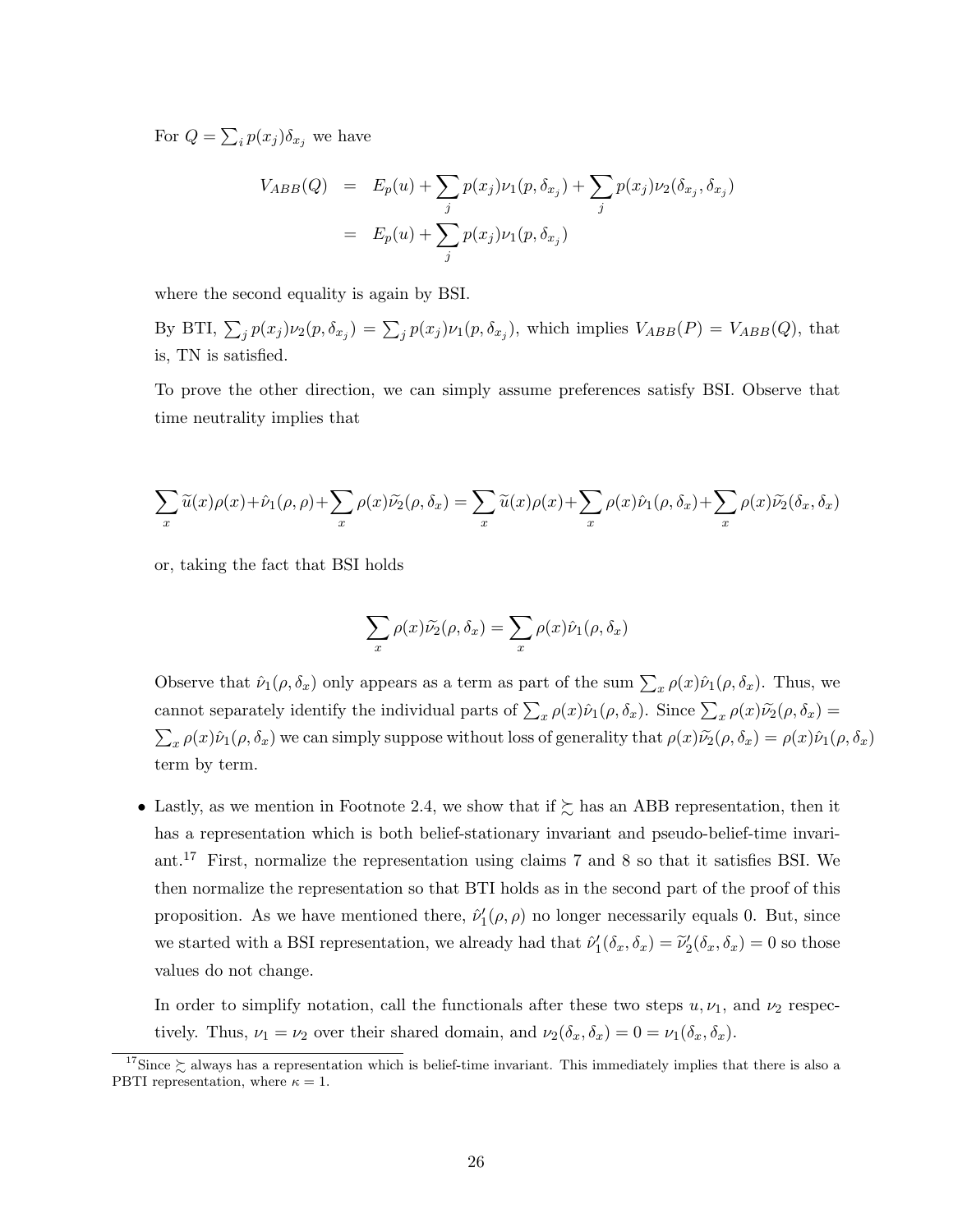For $Q = \sum_i p(x_j)\delta_{x_j}$ we have

$$\begin{aligned} V_{ABB}(Q) &= E_p(u) + \sum_j p(x_j)\nu_1(p, \delta_{x_j}) + \sum_j p(x_j)\nu_2(\delta_{x_j}, \delta_{x_j}) \\ &= E_p(u) + \sum_j p(x_j)\nu_1(p, \delta_{x_j}) \end{aligned}$$

where the second equality is again by BSI.

By BTI, $\sum_j p(x_j)\nu_2(p, \delta_{x_j}) = \sum_j p(x_j)\nu_1(p, \delta_{x_j})$, which implies $V_{ABB}(P) = V_{ABB}(Q)$, that is, TN is satisfied.

To prove the other direction, we can simply assume preferences satisfy BSI. Observe that time neutrality implies that

$$\sum_x \widetilde{u}(x)\rho(x)+\hat{\nu}_1(\rho,\rho)+\sum_x \rho(x)\widetilde{\nu_2}(\rho,\delta_x) = \sum_x \widetilde{u}(x)\rho(x)+\sum_x \rho(x)\hat{\nu}_1(\rho,\delta_x)+\sum_x \rho(x)\widetilde{\nu_2}(\delta_x,\delta_x)$$

or, taking the fact that BSI holds

$$\sum_x \rho(x)\widetilde{\nu_2}(\rho,\delta_x) = \sum_x \rho(x)\hat{\nu}_1(\rho,\delta_x)$$

Observe that $\hat{\nu}_1(\rho, \delta_x)$ only appears as a term as part of the sum $\sum_x \rho(x)\hat{\nu}_1(\rho, \delta_x)$. Thus, we cannot separately identify the individual parts of $\sum_x \rho(x)\hat{\nu}_1(\rho, \delta_x)$. Since $\sum_x \rho(x)\widetilde{\nu_2}(\rho, \delta_x) = \sum_x \rho(x)\hat{\nu}_1(\rho, \delta_x)$ we can simply suppose without loss of generality that $\rho(x)\widetilde{\nu_2}(\rho, \delta_x) = \rho(x)\hat{\nu}_1(\rho, \delta_x)$ term by term.

- Lastly, as we mention in Footnote 2.4, we show that if $\succsim$ has an ABB representation, then it has a representation which is both belief-stationary invariant and pseudo-belief-time invariant.[17] First, normalize the representation using claims 7 and 8 so that it satisfies BSI. We then normalize the representation so that BTI holds as in the second part of the proof of this proposition. As we have mentioned there, $\hat{\nu}_1'(\rho, \rho)$ no longer necessarily equals 0. But, since we started with a BSI representation, we already had that $\hat{\nu}_1'(\delta_x, \delta_x) = \widetilde{\nu}_2'(\delta_x, \delta_x) = 0$ so those values do not change.

  In order to simplify notation, call the functionals after these two steps $u, \nu_1$, and $\nu_2$ respectively. Thus, $\nu_1 = \nu_2$ over their shared domain, and $\nu_2(\delta_x, \delta_x) = 0 = \nu_1(\delta_x, \delta_x)$.

[17] Since $\succsim$ always has a representation which is belief-time invariant. This immediately implies that there is also a PBTI representation, where $\kappa = 1$.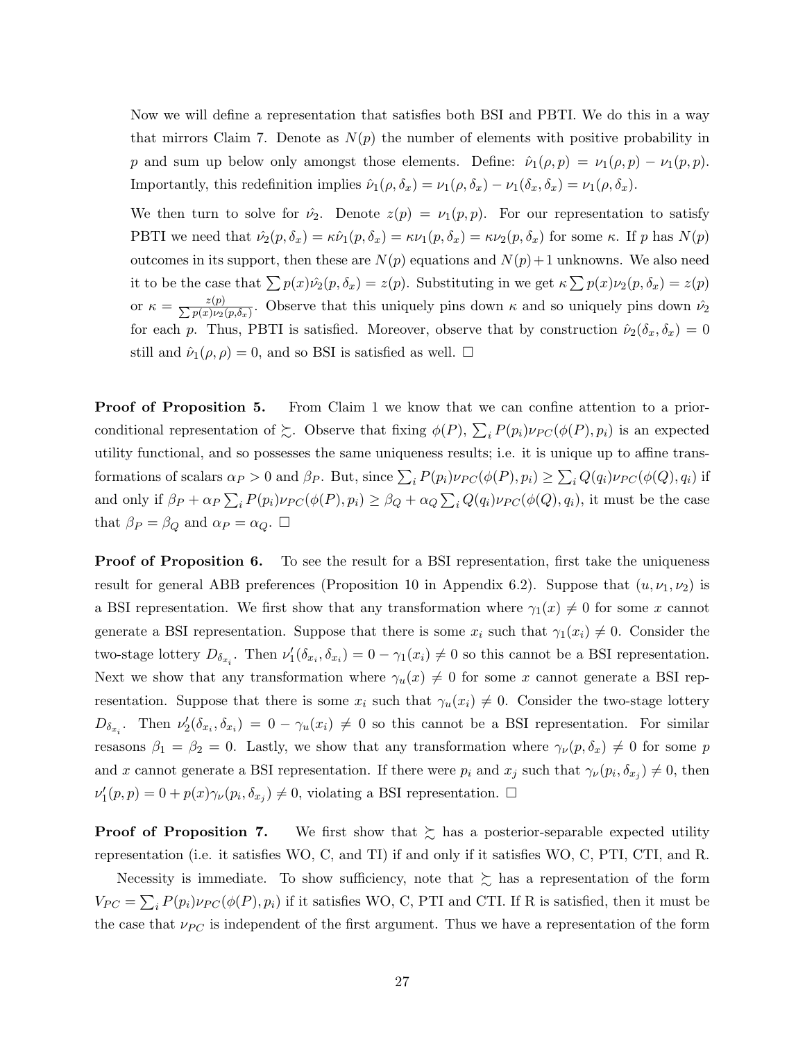Now we will define a representation that satisfies both BSI and PBTI. We do this in a way that mirrors Claim 7. Denote as $N(p)$ the number of elements with positive probability in $p$ and sum up below only amongst those elements. Define: $\hat{\nu}_1(\rho, p) = \nu_1(\rho, p) - \nu_1(p, p)$. Importantly, this redefinition implies $\hat{\nu}_1(\rho, \delta_x) = \nu_1(\rho, \delta_x) - \nu_1(\delta_x, \delta_x) = \nu_1(\rho, \delta_x)$.

We then turn to solve for $\hat{\nu_2}$. Denote $z(p) = \nu_1(p, p)$. For our representation to satisfy PBTI we need that $\hat{\nu_2}(p, \delta_x) = \kappa\hat{\nu}_1(p, \delta_x) = \kappa\nu_1(p, \delta_x) = \kappa\nu_2(p, \delta_x)$ for some $\kappa$. If $p$ has $N(p)$ outcomes in its support, then these are $N(p)$ equations and $N(p)+1$ unknowns. We also need it to be the case that $\sum p(x)\hat{\nu_2}(p, \delta_x) = z(p)$. Substituting in we get $\kappa \sum p(x)\nu_2(p, \delta_x) = z(p)$ or $\kappa = \frac{z(p)}{\sum p(x)\nu_2(p,\delta_x)}$. Observe that this uniquely pins down $\kappa$ and so uniquely pins down $\hat{\nu_2}$ for each $p$. Thus, PBTI is satisfied. Moreover, observe that by construction $\hat{\nu}_2(\delta_x, \delta_x) = 0$ still and $\hat{\nu}_1(\rho, \rho) = 0$, and so BSI is satisfied as well. $\square$

**Proof of Proposition 5.** From Claim 1 we know that we can confine attention to a prior-conditional representation of $\succsim$. Observe that fixing $\phi(P)$, $\sum_i P(p_i)\nu_{PC}(\phi(P), p_i)$ is an expected utility functional, and so possesses the same uniqueness results; i.e. it is unique up to affine transformations of scalars $\alpha_P > 0$ and $\beta_P$. But, since $\sum_i P(p_i)\nu_{PC}(\phi(P), p_i) \geq \sum_i Q(q_i)\nu_{PC}(\phi(Q), q_i)$ if and only if $\beta_P + \alpha_P \sum_i P(p_i)\nu_{PC}(\phi(P), p_i) \geq \beta_Q + \alpha_Q \sum_i Q(q_i)\nu_{PC}(\phi(Q), q_i)$, it must be the case that $\beta_P = \beta_Q$ and $\alpha_P = \alpha_Q$. $\square$

**Proof of Proposition 6.** To see the result for a BSI representation, first take the uniqueness result for general ABB preferences (Proposition 10 in Appendix 6.2). Suppose that $(u, \nu_1, \nu_2)$ is a BSI representation. We first show that any transformation where $\gamma_1(x) \neq 0$ for some $x$ cannot generate a BSI representation. Suppose that there is some $x_i$ such that $\gamma_1(x_i) \neq 0$. Consider the two-stage lottery $D_{\delta_{x_i}}$. Then $\nu_1'(\delta_{x_i}, \delta_{x_i}) = 0 - \gamma_1(x_i) \neq 0$ so this cannot be a BSI representation. Next we show that any transformation where $\gamma_u(x) \neq 0$ for some $x$ cannot generate a BSI representation. Suppose that there is some $x_i$ such that $\gamma_u(x_i) \neq 0$. Consider the two-stage lottery $D_{\delta_{x_i}}$. Then $\nu_2'(\delta_{x_i}, \delta_{x_i}) = 0 - \gamma_u(x_i) \neq 0$ so this cannot be a BSI representation. For similar resasons $\beta_1 = \beta_2 = 0$. Lastly, we show that any transformation where $\gamma_\nu(p, \delta_x) \neq 0$ for some $p$ and $x$ cannot generate a BSI representation. If there were $p_i$ and $x_j$ such that $\gamma_\nu(p_i, \delta_{x_j}) \neq 0$, then $\nu_1'(p, p) = 0 + p(x)\gamma_\nu(p_i, \delta_{x_j}) \neq 0$, violating a BSI representation. $\square$

**Proof of Proposition 7.** We first show that $\succsim$ has a posterior-separable expected utility representation (i.e. it satisfies WO, C, and TI) if and only if it satisfies WO, C, PTI, CTI, and R.

Necessity is immediate. To show sufficiency, note that $\succsim$ has a representation of the form $V_{PC} = \sum_i P(p_i)\nu_{PC}(\phi(P), p_i)$ if it satisfies WO, C, PTI and CTI. If R is satisfied, then it must be the case that $\nu_{PC}$ is independent of the first argument. Thus we have a representation of the form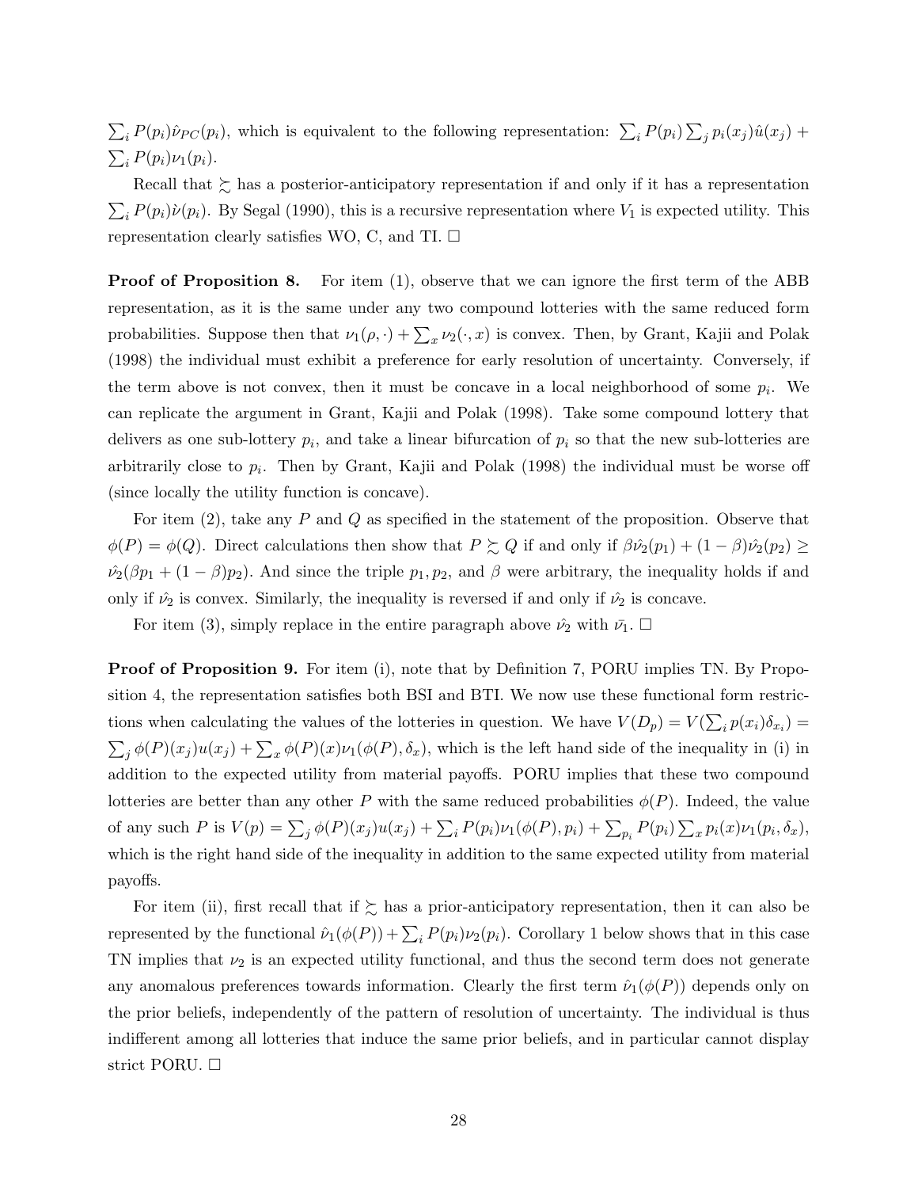$\sum_i P(p_i)\hat{\nu}_{PC}(p_i)$, which is equivalent to the following representation: $\sum_i P(p_i)\sum_j p_i(x_j)\hat{u}(x_j) + \sum_i P(p_i)\nu_1(p_i)$.

Recall that $\succsim$ has a posterior-anticipatory representation if and only if it has a representation $\sum_i P(p_i)\grave{\nu}(p_i)$. By Segal (1990), this is a recursive representation where $V_1$ is expected utility. This representation clearly satisfies WO, C, and TI. $\square$

**Proof of Proposition 8.** For item (1), observe that we can ignore the first term of the ABB representation, as it is the same under any two compound lotteries with the same reduced form probabilities. Suppose then that $\nu_1(\rho, \cdot) + \sum_x \nu_2(\cdot, x)$ is convex. Then, by Grant, Kajii and Polak (1998) the individual must exhibit a preference for early resolution of uncertainty. Conversely, if the term above is not convex, then it must be concave in a local neighborhood of some $p_i$. We can replicate the argument in Grant, Kajii and Polak (1998). Take some compound lottery that delivers as one sub-lottery $p_i$, and take a linear bifurcation of $p_i$ so that the new sub-lotteries are arbitrarily close to $p_i$. Then by Grant, Kajii and Polak (1998) the individual must be worse off (since locally the utility function is concave).

For item (2), take any $P$ and $Q$ as specified in the statement of the proposition. Observe that $\phi(P) = \phi(Q)$. Direct calculations then show that $P \succsim Q$ if and only if $\beta\hat{\nu_2}(p_1) + (1-\beta)\hat{\nu_2}(p_2) \geq \hat{\nu_2}(\beta p_1 + (1-\beta)p_2)$. And since the triple $p_1, p_2$, and $\beta$ were arbitrary, the inequality holds if and only if $\hat{\nu_2}$ is convex. Similarly, the inequality is reversed if and only if $\hat{\nu_2}$ is concave.

For item (3), simply replace in the entire paragraph above $\hat{\nu_2}$ with $\bar{\nu_1}$. $\square$

**Proof of Proposition 9.** For item (i), note that by Definition 7, PORU implies TN. By Proposition 4, the representation satisfies both BSI and BTI. We now use these functional form restrictions when calculating the values of the lotteries in question. We have $V(D_p) = V(\sum_i p(x_i)\delta_{x_i}) = \sum_j \phi(P)(x_j)u(x_j) + \sum_x \phi(P)(x)\nu_1(\phi(P), \delta_x)$, which is the left hand side of the inequality in (i) in addition to the expected utility from material payoffs. PORU implies that these two compound lotteries are better than any other $P$ with the same reduced probabilities $\phi(P)$. Indeed, the value of any such $P$ is $V(p) = \sum_j \phi(P)(x_j)u(x_j) + \sum_i P(p_i)\nu_1(\phi(P), p_i) + \sum_{p_i} P(p_i)\sum_x p_i(x)\nu_1(p_i, \delta_x)$, which is the right hand side of the inequality in addition to the same expected utility from material payoffs.

For item (ii), first recall that if $\succsim$ has a prior-anticipatory representation, then it can also be represented by the functional $\hat{\nu}_1(\phi(P)) + \sum_i P(p_i)\nu_2(p_i)$. Corollary 1 below shows that in this case TN implies that $\nu_2$ is an expected utility functional, and thus the second term does not generate any anomalous preferences towards information. Clearly the first term $\hat{\nu}_1(\phi(P))$ depends only on the prior beliefs, independently of the pattern of resolution of uncertainty. The individual is thus indifferent among all lotteries that induce the same prior beliefs, and in particular cannot display strict PORU. $\square$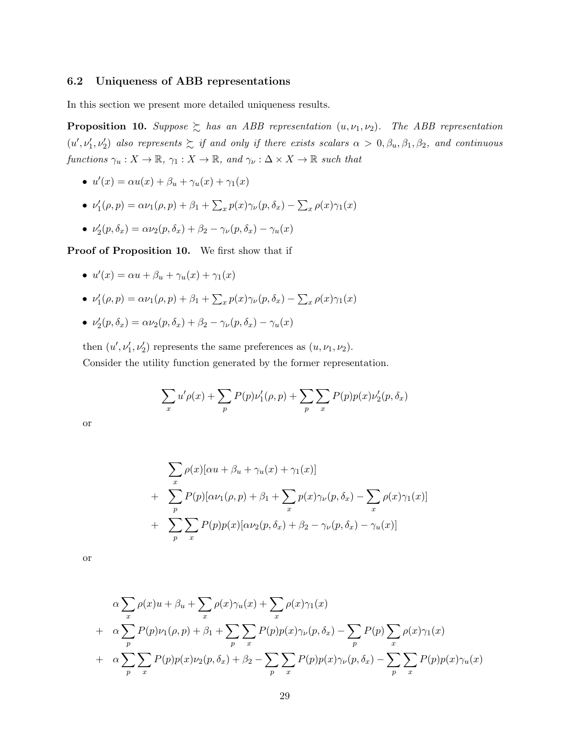### 6.2 Uniqueness of ABB representations

In this section we present more detailed uniqueness results.

**Proposition 10.** *Suppose $\succsim$ has an ABB representation $(u, \nu_1, \nu_2)$. The ABB representation $(u', \nu_1', \nu_2')$ also represents $\succsim$ if and only if there exists scalars $\alpha > 0, \beta_u, \beta_1, \beta_2$, and continuous functions $\gamma_u : X \to \mathbb{R}$, $\gamma_1 : X \to \mathbb{R}$, and $\gamma_\nu : \Delta \times X \to \mathbb{R}$ such that*

- $u'(x) = \alpha u(x) + \beta_u + \gamma_u(x) + \gamma_1(x)$
- $\nu_1'(\rho, p) = \alpha \nu_1(\rho, p) + \beta_1 + \sum_x p(x)\gamma_\nu(p, \delta_x) - \sum_x \rho(x)\gamma_1(x)$
- $\nu_2'(p, \delta_x) = \alpha \nu_2(p, \delta_x) + \beta_2 - \gamma_\nu(p, \delta_x) - \gamma_u(x)$

**Proof of Proposition 10.** We first show that if

- $u'(x) = \alpha u + \beta_u + \gamma_u(x) + \gamma_1(x)$
- $\nu_1'(\rho, p) = \alpha \nu_1(\rho, p) + \beta_1 + \sum_x p(x)\gamma_\nu(p, \delta_x) - \sum_x \rho(x)\gamma_1(x)$
- $\nu_2'(p, \delta_x) = \alpha \nu_2(p, \delta_x) + \beta_2 - \gamma_\nu(p, \delta_x) - \gamma_u(x)$

then $(u', \nu_1', \nu_2')$ represents the same preferences as $(u, \nu_1, \nu_2)$.

Consider the utility function generated by the former representation.

$$\sum_x u'\rho(x) + \sum_p P(p)\nu_1'(\rho, p) + \sum_p \sum_x P(p)p(x)\nu_2'(p, \delta_x)$$

or

$$\begin{aligned}
& \sum_x \rho(x)[\alpha u + \beta_u + \gamma_u(x) + \gamma_1(x)] \\
+ \quad & \sum_p P(p)[\alpha \nu_1(\rho, p) + \beta_1 + \sum_x p(x)\gamma_\nu(p, \delta_x) - \sum_x \rho(x)\gamma_1(x)] \\
+ \quad & \sum_p \sum_x P(p)p(x)[\alpha \nu_2(p, \delta_x) + \beta_2 - \gamma_\nu(p, \delta_x) - \gamma_u(x)]
\end{aligned}$$

or

$$\begin{aligned}
& \alpha \sum_x \rho(x)u + \beta_u + \sum_x \rho(x)\gamma_u(x) + \sum_x \rho(x)\gamma_1(x) \\
+ \quad & \alpha \sum_p P(p)\nu_1(\rho, p) + \beta_1 + \sum_p \sum_x P(p)p(x)\gamma_\nu(p, \delta_x) - \sum_p P(p) \sum_x \rho(x)\gamma_1(x) \\
+ \quad & \alpha \sum_p \sum_x P(p)p(x)\nu_2(p, \delta_x) + \beta_2 - \sum_p \sum_x P(p)p(x)\gamma_\nu(p, \delta_x) - \sum_p \sum_x P(p)p(x)\gamma_u(x)
\end{aligned}$$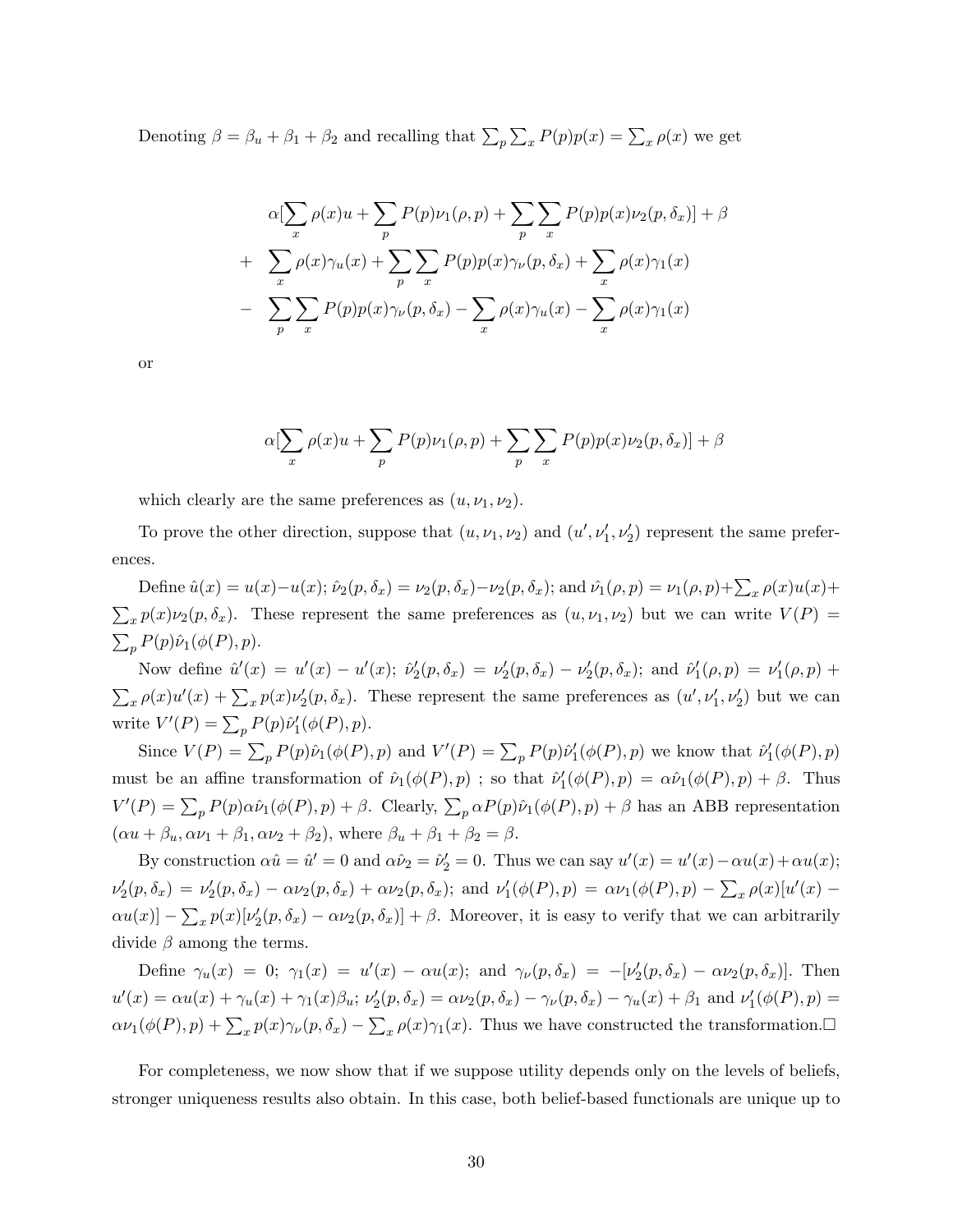Denoting $\beta = \beta_u + \beta_1 + \beta_2$ and recalling that $\sum_p \sum_x P(p)p(x) = \sum_x \rho(x)$ we get

$$
\begin{aligned}
&\alpha[\sum_x \rho(x)u + \sum_p P(p)\nu_1(\rho, p) + \sum_p \sum_x P(p)p(x)\nu_2(p, \delta_x)] + \beta \\
+ \quad &\sum_x \rho(x)\gamma_u(x) + \sum_p \sum_x P(p)p(x)\gamma_\nu(p, \delta_x) + \sum_x \rho(x)\gamma_1(x) \\
- \quad &\sum_p \sum_x P(p)p(x)\gamma_\nu(p, \delta_x) - \sum_x \rho(x)\gamma_u(x) - \sum_x \rho(x)\gamma_1(x)
\end{aligned}
$$

or

$$
\alpha[\sum_x \rho(x)u + \sum_p P(p)\nu_1(\rho, p) + \sum_p \sum_x P(p)p(x)\nu_2(p, \delta_x)] + \beta
$$

which clearly are the same preferences as $(u, \nu_1, \nu_2)$.

To prove the other direction, suppose that $(u, \nu_1, \nu_2)$ and $(u', \nu_1', \nu_2')$ represent the same preferences.

Define $\hat{u}(x) = u(x) - u(x)$; $\hat{\nu_2}(p, \delta_x) = \nu_2(p, \delta_x) - \nu_2(p, \delta_x)$; and $\hat{\nu_1}(\rho, p) = \nu_1(\rho, p) + \sum_x \rho(x)u(x) + \sum_x p(x)\nu_2(p, \delta_x)$. These represent the same preferences as $(u, \nu_1, \nu_2)$ but we can write $V(P) = \sum_p P(p)\hat{\nu_1}(\phi(P), p)$.

Now define $\hat{u}'(x) = u'(x) - u'(x)$; $\hat{\nu}_2'(p, \delta_x) = \nu_2'(p, \delta_x) - \nu_2'(p, \delta_x)$; and $\hat{\nu}_1'(\rho, p) = \nu_1'(\rho, p) + \sum_x \rho(x)u'(x) + \sum_x p(x)\nu_2'(p, \delta_x)$. These represent the same preferences as $(u', \nu_1', \nu_2')$ but we can write $V'(P) = \sum_p P(p)\hat{\nu}_1'(\phi(P), p)$.

Since $V(P) = \sum_p P(p)\hat{\nu}_1(\phi(P), p)$ and $V'(P) = \sum_p P(p)\hat{\nu}_1'(\phi(P), p)$ we know that $\hat{\nu}_1'(\phi(P), p)$ must be an affine transformation of $\hat{\nu}_1(\phi(P), p)$ ; so that $\hat{\nu}_1'(\phi(P), p) = \alpha\hat{\nu}_1(\phi(P), p) + \beta$. Thus $V'(P) = \sum_p P(p)\alpha\hat{\nu}_1(\phi(P), p) + \beta$. Clearly, $\sum_p \alpha P(p)\hat{\nu}_1(\phi(P), p) + \beta$ has an ABB representation $(\alpha u + \beta_u, \alpha\nu_1 + \beta_1, \alpha\nu_2 + \beta_2)$, where $\beta_u + \beta_1 + \beta_2 = \beta$.

By construction $\alpha\hat{u} = \hat{u}' = 0$ and $\alpha\hat{\nu}_2 = \hat{\nu}_2' = 0$. Thus we can say $u'(x) = u'(x) - \alpha u(x) + \alpha u(x)$; $\nu_2'(p, \delta_x) = \nu_2'(p, \delta_x) - \alpha\nu_2(p, \delta_x) + \alpha\nu_2(p, \delta_x)$; and $\nu_1'(\phi(P), p) = \alpha\nu_1(\phi(P), p) - \sum_x \rho(x)[u'(x) - \alpha u(x)] - \sum_x p(x)[\nu_2'(p, \delta_x) - \alpha\nu_2(p, \delta_x)] + \beta$. Moreover, it is easy to verify that we can arbitrarily divide $\beta$ among the terms.

Define $\gamma_u(x) = 0$; $\gamma_1(x) = u'(x) - \alpha u(x)$; and $\gamma_\nu(p, \delta_x) = -[\nu_2'(p, \delta_x) - \alpha\nu_2(p, \delta_x)]$. Then $u'(x) = \alpha u(x) + \gamma_u(x) + \gamma_1(x)\beta_u$; $\nu_2'(p, \delta_x) = \alpha\nu_2(p, \delta_x) - \gamma_\nu(p, \delta_x) - \gamma_u(x) + \beta_1$ and $\nu_1'(\phi(P), p) = \alpha\nu_1(\phi(P), p) + \sum_x p(x)\gamma_\nu(p, \delta_x) - \sum_x \rho(x)\gamma_1(x)$. Thus we have constructed the transformation.□

For completeness, we now show that if we suppose utility depends only on the levels of beliefs, stronger uniqueness results also obtain. In this case, both belief-based functionals are unique up to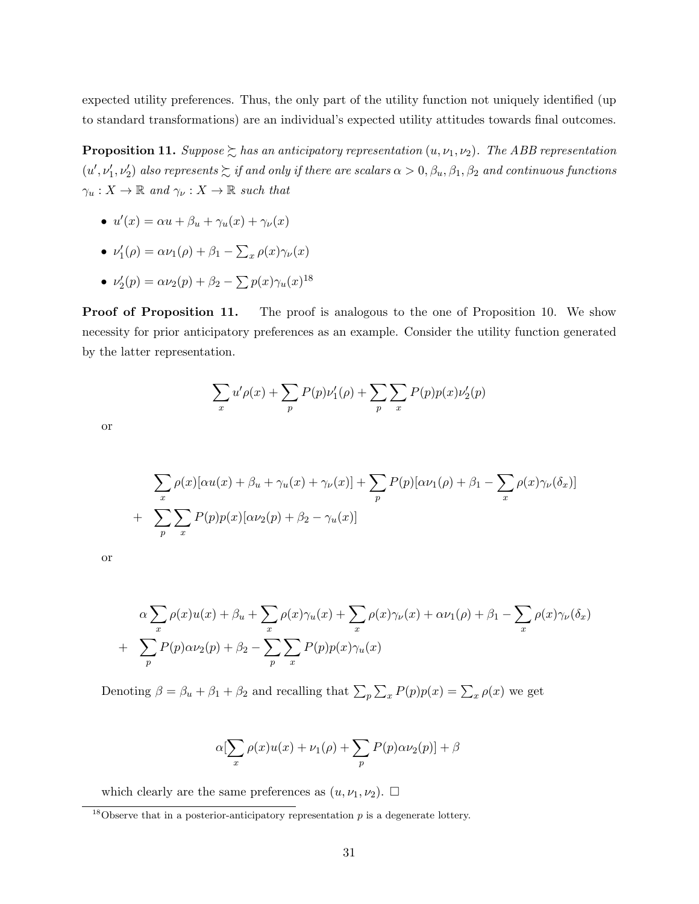expected utility preferences. Thus, the only part of the utility function not uniquely identified (up to standard transformations) are an individual's expected utility attitudes towards final outcomes.

**Proposition 11.** *Suppose $\succsim$ has an anticipatory representation $(u, \nu_1, \nu_2)$. The ABB representation $(u', \nu_1', \nu_2')$ also represents $\succsim$ if and only if there are scalars $\alpha > 0, \beta_u, \beta_1, \beta_2$ and continuous functions $\gamma_u : X \to \mathbb{R}$ and $\gamma_\nu : X \to \mathbb{R}$ such that*

- $u'(x) = \alpha u + \beta_u + \gamma_u(x) + \gamma_\nu(x)$
- $\nu_1'(\rho) = \alpha \nu_1(\rho) + \beta_1 - \sum_x \rho(x)\gamma_\nu(x)$
- $\nu_2'(p) = \alpha \nu_2(p) + \beta_2 - \sum p(x)\gamma_u(x)$[18]

**Proof of Proposition 11.** The proof is analogous to the one of Proposition 10. We show necessity for prior anticipatory preferences as an example. Consider the utility function generated by the latter representation.

$$\sum_x u'\rho(x) + \sum_p P(p)\nu_1'(\rho) + \sum_p \sum_x P(p)p(x)\nu_2'(p)$$

or

$$\begin{aligned} &\sum_x \rho(x)[\alpha u(x) + \beta_u + \gamma_u(x) + \gamma_\nu(x)] + \sum_p P(p)[\alpha\nu_1(\rho) + \beta_1 - \sum_x \rho(x)\gamma_\nu(\delta_x)] \\ + \quad &\sum_p \sum_x P(p)p(x)[\alpha\nu_2(p) + \beta_2 - \gamma_u(x)] \end{aligned}$$

or

$$\begin{aligned} &\alpha \sum_x \rho(x)u(x) + \beta_u + \sum_x \rho(x)\gamma_u(x) + \sum_x \rho(x)\gamma_\nu(x) + \alpha\nu_1(\rho) + \beta_1 - \sum_x \rho(x)\gamma_\nu(\delta_x) \\ + \quad &\sum_p P(p)\alpha\nu_2(p) + \beta_2 - \sum_p \sum_x P(p)p(x)\gamma_u(x) \end{aligned}$$

Denoting $\beta = \beta_u + \beta_1 + \beta_2$ and recalling that $\sum_p \sum_x P(p)p(x) = \sum_x \rho(x)$ we get

$$\alpha[\sum_x \rho(x)u(x) + \nu_1(\rho) + \sum_p P(p)\alpha\nu_2(p)] + \beta$$

which clearly are the same preferences as $(u, \nu_1, \nu_2)$. $\square$

[18] Observe that in a posterior-anticipatory representation $p$ is a degenerate lottery.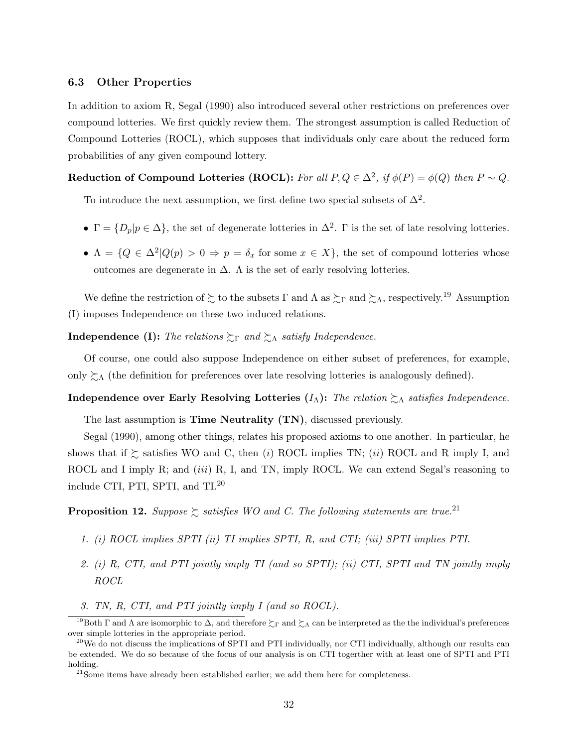### 6.3 Other Properties

In addition to axiom R, Segal (1990) also introduced several other restrictions on preferences over compound lotteries. We first quickly review them. The strongest assumption is called Reduction of Compound Lotteries (ROCL), which supposes that individuals only care about the reduced form probabilities of any given compound lottery.

**Reduction of Compound Lotteries (ROCL):** *For all $P, Q \in \Delta^2$, if $\phi(P) = \phi(Q)$ then $P \sim Q$.*

To introduce the next assumption, we first define two special subsets of $\Delta^2$.

- $\Gamma = \{D_p | p \in \Delta\}$, the set of degenerate lotteries in $\Delta^2$. $\Gamma$ is the set of late resolving lotteries.
- $\Lambda = \{Q \in \Delta^2 | Q(p) > 0 \Rightarrow p = \delta_x$ for some $x \in X\}$, the set of compound lotteries whose outcomes are degenerate in $\Delta$. $\Lambda$ is the set of early resolving lotteries.

We define the restriction of $\succsim$ to the subsets $\Gamma$ and $\Lambda$ as $\succsim_\Gamma$ and $\succsim_\Lambda$, respectively.[19] Assumption (I) imposes Independence on these two induced relations.

**Independence (I):** *The relations $\succsim_\Gamma$ and $\succsim_\Lambda$ satisfy Independence.*

Of course, one could also suppose Independence on either subset of preferences, for example, only $\succsim_\Lambda$ (the definition for preferences over late resolving lotteries is analogously defined).

**Independence over Early Resolving Lotteries ($I_\Lambda$):** *The relation $\succsim_\Lambda$ satisfies Independence.*

The last assumption is **Time Neutrality (TN)**, discussed previously.

Segal (1990), among other things, relates his proposed axioms to one another. In particular, he shows that if $\succsim$ satisfies WO and C, then (*i*) ROCL implies TN; (*ii*) ROCL and R imply I, and ROCL and I imply R; and (*iii*) R, I, and TN, imply ROCL. We can extend Segal's reasoning to include CTI, PTI, SPTI, and TI.[20]

**Proposition 12.** *Suppose $\succsim$ satisfies WO and C. The following statements are true.*[21]

1. *(i) ROCL implies SPTI (ii) TI implies SPTI, R, and CTI; (iii) SPTI implies PTI.*
2. *(i) R, CTI, and PTI jointly imply TI (and so SPTI); (ii) CTI, SPTI and TN jointly imply ROCL*
3. *TN, R, CTI, and PTI jointly imply I (and so ROCL).*

---

[19] Both $\Gamma$ and $\Lambda$ are isomorphic to $\Delta$, and therefore $\succsim_\Gamma$ and $\succsim_\Lambda$ can be interpreted as the the individual's preferences over simple lotteries in the appropriate period.

[20] We do not discuss the implications of SPTI and PTI individually, nor CTI individually, although our results can be extended. We do so because of the focus of our analysis is on CTI togerther with at least one of SPTI and PTI holding.

[21] Some items have already been established earlier; we add them here for completeness.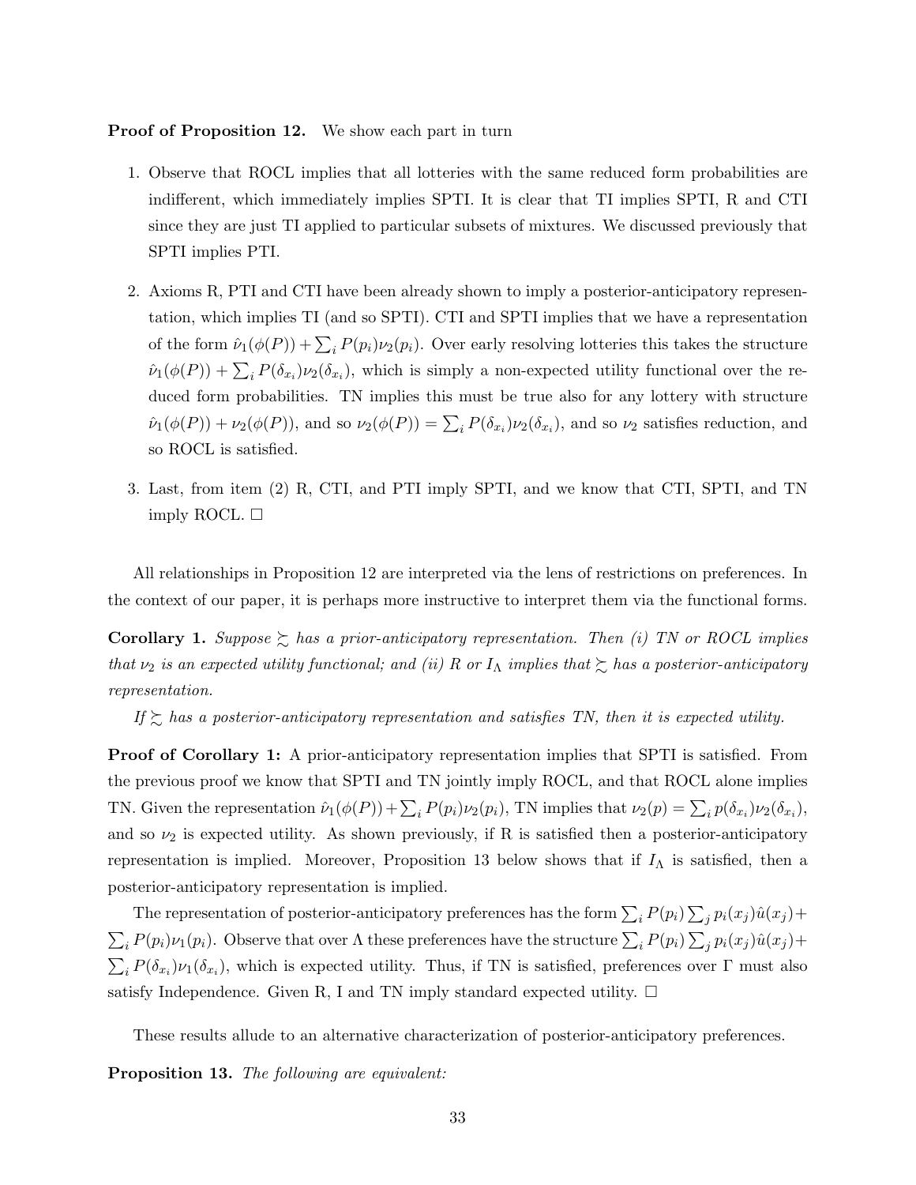**Proof of Proposition 12.** We show each part in turn

1. Observe that ROCL implies that all lotteries with the same reduced form probabilities are indifferent, which immediately implies SPTI. It is clear that TI implies SPTI, R and CTI since they are just TI applied to particular subsets of mixtures. We discussed previously that SPTI implies PTI.

2. Axioms R, PTI and CTI have been already shown to imply a posterior-anticipatory representation, which implies TI (and so SPTI). CTI and SPTI implies that we have a representation of the form $\hat{\nu}_1(\phi(P)) + \sum_i P(p_i)\nu_2(p_i)$. Over early resolving lotteries this takes the structure $\hat{\nu}_1(\phi(P)) + \sum_i P(\delta_{x_i})\nu_2(\delta_{x_i})$, which is simply a non-expected utility functional over the reduced form probabilities. TN implies this must be true also for any lottery with structure $\hat{\nu}_1(\phi(P)) + \nu_2(\phi(P))$, and so $\nu_2(\phi(P)) = \sum_i P(\delta_{x_i})\nu_2(\delta_{x_i})$, and so $\nu_2$ satisfies reduction, and so ROCL is satisfied.

3. Last, from item (2) R, CTI, and PTI imply SPTI, and we know that CTI, SPTI, and TN imply ROCL. □

All relationships in Proposition 12 are interpreted via the lens of restrictions on preferences. In the context of our paper, it is perhaps more instructive to interpret them via the functional forms.

**Corollary 1.** *Suppose $\succsim$ has a prior-anticipatory representation. Then (i) TN or ROCL implies that $\nu_2$ is an expected utility functional; and (ii) R or $I_\Lambda$ implies that $\succsim$ has a posterior-anticipatory representation.*

*If $\succsim$ has a posterior-anticipatory representation and satisfies TN, then it is expected utility.*

**Proof of Corollary 1:** A prior-anticipatory representation implies that SPTI is satisfied. From the previous proof we know that SPTI and TN jointly imply ROCL, and that ROCL alone implies TN. Given the representation $\hat{\nu}_1(\phi(P)) + \sum_i P(p_i)\nu_2(p_i)$, TN implies that $\nu_2(p) = \sum_i p(\delta_{x_i})\nu_2(\delta_{x_i})$, and so $\nu_2$ is expected utility. As shown previously, if R is satisfied then a posterior-anticipatory representation is implied. Moreover, Proposition 13 below shows that if $I_\Lambda$ is satisfied, then a posterior-anticipatory representation is implied.

The representation of posterior-anticipatory preferences has the form $\sum_i P(p_i)\sum_j p_i(x_j)\hat{u}(x_j) + \sum_i P(p_i)\nu_1(p_i)$. Observe that over $\Lambda$ these preferences have the structure $\sum_i P(p_i)\sum_j p_i(x_j)\hat{u}(x_j) + \sum_i P(\delta_{x_i})\nu_1(\delta_{x_i})$, which is expected utility. Thus, if TN is satisfied, preferences over $\Gamma$ must also satisfy Independence. Given R, I and TN imply standard expected utility. □

These results allude to an alternative characterization of posterior-anticipatory preferences.

**Proposition 13.** *The following are equivalent:*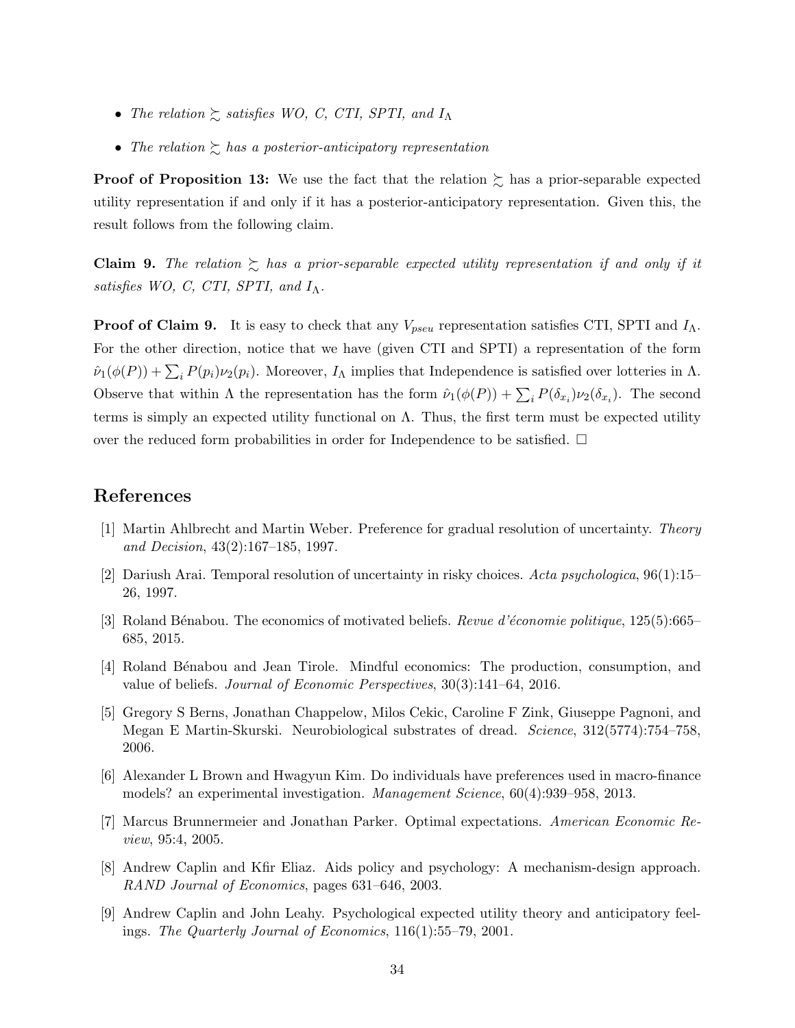- *The relation $\succsim$ satisfies WO, C, CTI, SPTI, and $I_\Lambda$*
- *The relation $\succsim$ has a posterior-anticipatory representation*

**Proof of Proposition 13:** We use the fact that the relation $\succsim$ has a prior-separable expected utility representation if and only if it has a posterior-anticipatory representation. Given this, the result follows from the following claim.

**Claim 9.** *The relation $\succsim$ has a prior-separable expected utility representation if and only if it satisfies WO, C, CTI, SPTI, and $I_\Lambda$.*

**Proof of Claim 9.** It is easy to check that any $V_{pseu}$ representation satisfies CTI, SPTI and $I_\Lambda$. For the other direction, notice that we have (given CTI and SPTI) a representation of the form $\hat{\nu}_1(\phi(P)) + \sum_i P(p_i)\nu_2(p_i)$. Moreover, $I_\Lambda$ implies that Independence is satisfied over lotteries in $\Lambda$. Observe that within $\Lambda$ the representation has the form $\hat{\nu}_1(\phi(P)) + \sum_i P(\delta_{x_i})\nu_2(\delta_{x_i})$. The second terms is simply an expected utility functional on $\Lambda$. Thus, the first term must be expected utility over the reduced form probabilities in order for Independence to be satisfied. $\square$

## References

[1] Martin Ahlbrecht and Martin Weber. Preference for gradual resolution of uncertainty. *Theory and Decision*, 43(2):167–185, 1997.

[2] Dariush Arai. Temporal resolution of uncertainty in risky choices. *Acta psychologica*, 96(1):15–26, 1997.

[3] Roland Bénabou. The economics of motivated beliefs. *Revue d'économie politique*, 125(5):665–685, 2015.

[4] Roland Bénabou and Jean Tirole. Mindful economics: The production, consumption, and value of beliefs. *Journal of Economic Perspectives*, 30(3):141–64, 2016.

[5] Gregory S Berns, Jonathan Chappelow, Milos Cekic, Caroline F Zink, Giuseppe Pagnoni, and Megan E Martin-Skurski. Neurobiological substrates of dread. *Science*, 312(5774):754–758, 2006.

[6] Alexander L Brown and Hwagyun Kim. Do individuals have preferences used in macro-finance models? an experimental investigation. *Management Science*, 60(4):939–958, 2013.

[7] Marcus Brunnermeier and Jonathan Parker. Optimal expectations. *American Economic Review*, 95:4, 2005.

[8] Andrew Caplin and Kfir Eliaz. Aids policy and psychology: A mechanism-design approach. *RAND Journal of Economics*, pages 631–646, 2003.

[9] Andrew Caplin and John Leahy. Psychological expected utility theory and anticipatory feelings. *The Quarterly Journal of Economics*, 116(1):55–79, 2001.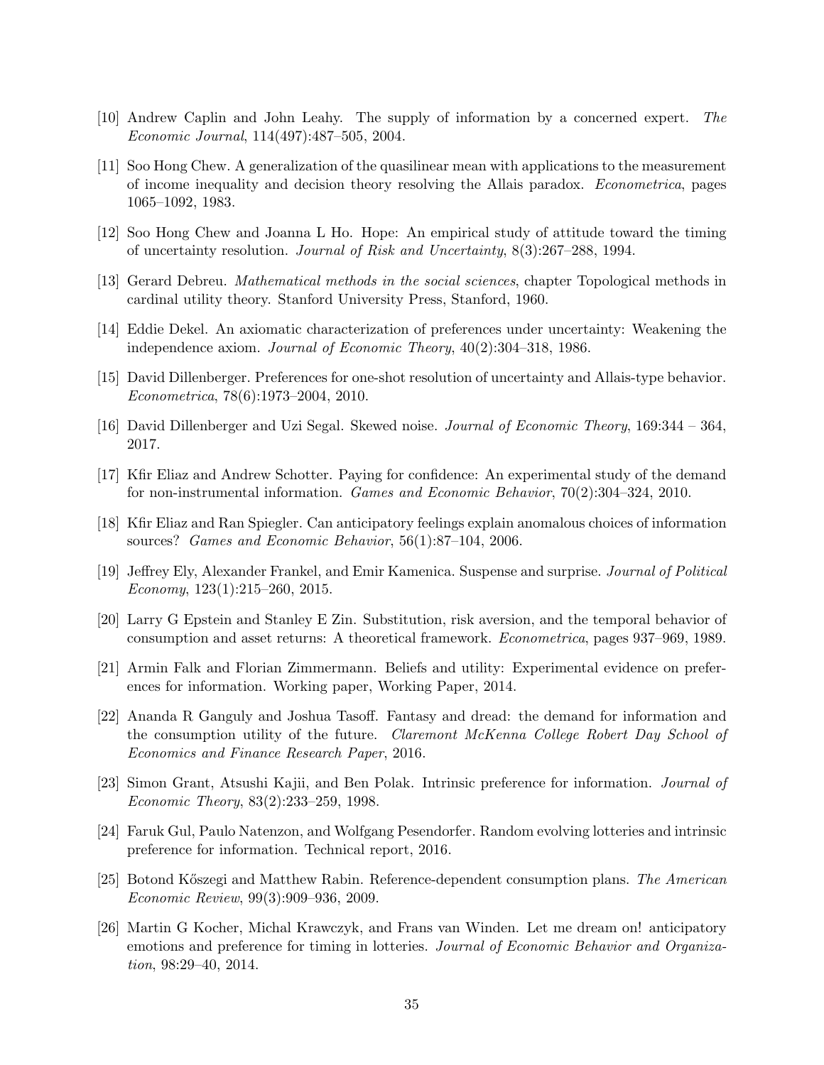[10] Andrew Caplin and John Leahy. The supply of information by a concerned expert. *The Economic Journal*, 114(497):487–505, 2004.

[11] Soo Hong Chew. A generalization of the quasilinear mean with applications to the measurement of income inequality and decision theory resolving the Allais paradox. *Econometrica*, pages 1065–1092, 1983.

[12] Soo Hong Chew and Joanna L Ho. Hope: An empirical study of attitude toward the timing of uncertainty resolution. *Journal of Risk and Uncertainty*, 8(3):267–288, 1994.

[13] Gerard Debreu. *Mathematical methods in the social sciences*, chapter Topological methods in cardinal utility theory. Stanford University Press, Stanford, 1960.

[14] Eddie Dekel. An axiomatic characterization of preferences under uncertainty: Weakening the independence axiom. *Journal of Economic Theory*, 40(2):304–318, 1986.

[15] David Dillenberger. Preferences for one-shot resolution of uncertainty and Allais-type behavior. *Econometrica*, 78(6):1973–2004, 2010.

[16] David Dillenberger and Uzi Segal. Skewed noise. *Journal of Economic Theory*, 169:344 – 364, 2017.

[17] Kfir Eliaz and Andrew Schotter. Paying for confidence: An experimental study of the demand for non-instrumental information. *Games and Economic Behavior*, 70(2):304–324, 2010.

[18] Kfir Eliaz and Ran Spiegler. Can anticipatory feelings explain anomalous choices of information sources? *Games and Economic Behavior*, 56(1):87–104, 2006.

[19] Jeffrey Ely, Alexander Frankel, and Emir Kamenica. Suspense and surprise. *Journal of Political Economy*, 123(1):215–260, 2015.

[20] Larry G Epstein and Stanley E Zin. Substitution, risk aversion, and the temporal behavior of consumption and asset returns: A theoretical framework. *Econometrica*, pages 937–969, 1989.

[21] Armin Falk and Florian Zimmermann. Beliefs and utility: Experimental evidence on preferences for information. Working paper, Working Paper, 2014.

[22] Ananda R Ganguly and Joshua Tasoff. Fantasy and dread: the demand for information and the consumption utility of the future. *Claremont McKenna College Robert Day School of Economics and Finance Research Paper*, 2016.

[23] Simon Grant, Atsushi Kajii, and Ben Polak. Intrinsic preference for information. *Journal of Economic Theory*, 83(2):233–259, 1998.

[24] Faruk Gul, Paulo Natenzon, and Wolfgang Pesendorfer. Random evolving lotteries and intrinsic preference for information. Technical report, 2016.

[25] Botond Kőszegi and Matthew Rabin. Reference-dependent consumption plans. *The American Economic Review*, 99(3):909–936, 2009.

[26] Martin G Kocher, Michal Krawczyk, and Frans van Winden. Let me dream on! anticipatory emotions and preference for timing in lotteries. *Journal of Economic Behavior and Organization*, 98:29–40, 2014.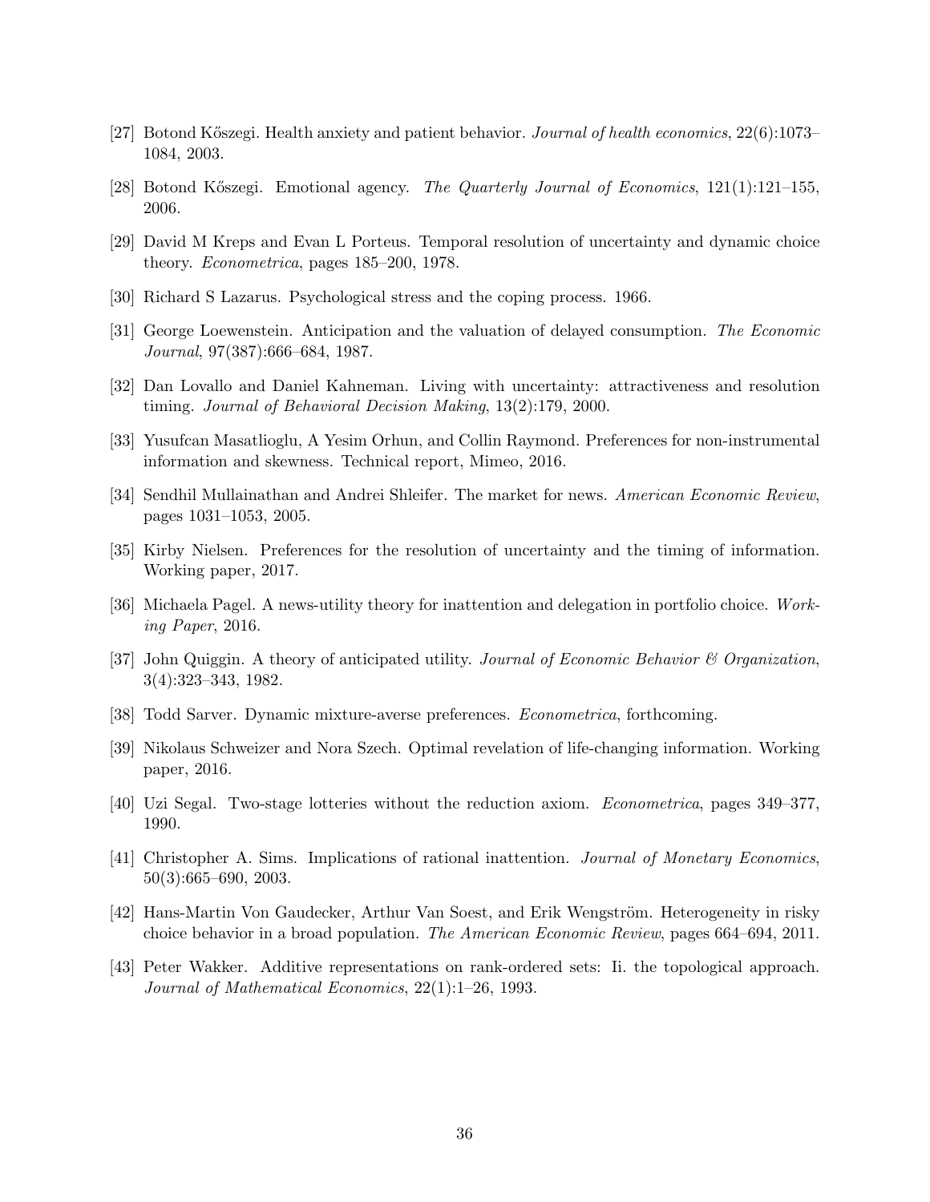[27] Botond Kőszegi. Health anxiety and patient behavior. *Journal of health economics*, 22(6):1073–1084, 2003.

[28] Botond Kőszegi. Emotional agency. *The Quarterly Journal of Economics*, 121(1):121–155, 2006.

[29] David M Kreps and Evan L Porteus. Temporal resolution of uncertainty and dynamic choice theory. *Econometrica*, pages 185–200, 1978.

[30] Richard S Lazarus. Psychological stress and the coping process. 1966.

[31] George Loewenstein. Anticipation and the valuation of delayed consumption. *The Economic Journal*, 97(387):666–684, 1987.

[32] Dan Lovallo and Daniel Kahneman. Living with uncertainty: attractiveness and resolution timing. *Journal of Behavioral Decision Making*, 13(2):179, 2000.

[33] Yusufcan Masatlioglu, A Yesim Orhun, and Collin Raymond. Preferences for non-instrumental information and skewness. Technical report, Mimeo, 2016.

[34] Sendhil Mullainathan and Andrei Shleifer. The market for news. *American Economic Review*, pages 1031–1053, 2005.

[35] Kirby Nielsen. Preferences for the resolution of uncertainty and the timing of information. Working paper, 2017.

[36] Michaela Pagel. A news-utility theory for inattention and delegation in portfolio choice. *Working Paper*, 2016.

[37] John Quiggin. A theory of anticipated utility. *Journal of Economic Behavior & Organization*, 3(4):323–343, 1982.

[38] Todd Sarver. Dynamic mixture-averse preferences. *Econometrica*, forthcoming.

[39] Nikolaus Schweizer and Nora Szech. Optimal revelation of life-changing information. Working paper, 2016.

[40] Uzi Segal. Two-stage lotteries without the reduction axiom. *Econometrica*, pages 349–377, 1990.

[41] Christopher A. Sims. Implications of rational inattention. *Journal of Monetary Economics*, 50(3):665–690, 2003.

[42] Hans-Martin Von Gaudecker, Arthur Van Soest, and Erik Wengström. Heterogeneity in risky choice behavior in a broad population. *The American Economic Review*, pages 664–694, 2011.

[43] Peter Wakker. Additive representations on rank-ordered sets: Ii. the topological approach. *Journal of Mathematical Economics*, 22(1):1–26, 1993.